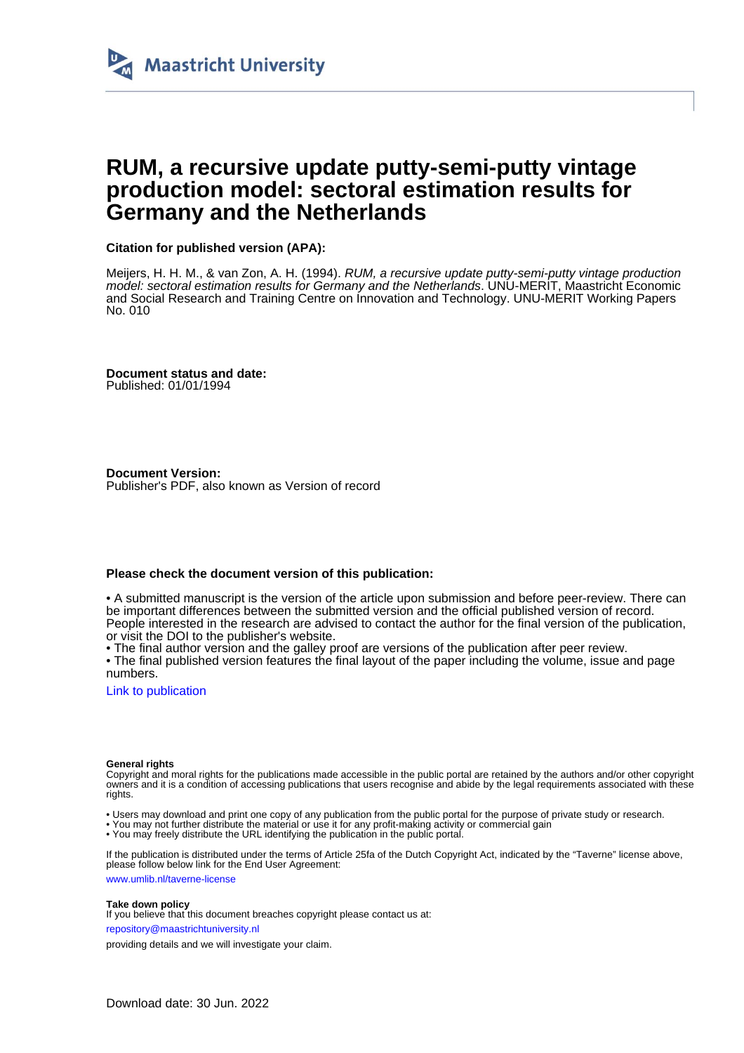Maastricht University

# RUM, a recursive update putty-semi-putty vintage production model: sectoral estimation results for Germany and the Netherlands

**Citation for published version (APA):**

Meijers, H. H. M., & van Zon, A. H. (1994). *RUM, a recursive update putty-semi-putty vintage production model: sectoral estimation results for Germany and the Netherlands*. UNU-MERIT, Maastricht Economic and Social Research and Training Centre on Innovation and Technology. UNU-MERIT Working Papers No. 010

**Document status and date:**
Published: 01/01/1994

**Document Version:**
Publisher's PDF, also known as Version of record

**Please check the document version of this publication:**

• A submitted manuscript is the version of the article upon submission and before peer-review. There can be important differences between the submitted version and the official published version of record. People interested in the research are advised to contact the author for the final version of the publication, or visit the DOI to the publisher's website.
• The final author version and the galley proof are versions of the publication after peer review.
• The final published version features the final layout of the paper including the volume, issue and page numbers.

Link to publication

**General rights**
Copyright and moral rights for the publications made accessible in the public portal are retained by the authors and/or other copyright owners and it is a condition of accessing publications that users recognise and abide by the legal requirements associated with these rights.

• Users may download and print one copy of any publication from the public portal for the purpose of private study or research.
• You may not further distribute the material or use it for any profit-making activity or commercial gain
• You may freely distribute the URL identifying the publication in the public portal.

If the publication is distributed under the terms of Article 25fa of the Dutch Copyright Act, indicated by the "Taverne" license above, please follow below link for the End User Agreement:

www.umlib.nl/taverne-license

**Take down policy**
If you believe that this document breaches copyright please contact us at:

repository@maastrichtuniversity.nl

providing details and we will investigate your claim.

Download date: 30 Jun. 2022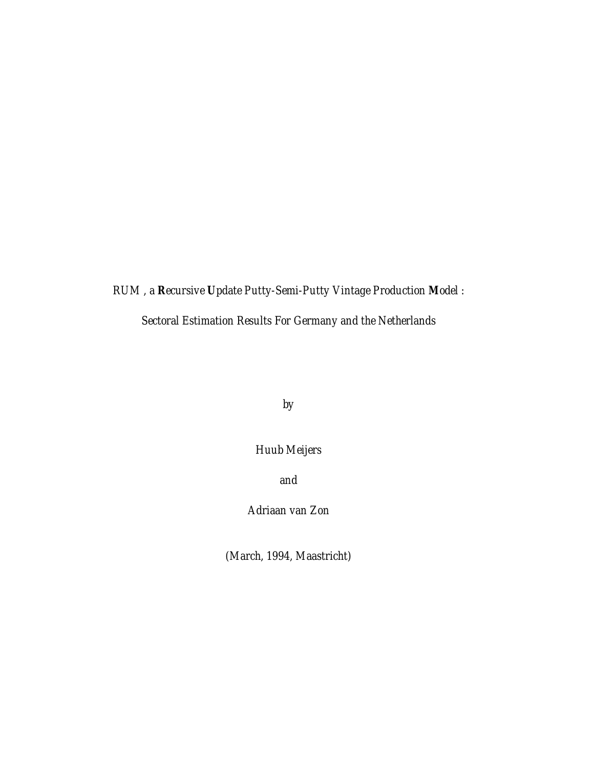*RUM , a **R**ecursive **U**pdate Putty-Semi-Putty Vintage Production **M**odel :*

*Sectoral Estimation Results For Germany and the Netherlands*

*by*

*Huub Meijers*

*and*

*Adriaan van Zon*

*(March, 1994, Maastricht)*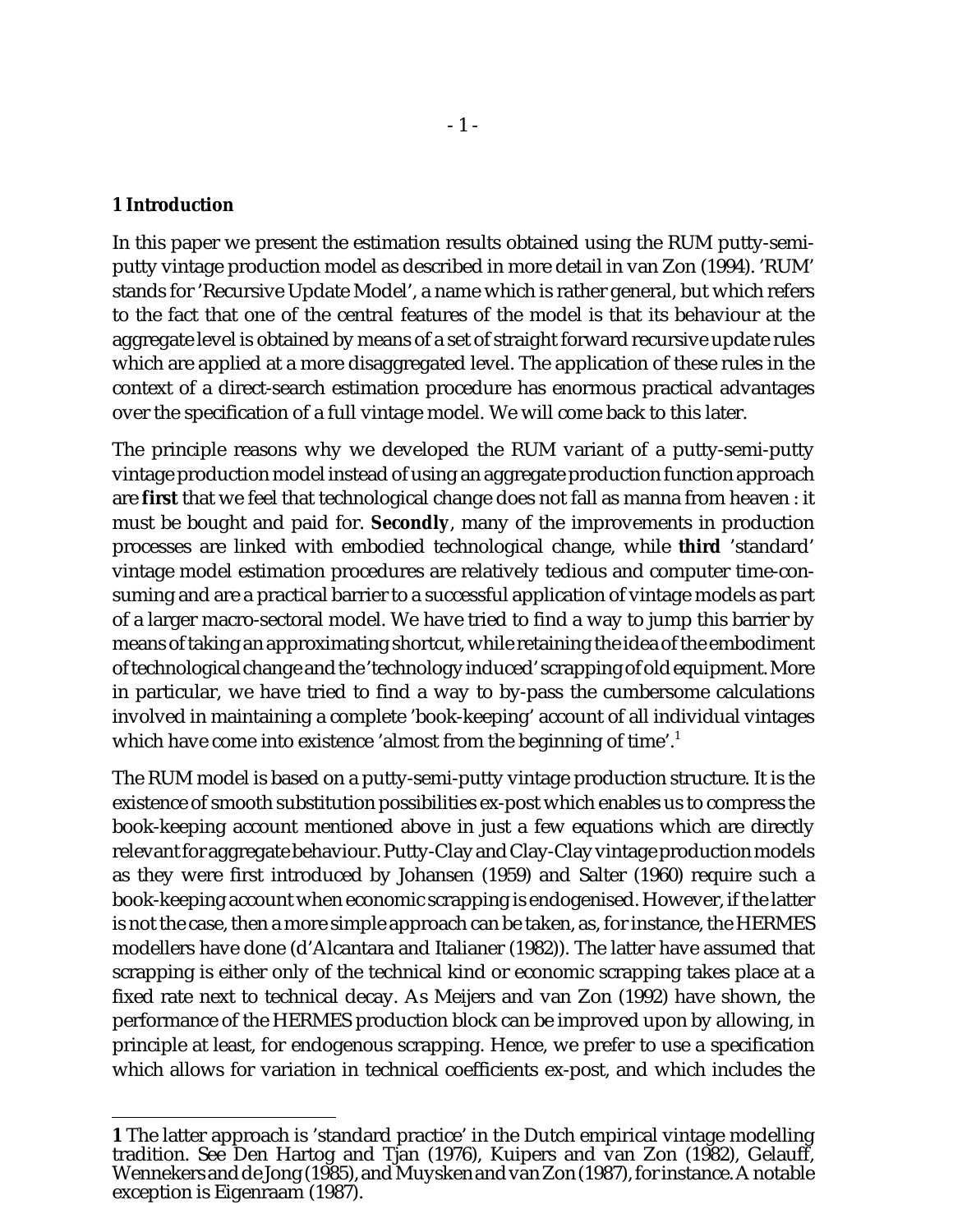## 1 Introduction

In this paper we present the estimation results obtained using the RUM putty-semi-putty vintage production model as described in more detail in van Zon (1994). 'RUM' stands for 'Recursive Update Model', a name which is rather general, but which refers to the fact that one of the central features of the model is that its behaviour at the aggregate level is obtained by means of a set of straight forward recursive update rules which are applied at a more disaggregated level. The application of these rules in the context of a direct-search estimation procedure has enormous practical advantages over the specification of a full vintage model. We will come back to this later.

The principle reasons why we developed the RUM variant of a putty-semi-putty vintage production model instead of using an aggregate production function approach are **first** that we feel that technological change does not fall as manna from heaven : it must be bought and paid for. **Secondly**, many of the improvements in production processes are linked with embodied technological change, while **third** 'standard' vintage model estimation procedures are relatively tedious and computer time-consuming and are a practical barrier to a successful application of vintage models as part of a larger macro-sectoral model. We have tried to find a way to jump this barrier by means of taking an approximating shortcut, while retaining the idea of the embodiment of technological change and the 'technology induced' scrapping of old equipment. More in particular, we have tried to find a way to by-pass the cumbersome calculations involved in maintaining a complete 'book-keeping' account of all individual vintages which have come into existence 'almost from the beginning of time'.[1]

The RUM model is based on a putty-semi-putty vintage production structure. It is the existence of smooth substitution possibilities ex-post which enables us to compress the book-keeping account mentioned above in just a few equations which are directly relevant for aggregate behaviour. Putty-Clay and Clay-Clay vintage production models as they were first introduced by Johansen (1959) and Salter (1960) require such a book-keeping account when economic scrapping is endogenised. However, if the latter is not the case, then a more simple approach can be taken, as, for instance, the HERMES modellers have done (d'Alcantara and Italianer (1982)). The latter have assumed that scrapping is either only of the technical kind or economic scrapping takes place at a fixed rate next to technical decay. As Meijers and van Zon (1992) have shown, the performance of the HERMES production block can be improved upon by allowing, in principle at least, for endogenous scrapping. Hence, we prefer to use a specification which allows for variation in technical coefficients ex-post, and which includes the

---

**1** The latter approach is 'standard practice' in the Dutch empirical vintage modelling tradition. See Den Hartog and Tjan (1976), Kuipers and van Zon (1982), Gelauff, Wennekers and de Jong (1985), and Muysken and van Zon (1987), for instance. A notable exception is Eigenraam (1987).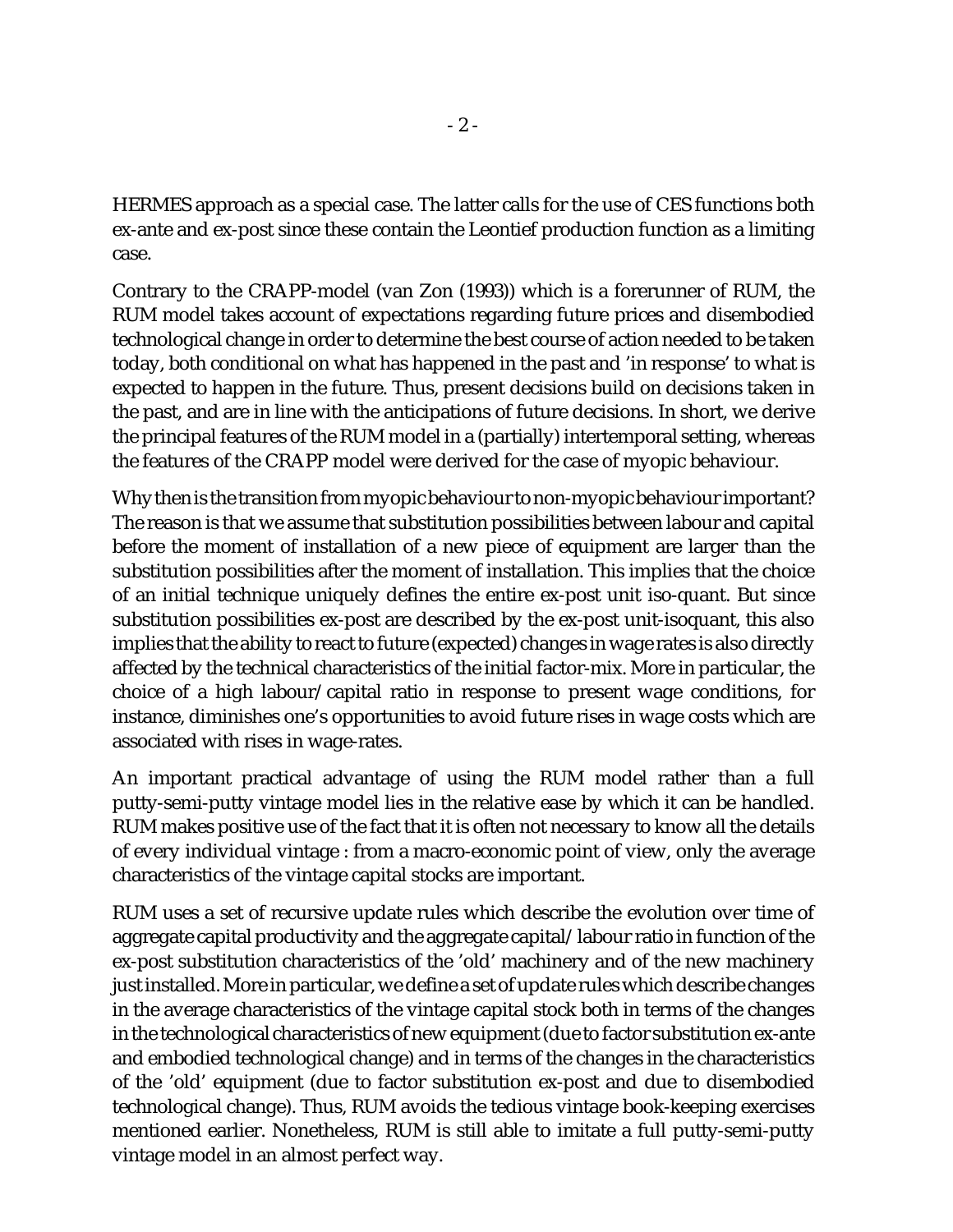HERMES approach as a special case. The latter calls for the use of CES functions both ex-ante and ex-post since these contain the Leontief production function as a limiting case.

Contrary to the CRAPP-model (van Zon (1993)) which is a forerunner of RUM, the RUM model takes account of expectations regarding future prices and disembodied technological change in order to determine the best course of action needed to be taken today, both conditional on what has happened in the past and 'in response' to what is expected to happen in the future. Thus, present decisions build on decisions taken in the past, and are in line with the anticipations of future decisions. In short, we derive the principal features of the RUM model in a (partially) intertemporal setting, whereas the features of the CRAPP model were derived for the case of myopic behaviour.

Why then is the transition from myopic behaviour to non-myopic behaviour important? The reason is that we assume that substitution possibilities between labour and capital before the moment of installation of a new piece of equipment are larger than the substitution possibilities after the moment of installation. This implies that the choice of an initial technique uniquely defines the entire ex-post unit iso-quant. But since substitution possibilities ex-post are described by the ex-post unit-isoquant, this also implies that the ability to react to future (expected) changes in wage rates is also directly affected by the technical characteristics of the initial factor-mix. More in particular, the choice of a high labour/capital ratio in response to present wage conditions, for instance, diminishes one's opportunities to avoid future rises in wage costs which are associated with rises in wage-rates.

An important practical advantage of using the RUM model rather than a full putty-semi-putty vintage model lies in the relative ease by which it can be handled. RUM makes positive use of the fact that it is often not necessary to know all the details of every individual vintage : from a macro-economic point of view, only the average characteristics of the vintage capital stocks are important.

RUM uses a set of recursive update rules which describe the evolution over time of aggregate capital productivity and the aggregate capital/labour ratio in function of the ex-post substitution characteristics of the 'old' machinery and of the new machinery just installed. More in particular, we define a set of update rules which describe changes in the average characteristics of the vintage capital stock both in terms of the changes in the technological characteristics of new equipment (due to factor substitution ex-ante and embodied technological change) and in terms of the changes in the characteristics of the 'old' equipment (due to factor substitution ex-post and due to disembodied technological change). Thus, RUM avoids the tedious vintage book-keeping exercises mentioned earlier. Nonetheless, RUM is still able to imitate a full putty-semi-putty vintage model in an almost perfect way.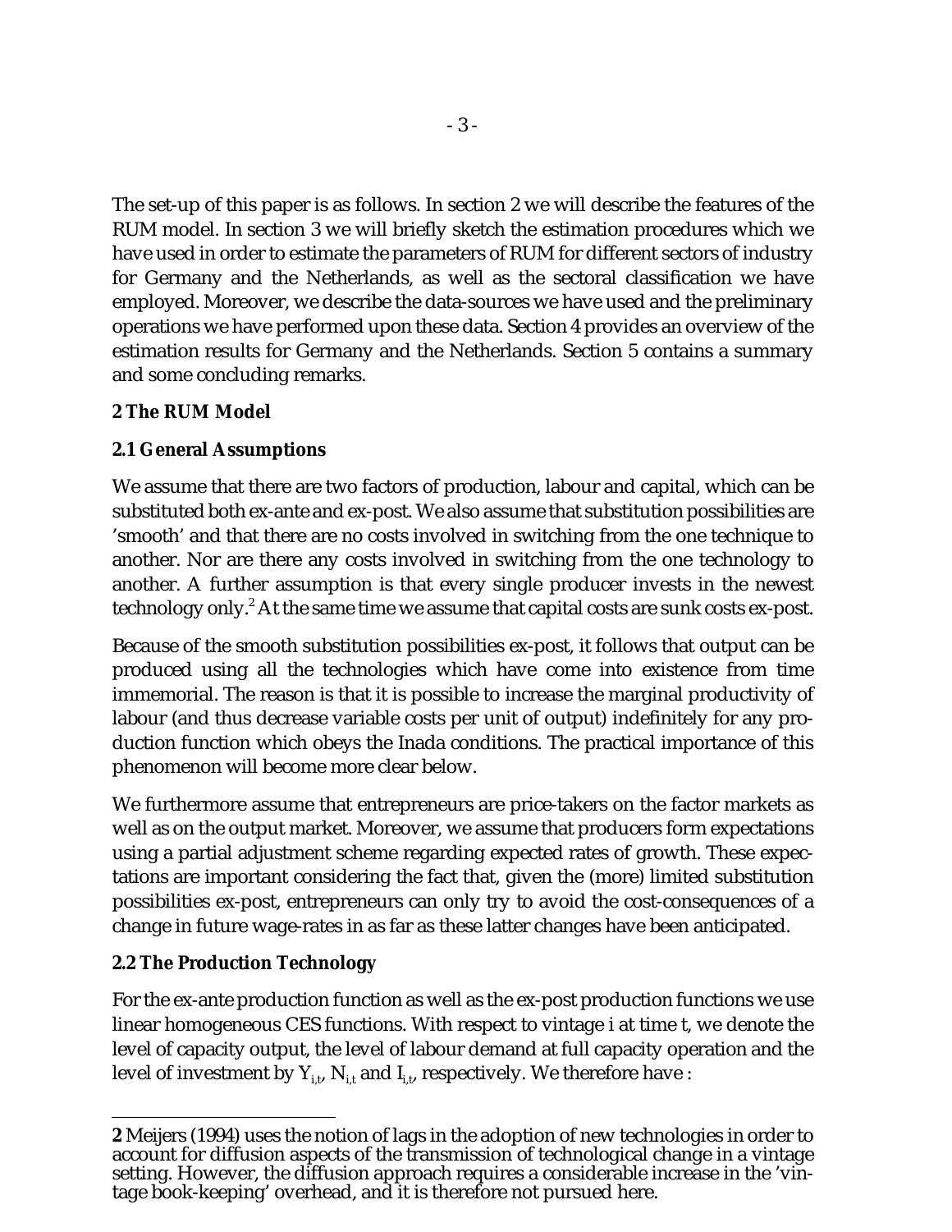The set-up of this paper is as follows. In section 2 we will describe the features of the RUM model. In section 3 we will briefly sketch the estimation procedures which we have used in order to estimate the parameters of RUM for different sectors of industry for Germany and the Netherlands, as well as the sectoral classification we have employed. Moreover, we describe the data-sources we have used and the preliminary operations we have performed upon these data. Section 4 provides an overview of the estimation results for Germany and the Netherlands. Section 5 contains a summary and some concluding remarks.

## 2 The RUM Model

### 2.1 General Assumptions

We assume that there are two factors of production, labour and capital, which can be substituted both ex-ante and ex-post. We also assume that substitution possibilities are 'smooth' and that there are no costs involved in switching from the one technique to another. Nor are there any costs involved in switching from the one technology to another. A further assumption is that every single producer invests in the newest technology only.[2] At the same time we assume that capital costs are sunk costs ex-post.

Because of the smooth substitution possibilities ex-post, it follows that output can be produced using all the technologies which have come into existence from time immemorial. The reason is that it is possible to increase the marginal productivity of labour (and thus decrease variable costs per unit of output) indefinitely for any production function which obeys the Inada conditions. The practical importance of this phenomenon will become more clear below.

We furthermore assume that entrepreneurs are price-takers on the factor markets as well as on the output market. Moreover, we assume that producers form expectations using a partial adjustment scheme regarding expected rates of growth. These expectations are important considering the fact that, given the (more) limited substitution possibilities ex-post, entrepreneurs can only try to avoid the cost-consequences of a change in future wage-rates in as far as these latter changes have been anticipated.

### 2.2 The Production Technology

For the ex-ante production function as well as the ex-post production functions we use linear homogeneous CES functions. With respect to vintage i at time t, we denote the level of capacity output, the level of labour demand at full capacity operation and the level of investment by $Y_{i,t}$, $N_{i,t}$ and $I_{i,t}$, respectively. We therefore have :

---

**2** Meijers (1994) uses the notion of lags in the adoption of new technologies in order to account for diffusion aspects of the transmission of technological change in a vintage setting. However, the diffusion approach requires a considerable increase in the 'vintage book-keeping' overhead, and it is therefore not pursued here.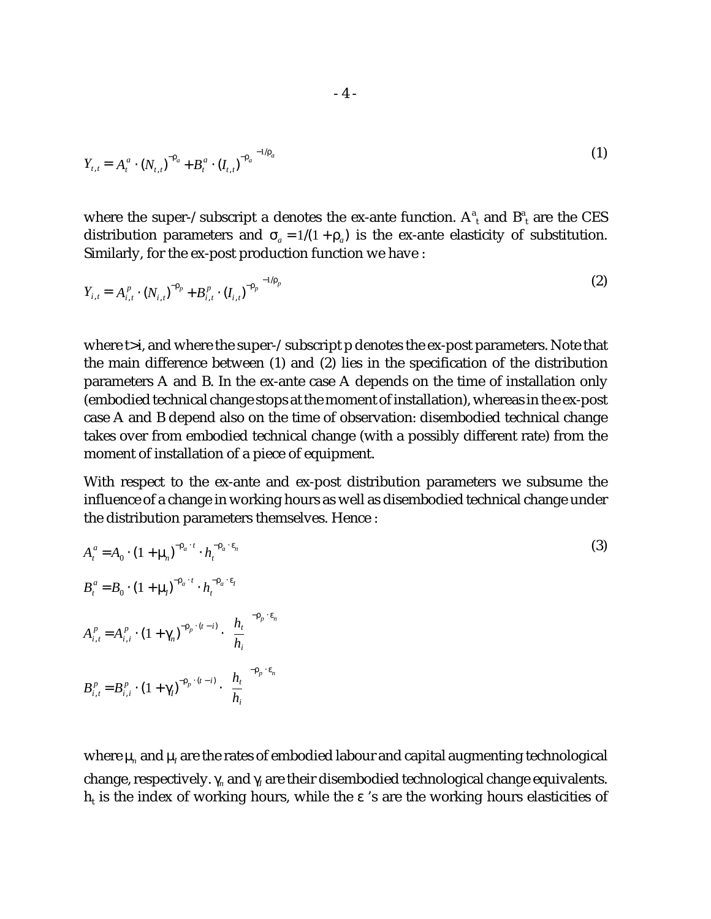$$Y_{t,t} = \left[A_t^a \cdot (N_{t,t})^{-\rho_a} + B_t^a \cdot (I_{t,t})^{-\rho_a}\right]^{-1/\rho_a} \tag{1}$$

where the super-/subscript a denotes the ex-ante function. $A^a_t$ and $B^a_t$ are the CES distribution parameters and $\sigma_a = 1/(1+\rho_a)$ is the ex-ante elasticity of substitution. Similarly, for the ex-post production function we have :

$$Y_{i,t} = \left[A_{i,t}^p \cdot (N_{i,t})^{-\rho_p} + B_{i,t}^p \cdot (I_{i,t})^{-\rho_p}\right]^{-1/\rho_p} \tag{2}$$

where t>i, and where the super-/subscript p denotes the ex-post parameters. Note that the main difference between (1) and (2) lies in the specification of the distribution parameters A and B. In the ex-ante case A depends on the time of installation only (embodied technical change stops at the moment of installation), whereas in the ex-post case A and B depend also on the time of observation: disembodied technical change takes over from embodied technical change (with a possibly different rate) from the moment of installation of a piece of equipment.

With respect to the ex-ante and ex-post distribution parameters we subsume the influence of a change in working hours as well as disembodied technical change under the distribution parameters themselves. Hence :

$$
\begin{aligned}
A_t^a &= A_0 \cdot (1+\mu_n)^{-\rho_a \cdot t} \cdot h_t^{-\rho_a \cdot \varepsilon_n} \\
B_t^a &= B_0 \cdot (1+\mu_I)^{-\rho_a \cdot t} \cdot h_t^{-\rho_a \cdot \varepsilon_I} \\
A_{i,t}^p &= A_{i,i}^p \cdot (1+\gamma_n)^{-\rho_p \cdot (t-i)} \cdot \left(\frac{h_t}{h_i}\right)^{-\rho_p \cdot \varepsilon_n} \\
B_{i,t}^p &= B_{i,i}^p \cdot (1+\gamma_I)^{-\rho_p \cdot (t-i)} \cdot \left(\frac{h_t}{h_i}\right)^{-\rho_p \cdot \varepsilon_n}
\end{aligned} \tag{3}
$$

where $\mu_n$ and $\mu_I$ are the rates of embodied labour and capital augmenting technological change, respectively. $\gamma_n$ and $\gamma_I$ are their disembodied technological change equivalents. $h_t$ is the index of working hours, while the $\varepsilon$ 's are the working hours elasticities of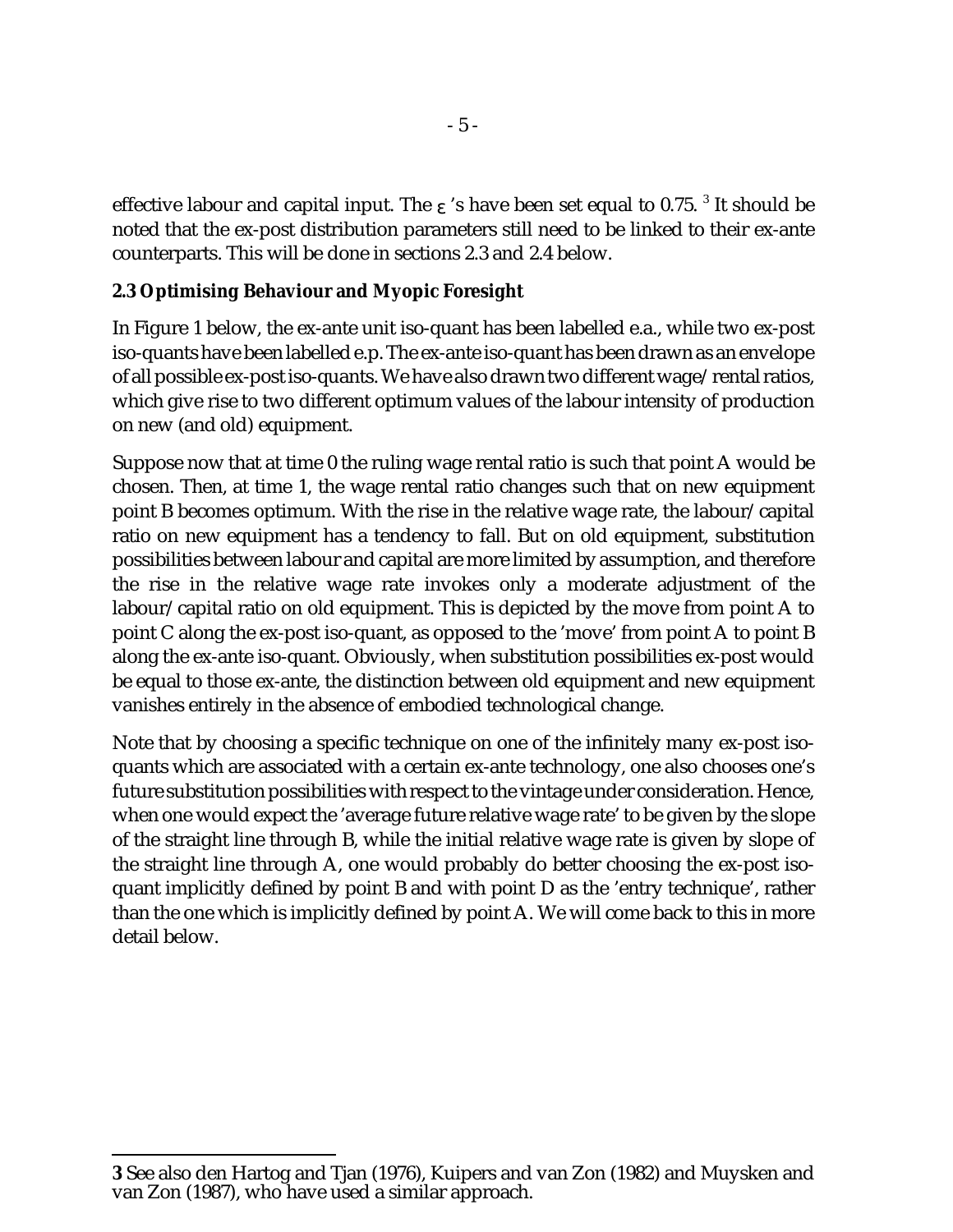effective labour and capital input. The $\varepsilon$ 's have been set equal to 0.75. [3] It should be noted that the ex-post distribution parameters still need to be linked to their ex-ante counterparts. This will be done in sections 2.3 and 2.4 below.

### 2.3 Optimising Behaviour and Myopic Foresight

In Figure 1 below, the ex-ante unit iso-quant has been labelled e.a., while two ex-post iso-quants have been labelled e.p. The ex-ante iso-quant has been drawn as an envelope of all possible ex-post iso-quants. We have also drawn two different wage/rental ratios, which give rise to two different optimum values of the labour intensity of production on new (and old) equipment.

Suppose now that at time 0 the ruling wage rental ratio is such that point A would be chosen. Then, at time 1, the wage rental ratio changes such that on new equipment point B becomes optimum. With the rise in the relative wage rate, the labour/capital ratio on new equipment has a tendency to fall. But on old equipment, substitution possibilities between labour and capital are more limited by assumption, and therefore the rise in the relative wage rate invokes only a moderate adjustment of the labour/capital ratio on old equipment. This is depicted by the move from point A to point C along the ex-post iso-quant, as opposed to the 'move' from point A to point B along the ex-ante iso-quant. Obviously, when substitution possibilities ex-post would be equal to those ex-ante, the distinction between old equipment and new equipment vanishes entirely in the absence of embodied technological change.

Note that by choosing a specific technique on one of the infinitely many ex-post iso-quants which are associated with a certain ex-ante technology, one also chooses one's future substitution possibilities with respect to the vintage under consideration. Hence, when one would expect the 'average future relative wage rate' to be given by the slope of the straight line through B, while the initial relative wage rate is given by slope of the straight line through A, one would probably do better choosing the ex-post iso-quant implicitly defined by point B and with point D as the 'entry technique', rather than the one which is implicitly defined by point A. We will come back to this in more detail below.

---

**3** See also den Hartog and Tjan (1976), Kuipers and van Zon (1982) and Muysken and van Zon (1987), who have used a similar approach.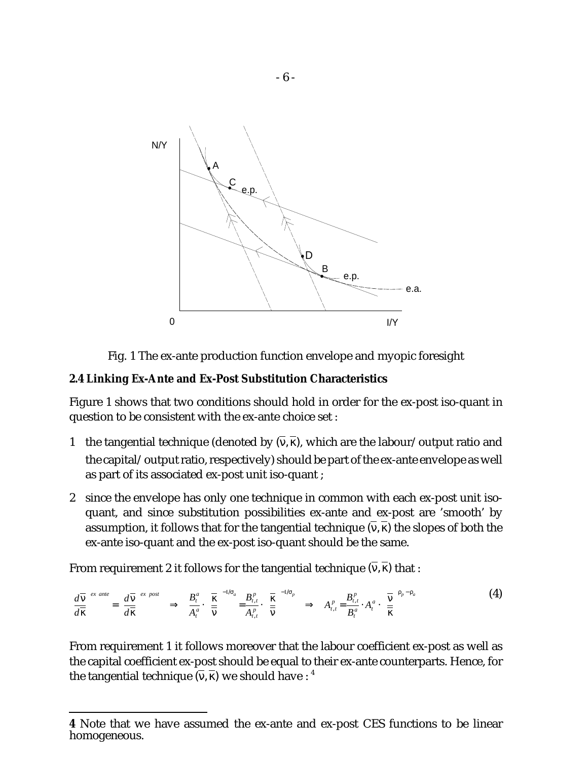N/Y

A

C

e.p.

D

B

e.p.

e.a.

0

I/Y

Fig. 1 The ex-ante production function envelope and myopic foresight

### 2.4 Linking Ex-Ante and Ex-Post Substitution Characteristics

Figure 1 shows that two conditions should hold in order for the ex-post iso-quant in question to be consistent with the ex-ante choice set :

1. the tangential technique (denoted by $(\bar{\nu}, \bar{\kappa})$, which are the labour/output ratio and the capital/output ratio, respectively) should be part of the ex-ante envelope as well as part of its associated ex-post unit iso-quant ;
2. since the envelope has only one technique in common with each ex-post unit iso-quant, and since substitution possibilities ex-ante and ex-post are 'smooth' by assumption, it follows that for the tangential technique $(\bar{\nu}, \bar{\kappa})$ the slopes of both the ex-ante iso-quant and the ex-post iso-quant should be the same.

From requirement 2 it follows for the tangential technique $(\bar{\nu}, \bar{\kappa})$ that :

$$\frac{d\bar{\nu}}{d\bar{\kappa}}^{ex\ ante} = \frac{d\bar{\nu}}{d\bar{\kappa}}^{ex\ post} \Rightarrow \frac{B_t^a}{A_t^a} \cdot \left(\frac{\bar{\kappa}}{\bar{\nu}}\right)^{-1/\sigma_a} = \frac{B_{t,t}^p}{A_{t,t}^p} \cdot \left(\frac{\bar{\kappa}}{\bar{\nu}}\right)^{-1/\sigma_p} \Rightarrow A_{t,t}^p = \frac{B_{t,t}^p}{B_t^a} \cdot A_t^a \cdot \left(\frac{\bar{\nu}}{\bar{\kappa}}\right)^{\rho_p - \rho_a} \tag{4}$$

From requirement 1 it follows moreover that the labour coefficient ex-post as well as the capital coefficient ex-post should be equal to their ex-ante counterparts. Hence, for the tangential technique $(\bar{\nu}, \bar{\kappa})$ we should have : [4]

---

**4** Note that we have assumed the ex-ante and ex-post CES functions to be linear homogeneous.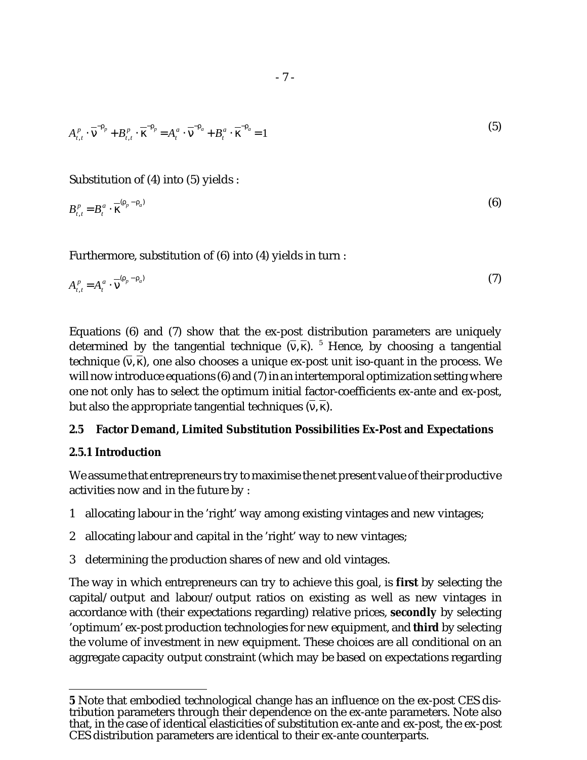$$A^{p}_{t,t} \cdot \bar{\nu}^{-\rho_p} + B^{p}_{t,t} \cdot \bar{\kappa}^{-\rho_p} = A^{a}_{t} \cdot \bar{\nu}^{-\rho_a} + B^{a}_{t} \cdot \bar{\kappa}^{-\rho_a} = 1 \tag{5}$$

Substitution of (4) into (5) yields :

$$B^{p}_{t,t} = B^{a}_{t} \cdot \bar{\kappa}^{(\rho_p - \rho_a)} \tag{6}$$

Furthermore, substitution of (6) into (4) yields in turn :

$$A^{p}_{t,t} = A^{a}_{t} \cdot \bar{\nu}^{(\rho_p - \rho_a)} \tag{7}$$

Equations (6) and (7) show that the ex-post distribution parameters are uniquely determined by the tangential technique $(\bar{\nu}, \bar{\kappa})$. [5] Hence, by choosing a tangential technique $(\bar{\nu}, \bar{\kappa})$, one also chooses a unique ex-post unit iso-quant in the process. We will now introduce equations (6) and (7) in an intertemporal optimization setting where one not only has to select the optimum initial factor-coefficients ex-ante and ex-post, but also the appropriate tangential techniques $(\bar{\nu}, \bar{\kappa})$.

## 2.5 Factor Demand, Limited Substitution Possibilities Ex-Post and Expectations

### 2.5.1 Introduction

We assume that entrepreneurs try to maximise the net present value of their productive activities now and in the future by :

1. allocating labour in the 'right' way among existing vintages and new vintages;
2. allocating labour and capital in the 'right' way to new vintages;
3. determining the production shares of new and old vintages.

The way in which entrepreneurs can try to achieve this goal, is **first** by selecting the capital/output and labour/output ratios on existing as well as new vintages in accordance with (their expectations regarding) relative prices, **secondly** by selecting 'optimum' ex-post production technologies for new equipment, and **third** by selecting the volume of investment in new equipment. These choices are all conditional on an aggregate capacity output constraint (which may be based on expectations regarding

---

**5** Note that embodied technological change has an influence on the ex-post CES distribution parameters through their dependence on the ex-ante parameters. Note also that, in the case of identical elasticities of substitution ex-ante and ex-post, the ex-post CES distribution parameters are identical to their ex-ante counterparts.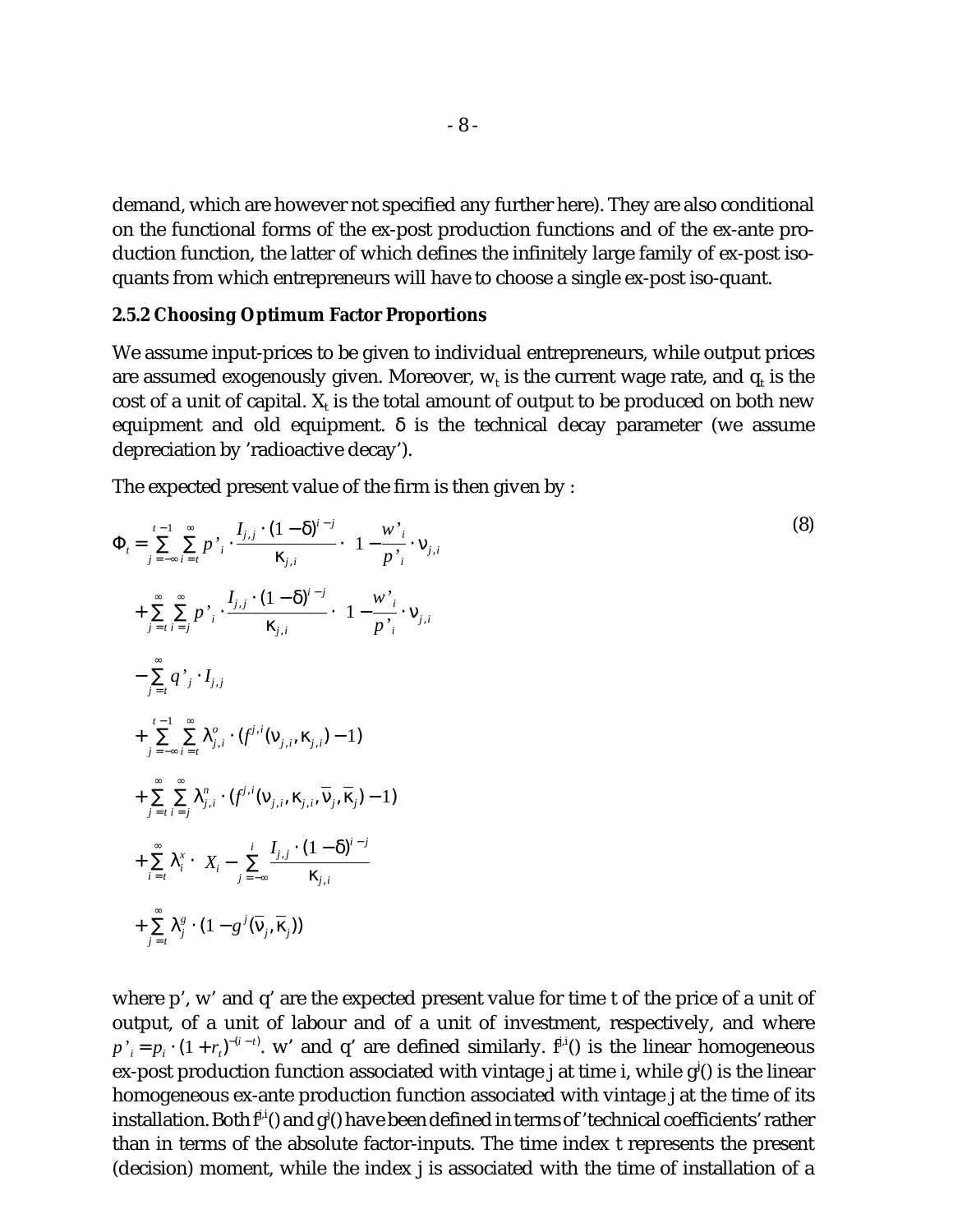demand, which are however not specified any further here). They are also conditional on the functional forms of the ex-post production functions and of the ex-ante production function, the latter of which defines the infinitely large family of ex-post iso-quants from which entrepreneurs will have to choose a single ex-post iso-quant.

### 2.5.2 Choosing Optimum Factor Proportions

We assume input-prices to be given to individual entrepreneurs, while output prices are assumed exogenously given. Moreover, $w_t$ is the current wage rate, and $q_t$ is the cost of a unit of capital. $X_t$ is the total amount of output to be produced on both new equipment and old equipment. $\delta$ is the technical decay parameter (we assume depreciation by 'radioactive decay').

The expected present value of the firm is then given by :

$$
\begin{aligned}
\Phi_t = & \sum_{j=-\infty}^{t-1} \sum_{i=t}^{\infty} p'_i \cdot \frac{I_{j,j} \cdot (1-\delta)^{i-j}}{\kappa_{j,i}} \cdot \left(1 - \frac{w'_i}{p'_i} \cdot \nu_{j,i}\right) \\
& + \sum_{j=t}^{\infty} \sum_{i=j}^{\infty} p'_i \cdot \frac{I_{j,j} \cdot (1-\delta)^{i-j}}{\kappa_{j,i}} \cdot \left(1 - \frac{w'_i}{p'_i} \cdot \nu_{j,i}\right) \\
& - \sum_{j=t}^{\infty} q'_j \cdot I_{j,j} \\
& + \sum_{j=-\infty}^{t-1} \sum_{i=t}^{\infty} \lambda^o_{j,i} \cdot (f^{j,i}(\nu_{j,i}, \kappa_{j,i}) - 1) \\
& + \sum_{j=t}^{\infty} \sum_{i=j}^{\infty} \lambda^n_{j,i} \cdot (f^{j,i}(\nu_{j,i}, \kappa_{j,i}, \bar{\nu}_j, \bar{\kappa}_j) - 1) \\
& + \sum_{i=t}^{\infty} \lambda^x_i \cdot \left(X_i - \sum_{j=-\infty}^{i} \frac{I_{j,j} \cdot (1-\delta)^{i-j}}{\kappa_{j,i}}\right) \\
& + \sum_{j=t}^{\infty} \lambda^g_j \cdot (1 - g^j(\bar{\nu}_j, \bar{\kappa}_j))
\end{aligned}
\tag{8}
$$

where p', w' and q' are the expected present value for time t of the price of a unit of output, of a unit of labour and of a unit of investment, respectively, and where $p'_i = p_i \cdot (1+r_t)^{-(i-t)}$. w' and q' are defined similarly. $f^{j,i}()$ is the linear homogeneous ex-post production function associated with vintage j at time i, while $g^j()$ is the linear homogeneous ex-ante production function associated with vintage j at the time of its installation. Both $f^{j,i}()$ and $g^j()$ have been defined in terms of 'technical coefficients' rather than in terms of the absolute factor-inputs. The time index t represents the present (decision) moment, while the index j is associated with the time of installation of a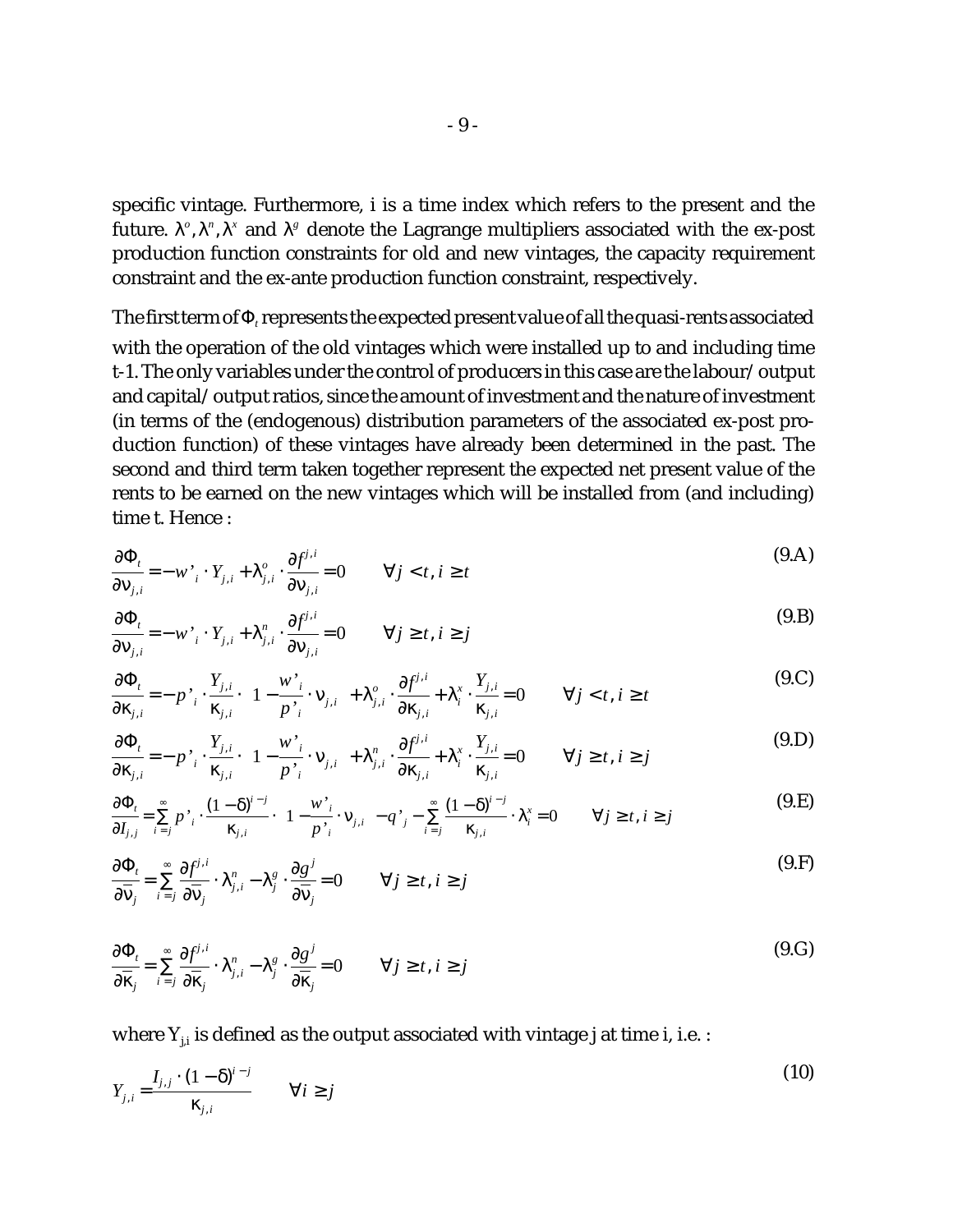specific vintage. Furthermore, i is a time index which refers to the present and the future. $\lambda^o, \lambda^n, \lambda^x$ and $\lambda^g$ denote the Lagrange multipliers associated with the ex-post production function constraints for old and new vintages, the capacity requirement constraint and the ex-ante production function constraint, respectively.

The first term of $\Phi_t$ represents the expected present value of all the quasi-rents associated with the operation of the old vintages which were installed up to and including time t-1. The only variables under the control of producers in this case are the labour/output and capital/output ratios, since the amount of investment and the nature of investment (in terms of the (endogenous) distribution parameters of the associated ex-post production function) of these vintages have already been determined in the past. The second and third term taken together represent the expected net present value of the rents to be earned on the new vintages which will be installed from (and including) time t. Hence :

$$\frac{\partial \Phi_t}{\partial \nu_{j,i}} = -w'_i \cdot Y_{j,i} + \lambda^o_{j,i} \cdot \frac{\partial f^{j,i}}{\partial \nu_{j,i}} = 0 \qquad \forall j < t, i \geq t \tag{9.A}$$

$$\frac{\partial \Phi_t}{\partial \nu_{j,i}} = -w'_i \cdot Y_{j,i} + \lambda^n_{j,i} \cdot \frac{\partial f^{j,i}}{\partial \nu_{j,i}} = 0 \qquad \forall j \geq t, i \geq j \tag{9.B}$$

$$\frac{\partial \Phi_t}{\partial \kappa_{j,i}} = -p'_i \cdot \frac{Y_{j,i}}{\kappa_{j,i}} \cdot \left(1 - \frac{w'_i}{p'_i} \cdot \nu_{j,i}\right) + \lambda^o_{j,i} \cdot \frac{\partial f^{j,i}}{\partial \kappa_{j,i}} + \lambda^x_i \cdot \frac{Y_{j,i}}{\kappa_{j,i}} = 0 \qquad \forall j < t, i \geq t \tag{9.C}$$

$$\frac{\partial \Phi_t}{\partial \kappa_{j,i}} = -p'_i \cdot \frac{Y_{j,i}}{\kappa_{j,i}} \cdot \left(1 - \frac{w'_i}{p'_i} \cdot \nu_{j,i}\right) + \lambda^n_{j,i} \cdot \frac{\partial f^{j,i}}{\partial \kappa_{j,i}} + \lambda^x_i \cdot \frac{Y_{j,i}}{\kappa_{j,i}} = 0 \qquad \forall j \geq t, i \geq j \tag{9.D}$$

$$\frac{\partial \Phi_t}{\partial I_{j,j}} = \sum_{i=j}^{\infty} p'_i \cdot \frac{(1-\delta)^{i-j}}{\kappa_{j,i}} \cdot \left(1 - \frac{w'_i}{p'_i} \cdot \nu_{j,i}\right) - q'_j - \sum_{i=j}^{\infty} \frac{(1-\delta)^{i-j}}{\kappa_{j,i}} \cdot \lambda^x_i = 0 \qquad \forall j \geq t, i \geq j \tag{9.E}$$

$$\frac{\partial \Phi_t}{\partial \bar{\nu}_j} = \sum_{i=j}^{\infty} \frac{\partial f^{j,i}}{\partial \bar{\nu}_j} \cdot \lambda^n_{j,i} - \lambda^g_j \cdot \frac{\partial g^j}{\partial \bar{\nu}_j} = 0 \qquad \forall j \geq t, i \geq j \tag{9.F}$$

$$\frac{\partial \Phi_t}{\partial \bar{\kappa}_j} = \sum_{i=j}^{\infty} \frac{\partial f^{j,i}}{\partial \bar{\kappa}_j} \cdot \lambda^n_{j,i} - \lambda^g_j \cdot \frac{\partial g^j}{\partial \bar{\kappa}_j} = 0 \qquad \forall j \geq t, i \geq j \tag{9.G}$$

where $Y_{j,i}$ is defined as the output associated with vintage j at time i, i.e. :

$$Y_{j,i} = \frac{I_{j,j} \cdot (1-\delta)^{i-j}}{\kappa_{j,i}} \qquad \forall i \geq j \tag{10}$$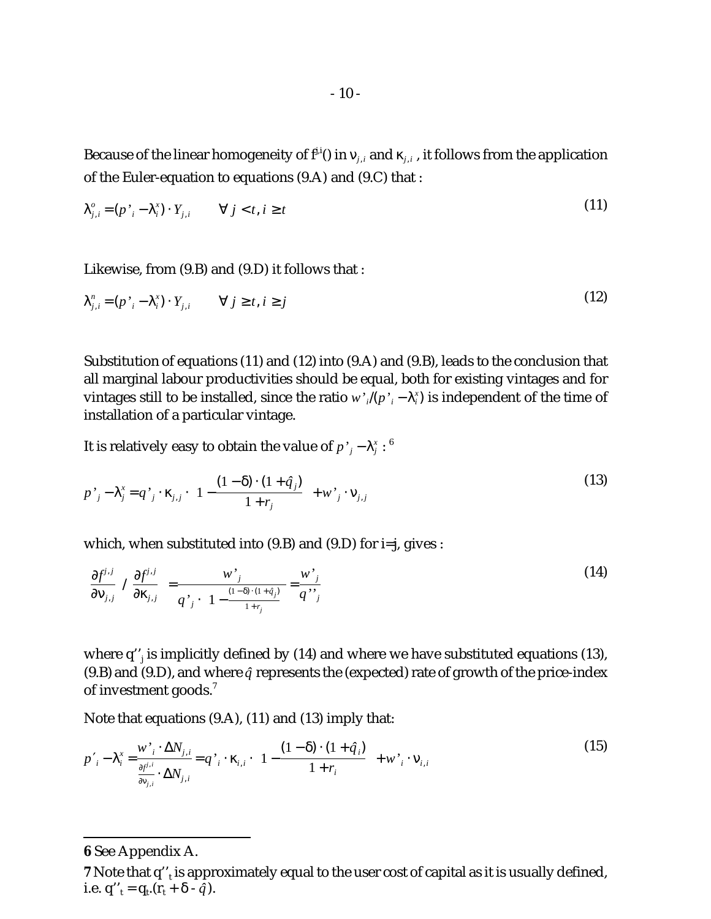Because of the linear homogeneity of $f^{j,i}()$ in $\nu_{j,i}$ and $\kappa_{j,i}$ , it follows from the application of the Euler-equation to equations (9.A) and (9.C) that :

$$\lambda^{o}_{j,i} = (p'_{i} - \lambda^{x}_{i}) \cdot Y_{j,i} \qquad \forall\ j < t, i \geq t \tag{11}$$

Likewise, from (9.B) and (9.D) it follows that :

$$\lambda^{n}_{j,i} = (p'_{i} - \lambda^{x}_{i}) \cdot Y_{j,i} \qquad \forall\ j \geq t, i \geq j \tag{12}$$

Substitution of equations (11) and (12) into (9.A) and (9.B), leads to the conclusion that all marginal labour productivities should be equal, both for existing vintages and for vintages still to be installed, since the ratio $w'_{i}/(p'_{i} - \lambda^{x}_{i})$ is independent of the time of installation of a particular vintage.

It is relatively easy to obtain the value of $p'_{j} - \lambda^{x}_{j}$ : [6]

$$p'_{j} - \lambda^{x}_{j} = q'_{j} \cdot \kappa_{j,j} \cdot \left(1 - \frac{(1-\delta)\cdot(1+\hat{q}_{j})}{1+r_{j}}\right) + w'_{j} \cdot \nu_{j,j} \tag{13}$$

which, when substituted into (9.B) and (9.D) for i=j, gives :

$$\left(\frac{\partial f^{j,j}}{\partial \nu_{j,j}}\right) \Big/ \left(\frac{\partial f^{j,j}}{\partial \kappa_{j,j}}\right) = \frac{w'_{j}}{q'_{j} \cdot \left(1 - \frac{(1-\delta)\cdot(1+\hat{q}_{j})}{1+r_{j}}\right)} = \frac{w'_{j}}{q''_{j}} \tag{14}$$

where $q''_{j}$ is implicitly defined by (14) and where we have substituted equations (13), (9.B) and (9.D), and where $\hat{q}$ represents the (expected) rate of growth of the price-index of investment goods.[7]

Note that equations (9.A), (11) and (13) imply that:

$$p'_{i} - \lambda^{x}_{i} = \frac{w'_{i} \cdot \Delta N_{j,i}}{\frac{\partial f^{j,i}}{\partial \nu_{j,i}} \cdot \Delta N_{j,i}} = q'_{i} \cdot \kappa_{i,i} \cdot \left(1 - \frac{(1-\delta)\cdot(1+\hat{q}_{i})}{1+r_{i}}\right) + w'_{i} \cdot \nu_{i,i} \tag{15}$$

---

**6** See Appendix A.

**7** Note that $q''_{t}$ is approximately equal to the user cost of capital as it is usually defined, i.e. $q''_{t} = q_{t}.(r_{t} + \delta - \hat{q})$.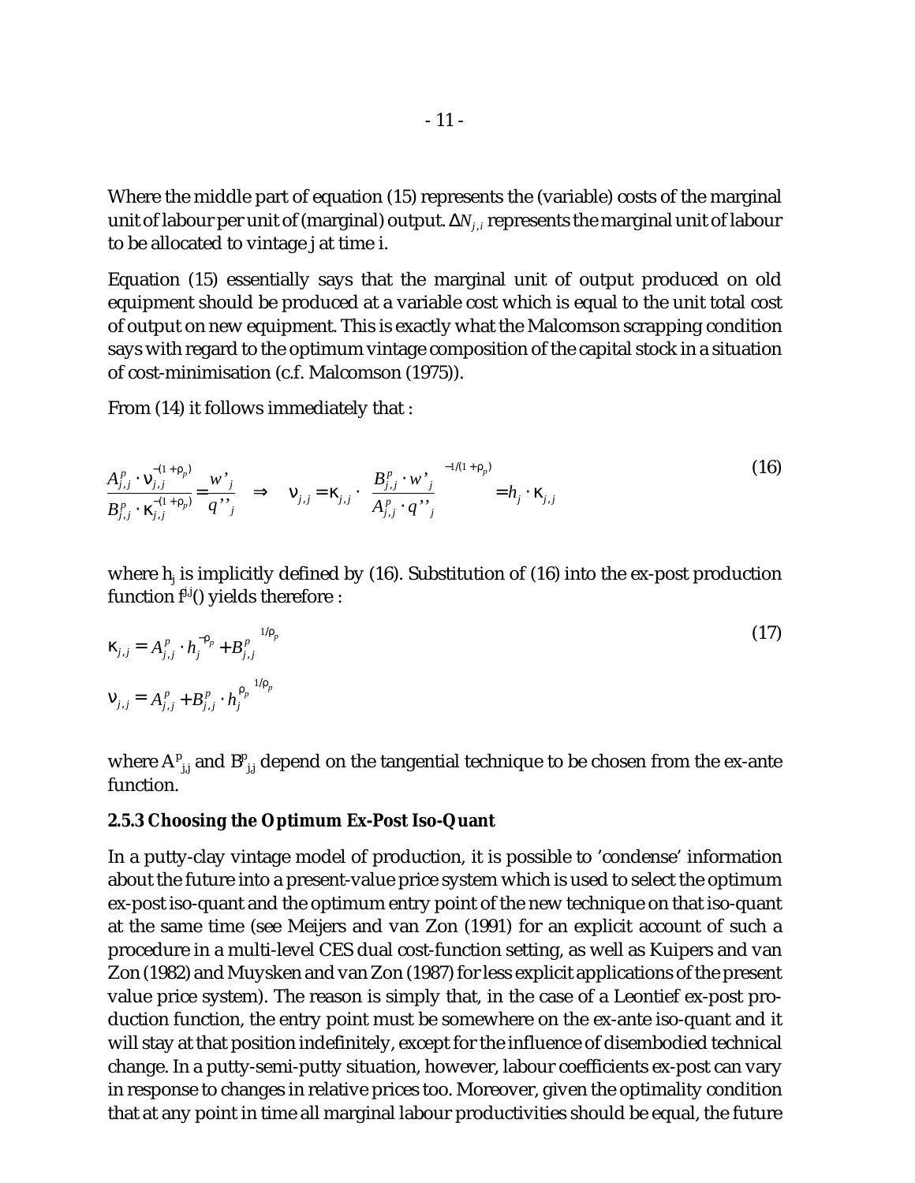Where the middle part of equation (15) represents the (variable) costs of the marginal unit of labour per unit of (marginal) output. $\Delta N_{j,i}$ represents the marginal unit of labour to be allocated to vintage j at time i.

Equation (15) essentially says that the marginal unit of output produced on old equipment should be produced at a variable cost which is equal to the unit total cost of output on new equipment. This is exactly what the Malcomson scrapping condition says with regard to the optimum vintage composition of the capital stock in a situation of cost-minimisation (c.f. Malcomson (1975)).

From (14) it follows immediately that :

$$\frac{A^p_{j,j} \cdot \nu_{j,j}^{-(1+\rho_p)}}{B^p_{j,j} \cdot \kappa_{j,j}^{-(1+\rho_p)}} = \frac{w'_j}{q''_j} \quad \Rightarrow \quad \nu_{j,j} = \kappa_{j,j} \cdot \left( \frac{B^p_{j,j} \cdot w'_j}{A^p_{j,j} \cdot q''_j} \right)^{-1/(1+\rho_p)} = h_j \cdot \kappa_{j,j} \tag{16}$$

where $h_j$ is implicitly defined by (16). Substitution of (16) into the ex-post production function $f^{j,j}()$ yields therefore :

$$\begin{aligned} \kappa_{j,j} &= \left( A^p_{j,j} \cdot h_j^{-\rho_p} + B^p_{j,j} \right)^{1/\rho_p} \\ \nu_{j,j} &= \left( A^p_{j,j} + B^p_{j,j} \cdot h_j^{\rho_p} \right)^{1/\rho_p} \end{aligned} \tag{17}$$

where $A^p_{j,j}$ and $B^p_{j,j}$ depend on the tangential technique to be chosen from the ex-ante function.

### 2.5.3 Choosing the Optimum Ex-Post Iso-Quant

In a putty-clay vintage model of production, it is possible to 'condense' information about the future into a present-value price system which is used to select the optimum ex-post iso-quant and the optimum entry point of the new technique on that iso-quant at the same time (see Meijers and van Zon (1991) for an explicit account of such a procedure in a multi-level CES dual cost-function setting, as well as Kuipers and van Zon (1982) and Muysken and van Zon (1987) for less explicit applications of the present value price system). The reason is simply that, in the case of a Leontief ex-post production function, the entry point must be somewhere on the ex-ante iso-quant and it will stay at that position indefinitely, except for the influence of disembodied technical change. In a putty-semi-putty situation, however, labour coefficients ex-post can vary in response to changes in relative prices too. Moreover, given the optimality condition that at any point in time all marginal labour productivities should be equal, the future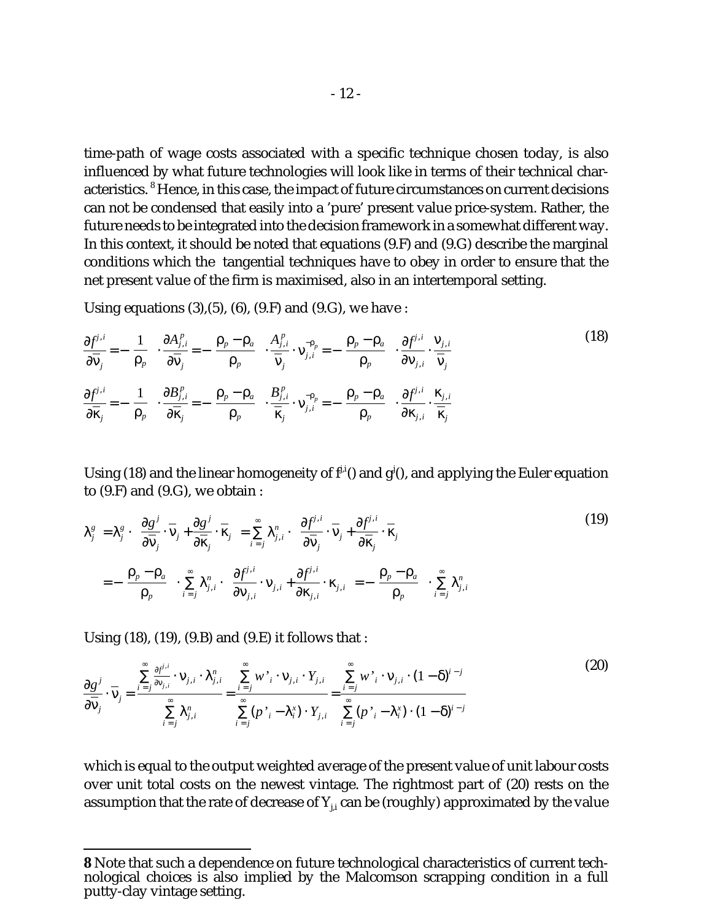time-path of wage costs associated with a specific technique chosen today, is also influenced by what future technologies will look like in terms of their technical characteristics. [8] Hence, in this case, the impact of future circumstances on current decisions can not be condensed that easily into a 'pure' present value price-system. Rather, the future needs to be integrated into the decision framework in a somewhat different way. In this context, it should be noted that equations (9.F) and (9.G) describe the marginal conditions which the tangential techniques have to obey in order to ensure that the net present value of the firm is maximised, also in an intertemporal setting.

Using equations (3),(5), (6), (9.F) and (9.G), we have :

$$\frac{\partial f^{j,i}}{\partial \bar{\nu}_j} = -\left(\frac{1}{\rho_p}\right)\cdot\frac{\partial A^p_{j,i}}{\partial \bar{\nu}_j} = -\left(\frac{\rho_p - \rho_a}{\rho_p}\right)\cdot\frac{A^p_{j,i}}{\bar{\nu}_j}\cdot\nu_{j,i}^{-\rho_p} = -\left(\frac{\rho_p - \rho_a}{\rho_p}\right)\cdot\frac{\partial f^{j,i}}{\partial \nu_{j,i}}\cdot\frac{\nu_{j,i}}{\bar{\nu}_j}$$

$$\frac{\partial f^{j,i}}{\partial \bar{\kappa}_j} = -\left(\frac{1}{\rho_p}\right)\cdot\frac{\partial B^p_{j,i}}{\partial \bar{\kappa}_j} = -\left(\frac{\rho_p - \rho_a}{\rho_p}\right)\cdot\frac{B^p_{j,i}}{\bar{\kappa}_j}\cdot\nu_{j,i}^{-\rho_p} = -\left(\frac{\rho_p - \rho_a}{\rho_p}\right)\cdot\frac{\partial f^{j,i}}{\partial \kappa_{j,i}}\cdot\frac{\kappa_{j,i}}{\bar{\kappa}_j} \tag{18}$$

Using (18) and the linear homogeneity of $f^{j,i}()$ and $g^j()$, and applying the Euler equation to (9.F) and (9.G), we obtain :

$$\lambda^g_j = \lambda^g_j\cdot\left(\frac{\partial g^j}{\partial \bar{\nu}_j}\cdot\bar{\nu}_j + \frac{\partial g^j}{\partial \bar{\kappa}_j}\cdot\bar{\kappa}_j\right) = \sum_{i=j}^{\infty}\lambda^n_{j,i}\cdot\left(\frac{\partial f^{j,i}}{\partial \bar{\nu}_j}\cdot\bar{\nu}_j + \frac{\partial f^{j,i}}{\partial \bar{\kappa}_j}\cdot\bar{\kappa}_j\right)$$

$$= -\left(\frac{\rho_p - \rho_a}{\rho_p}\right)\cdot\sum_{i=j}^{\infty}\lambda^n_{j,i}\cdot\left(\frac{\partial f^{j,i}}{\partial \nu_{j,i}}\cdot\nu_{j,i} + \frac{\partial f^{j,i}}{\partial \kappa_{j,i}}\cdot\kappa_{j,i}\right) = -\left(\frac{\rho_p - \rho_a}{\rho_p}\right)\cdot\sum_{i=j}^{\infty}\lambda^n_{j,i} \tag{19}$$

Using (18), (19), (9.B) and (9.E) it follows that :

$$\frac{\partial g^j}{\partial \bar{\nu}_j}\cdot\bar{\nu}_j = \frac{\sum_{i=j}^{\infty}\frac{\partial f^{j,i}}{\partial \nu_{j,i}}\cdot\nu_{j,i}\cdot\lambda^n_{j,i}}{\sum_{i=j}^{\infty}\lambda^n_{j,i}} = \frac{\sum_{i=j}^{\infty}w'_i\cdot\nu_{j,i}\cdot Y_{j,i}}{\sum_{i=j}^{\infty}(p'_i - \lambda^x_i)\cdot Y_{j,i}} = \frac{\sum_{i=j}^{\infty}w'_i\cdot\nu_{j,i}\cdot(1-\delta)^{i-j}}{\sum_{i=j}^{\infty}(p'_i - \lambda^x_i)\cdot(1-\delta)^{i-j}} \tag{20}$$

which is equal to the output weighted average of the present value of unit labour costs over unit total costs on the newest vintage. The rightmost part of (20) rests on the assumption that the rate of decrease of $Y_{j,i}$ can be (roughly) approximated by the value

---

**8** Note that such a dependence on future technological characteristics of current technological choices is also implied by the Malcomson scrapping condition in a full putty-clay vintage setting.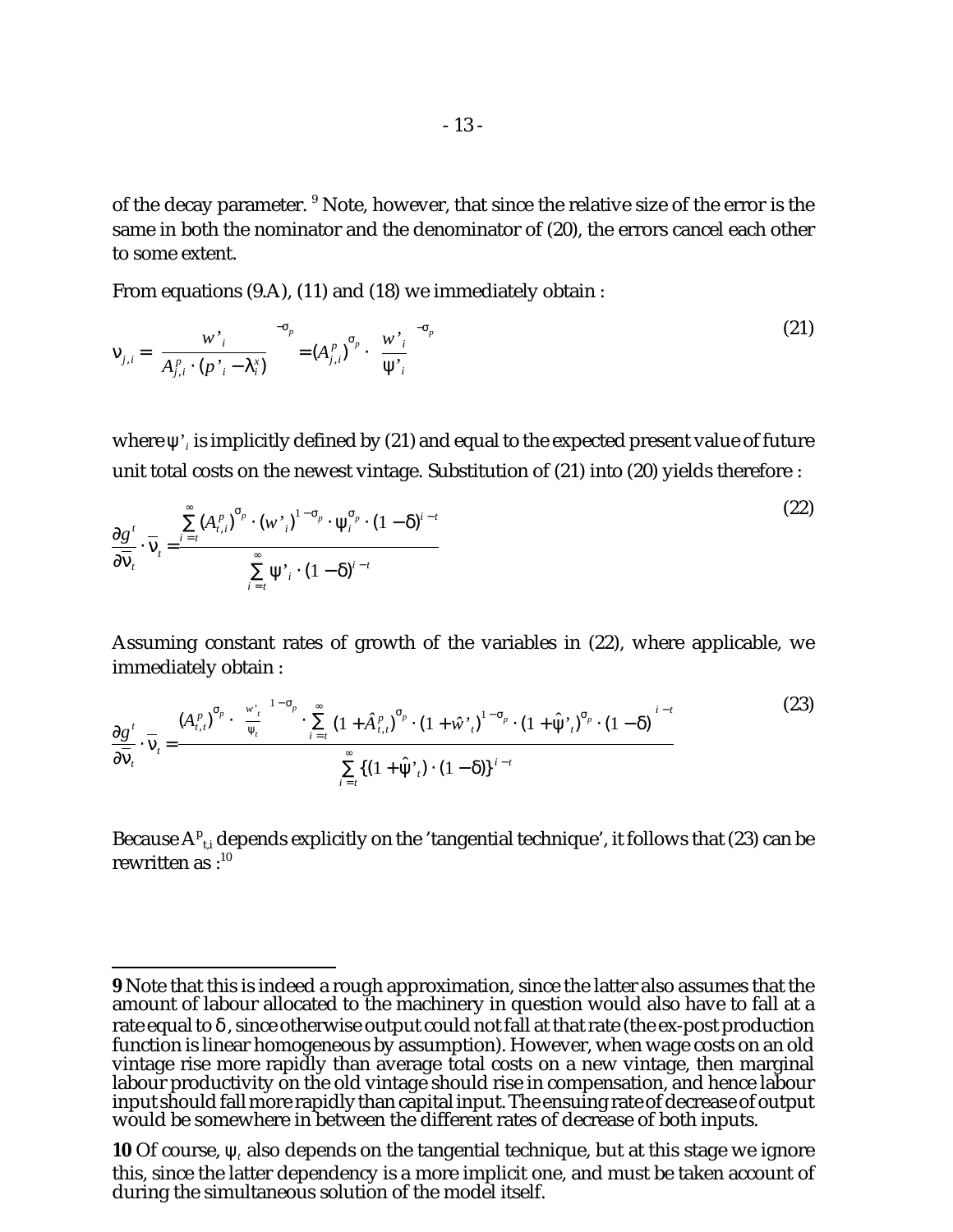of the decay parameter.[9] Note, however, that since the relative size of the error is the same in both the nominator and the denominator of (20), the errors cancel each other to some extent.

From equations (9.A), (11) and (18) we immediately obtain :

$$\nu_{j,i} = \left(\frac{w'_i}{A^p_{j,i} \cdot (p'_i - \lambda^x_i)}\right)^{-\sigma_p} = (A^p_{j,i})^{\sigma_p} \cdot \left(\frac{w'_i}{\psi'_i}\right)^{-\sigma_p} \tag{21}$$

where $\psi'_i$ is implicitly defined by (21) and equal to the expected present value of future unit total costs on the newest vintage. Substitution of (21) into (20) yields therefore :

$$\frac{\partial g^t}{\partial \bar{\nu}_t} \cdot \bar{\nu}_t = \frac{\sum_{i=t}^{\infty} (A^p_{t,i})^{\sigma_p} \cdot (w'_i)^{1-\sigma_p} \cdot \psi_i^{\sigma_p} \cdot (1-\delta)^{i-t}}{\sum_{i=t}^{\infty} \psi'_i \cdot (1-\delta)^{i-t}} \tag{22}$$

Assuming constant rates of growth of the variables in (22), where applicable, we immediately obtain :

$$\frac{\partial g^t}{\partial \bar{\nu}_t} \cdot \bar{\nu}_t = \frac{(A^p_{t,t})^{\sigma_p} \cdot \left(\frac{w'_t}{\psi_t}\right)^{1-\sigma_p} \cdot \sum_{i=t}^{\infty} \left((1+\hat{A}^p_{t,t})^{\sigma_p} \cdot (1+\hat{w}'_t)^{1-\sigma_p} \cdot (1+\hat{\psi}'_t)^{\sigma_p} \cdot (1-\delta)\right)^{i-t}}{\sum_{i=t}^{\infty} \{(1+\hat{\psi}'_t) \cdot (1-\delta)\}^{i-t}} \tag{23}$$

Because $A^p_{t,i}$ depends explicitly on the 'tangential technique', it follows that (23) can be rewritten as :[10]

---

**9** Note that this is indeed a rough approximation, since the latter also assumes that the amount of labour allocated to the machinery in question would also have to fall at a rate equal to $\delta$, since otherwise output could not fall at that rate (the ex-post production function is linear homogeneous by assumption). However, when wage costs on an old vintage rise more rapidly than average total costs on a new vintage, then marginal labour productivity on the old vintage should rise in compensation, and hence labour input should fall more rapidly than capital input. The ensuing rate of decrease of output would be somewhere in between the different rates of decrease of both inputs.

**10** Of course, $\psi_t$ also depends on the tangential technique, but at this stage we ignore this, since the latter dependency is a more implicit one, and must be taken account of during the simultaneous solution of the model itself.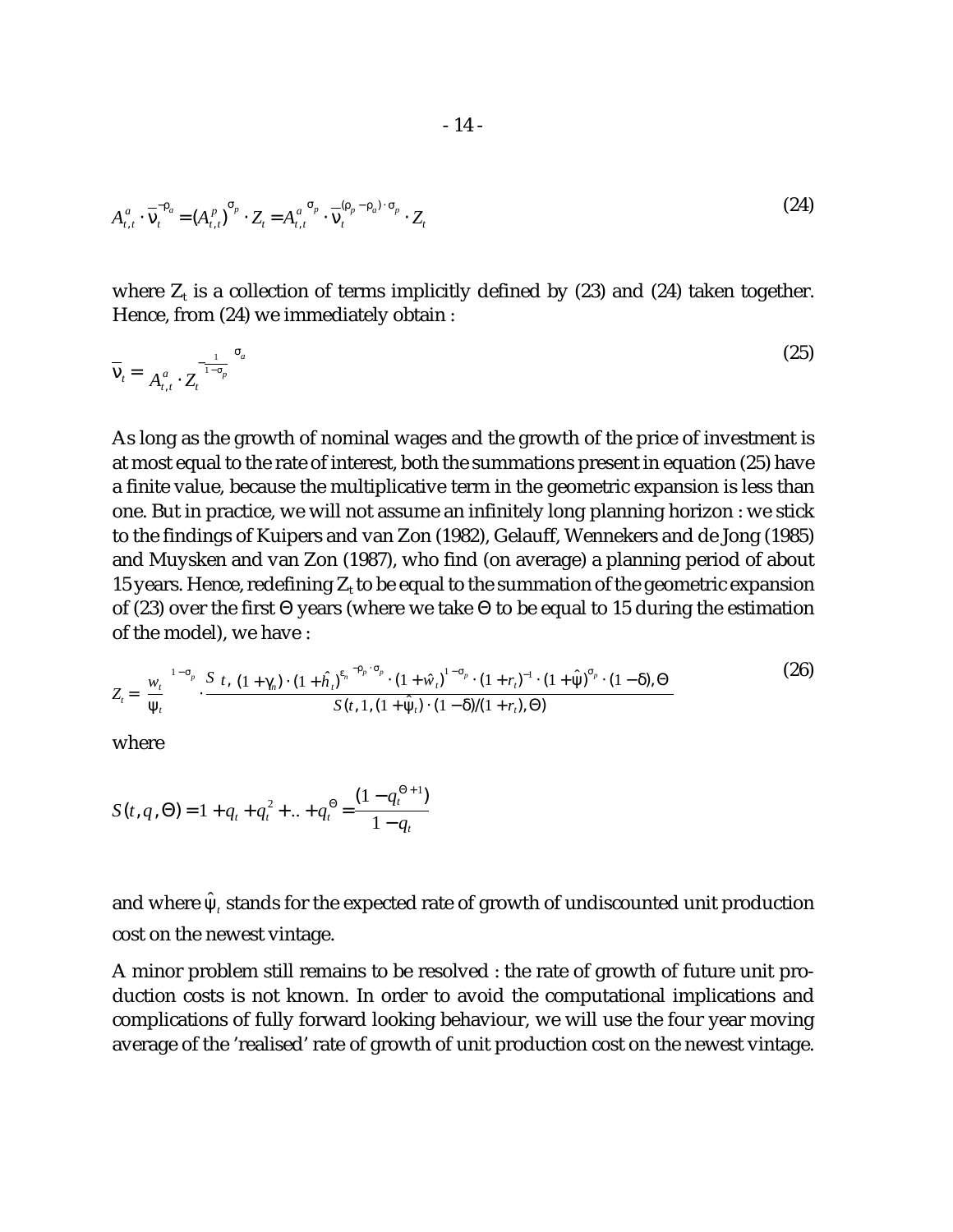$$A^{a}_{t,t} \cdot \bar{\nu}_t^{-\rho_a} = (A^{p}_{t,t})^{\sigma_p} \cdot Z_t = A^{a\ \sigma_p}_{t,t} \cdot \bar{\nu}_t^{-(\rho_p - \rho_a) \cdot \sigma_p} \cdot Z_t \tag{24}$$

where $Z_t$ is a collection of terms implicitly defined by (23) and (24) taken together. Hence, from (24) we immediately obtain :

$$\bar{\nu}_t = \left( A^{a}_{t,t} \cdot Z_t^{-\frac{1}{1-\sigma_p}} \right)^{\sigma_a} \tag{25}$$

As long as the growth of nominal wages and the growth of the price of investment is at most equal to the rate of interest, both the summations present in equation (25) have a finite value, because the multiplicative term in the geometric expansion is less than one. But in practice, we will not assume an infinitely long planning horizon : we stick to the findings of Kuipers and van Zon (1982), Gelauff, Wennekers and de Jong (1985) and Muysken and van Zon (1987), who find (on average) a planning period of about 15 years. Hence, redefining $Z_t$ to be equal to the summation of the geometric expansion of (23) over the first $\Theta$ years (where we take $\Theta$ to be equal to 15 during the estimation of the model), we have :

$$Z_t = \left( \frac{w_t}{\psi_t} \right)^{1-\sigma_p} \cdot \frac{S\left(t,\ (1+\gamma_n) \cdot (1+\hat{h}_t)^{\varepsilon_n} \ ^{-\rho_p \cdot \sigma_p} \cdot (1+\hat{w}_t)^{1-\sigma_p} \cdot (1+r_t)^{-1} \cdot (1+\hat{\psi})^{\sigma_p} \cdot (1-\delta), \Theta\right)}{S(t, 1, (1+\hat{\psi}_t) \cdot (1-\delta)/(1+r_t), \Theta)} \tag{26}$$

where

$$S(t, q, \Theta) = 1 + q_t + q_t^2 + .. + q_t^{\Theta} = \frac{(1 - q_t^{\Theta+1})}{1 - q_t}$$

and where $\hat{\psi}_t$ stands for the expected rate of growth of undiscounted unit production cost on the newest vintage.

A minor problem still remains to be resolved : the rate of growth of future unit production costs is not known. In order to avoid the computational implications and complications of fully forward looking behaviour, we will use the four year moving average of the 'realised' rate of growth of unit production cost on the newest vintage.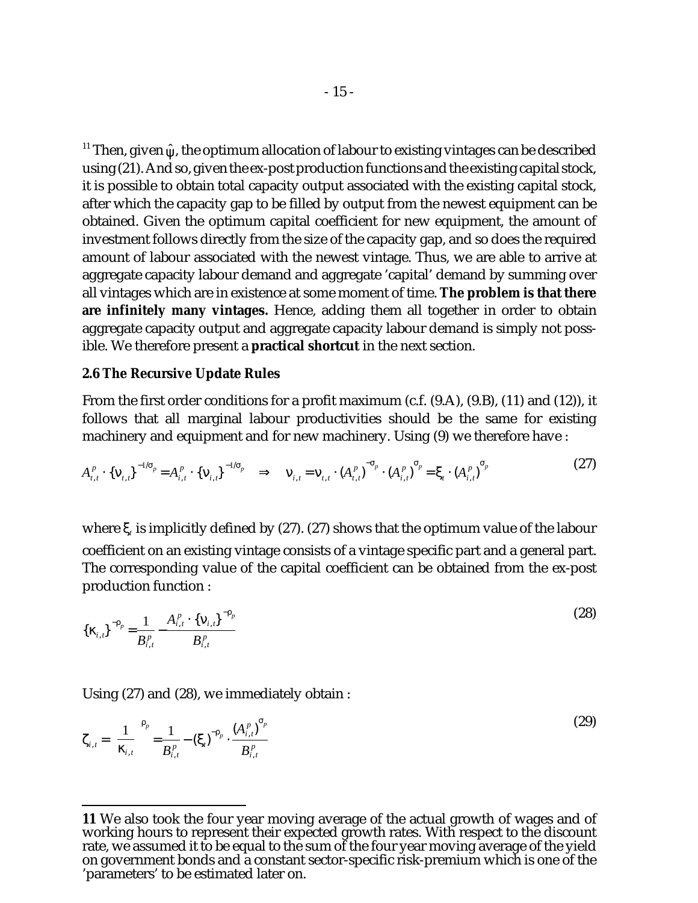[11] Then, given $\hat{\psi}$, the optimum allocation of labour to existing vintages can be described using (21). And so, given the ex-post production functions and the existing capital stock, it is possible to obtain total capacity output associated with the existing capital stock, after which the capacity gap to be filled by output from the newest equipment can be obtained. Given the optimum capital coefficient for new equipment, the amount of investment follows directly from the size of the capacity gap, and so does the required amount of labour associated with the newest vintage. Thus, we are able to arrive at aggregate capacity labour demand and aggregate 'capital' demand by summing over all vintages which are in existence at some moment of time. **The problem is that there are infinitely many vintages.** Hence, adding them all together in order to obtain aggregate capacity output and aggregate capacity labour demand is simply not possible. We therefore present a **practical shortcut** in the next section.

## 2.6 The Recursive Update Rules

From the first order conditions for a profit maximum (c.f. (9.A), (9.B), (11) and (12)), it follows that all marginal labour productivities should be the same for existing machinery and equipment and for new machinery. Using (9) we therefore have :

$$A^p_{t,t} \cdot \{\nu_{t,t}\}^{-1/\sigma_p} = A^p_{i,t} \cdot \{\nu_{i,t}\}^{-1/\sigma_p} \quad \Rightarrow \quad \nu_{i,t} = \nu_{t,t} \cdot (A^p_{t,t})^{-\sigma_p} \cdot (A^p_{i,t})^{\sigma_p} = \xi_t \cdot (A^p_{i,t})^{\sigma_p} \tag{27}$$

where $\xi_t$ is implicitly defined by (27). (27) shows that the optimum value of the labour coefficient on an existing vintage consists of a vintage specific part and a general part. The corresponding value of the capital coefficient can be obtained from the ex-post production function :

$$\{\kappa_{i,t}\}^{-\rho_p} = \frac{1}{B^p_{i,t}} - \frac{A^p_{i,t} \cdot \{\nu_{i,t}\}^{-\rho_p}}{B^p_{i,t}} \tag{28}$$

Using (27) and (28), we immediately obtain :

$$\zeta_{i,t} = \left(\frac{1}{\kappa_{i,t}}\right)^{\rho_p} = \frac{1}{B^p_{i,t}} - (\xi_t)^{-\rho_p} \cdot \frac{(A^p_{i,t})^{\sigma_p}}{B^p_{i,t}} \tag{29}$$

---

**11** We also took the four year moving average of the actual growth of wages and of working hours to represent their expected growth rates. With respect to the discount rate, we assumed it to be equal to the sum of the four year moving average of the yield on government bonds and a constant sector-specific risk-premium which is one of the 'parameters' to be estimated later on.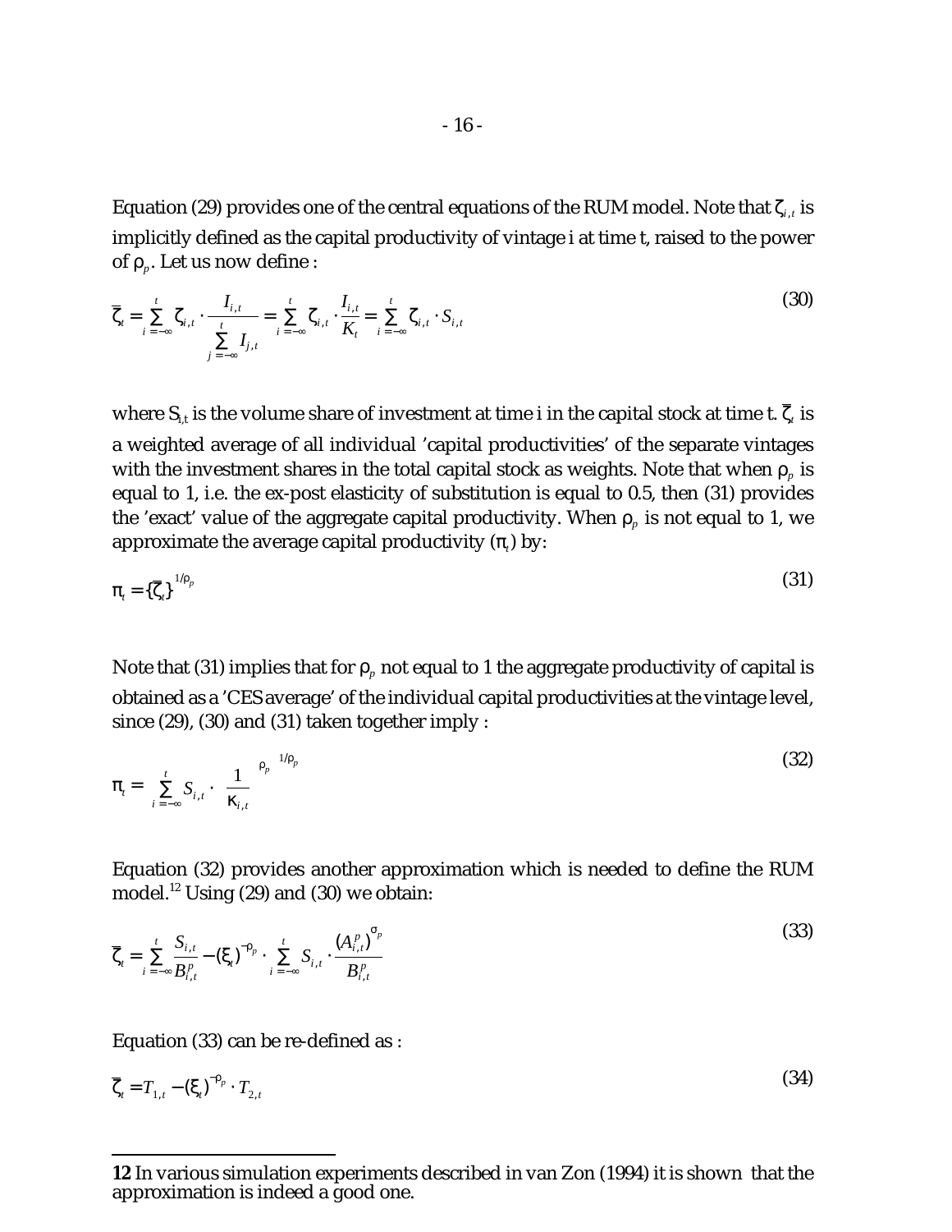Equation (29) provides one of the central equations of the RUM model. Note that $\zeta_{i,t}$ is implicitly defined as the capital productivity of vintage i at time t, raised to the power of $\rho_p$. Let us now define :

$$\bar{\zeta}_t = \sum_{i=-\infty}^{t} \zeta_{i,t} \cdot \frac{I_{i,t}}{\sum_{j=-\infty}^{t} I_{j,t}} = \sum_{i=-\infty}^{t} \zeta_{i,t} \cdot \frac{I_{i,t}}{K_t} = \sum_{i=-\infty}^{t} \zeta_{i,t} \cdot S_{i,t} \tag{30}$$

where $S_{i,t}$ is the volume share of investment at time i in the capital stock at time t. $\bar{\zeta}_t$ is a weighted average of all individual 'capital productivities' of the separate vintages with the investment shares in the total capital stock as weights. Note that when $\rho_p$ is equal to 1, i.e. the ex-post elasticity of substitution is equal to 0.5, then (31) provides the 'exact' value of the aggregate capital productivity. When $\rho_p$ is not equal to 1, we approximate the average capital productivity ($\pi_t$) by:

$$\pi_t = \{\bar{\zeta}_t\}^{1/\rho_p} \tag{31}$$

Note that (31) implies that for $\rho_p$ not equal to 1 the aggregate productivity of capital is obtained as a 'CES average' of the individual capital productivities at the vintage level, since (29), (30) and (31) taken together imply :

$$\pi_t = \left[ \sum_{i=-\infty}^{t} S_{i,t} \cdot \left( \frac{1}{\kappa_{i,t}} \right)^{\rho_p} \right]^{1/\rho_p} \tag{32}$$

Equation (32) provides another approximation which is needed to define the RUM model.[12] Using (29) and (30) we obtain:

$$\bar{\zeta}_t = \sum_{i=-\infty}^{t} \frac{S_{i,t}}{B_{i,t}^p} - (\xi_t)^{-\rho_p} \cdot \sum_{i=-\infty}^{t} S_{i,t} \cdot \frac{(A_{i,t}^p)^{\sigma_p}}{B_{i,t}^p} \tag{33}$$

Equation (33) can be re-defined as :

$$\bar{\zeta}_t = T_{1,t} - (\xi_t)^{-\rho_p} \cdot T_{2,t} \tag{34}$$

---

**12** In various simulation experiments described in van Zon (1994) it is shown that the approximation is indeed a good one.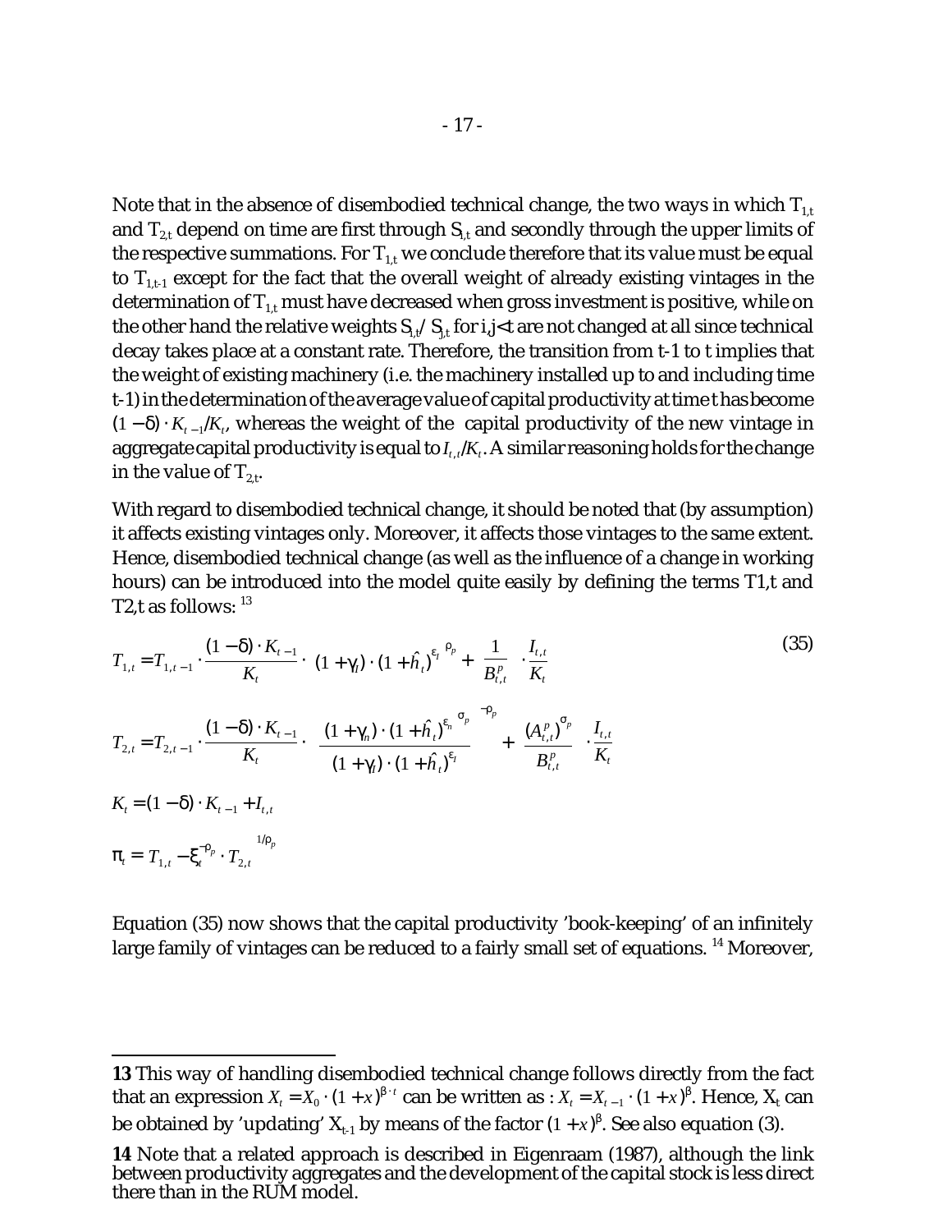Note that in the absence of disembodied technical change, the two ways in which $T_{1,t}$ and $T_{2,t}$ depend on time are first through $S_{i,t}$ and secondly through the upper limits of the respective summations. For $T_{1,t}$ we conclude therefore that its value must be equal to $T_{1,t-1}$ except for the fact that the overall weight of already existing vintages in the determination of $T_{1,t}$ must have decreased when gross investment is positive, while on the other hand the relative weights $S_{i,t}/\ S_{j,t}$ for i,j<t are not changed at all since technical decay takes place at a constant rate. Therefore, the transition from t-1 to t implies that the weight of existing machinery (i.e. the machinery installed up to and including time t-1) in the determination of the average value of capital productivity at time t has become $(1-\delta)\cdot K_{t-1}/K_t$, whereas the weight of the capital productivity of the new vintage in aggregate capital productivity is equal to $I_{t,t}/K_t$. A similar reasoning holds for the change in the value of $T_{2,t}$.

With regard to disembodied technical change, it should be noted that (by assumption) it affects existing vintages only. Moreover, it affects those vintages to the same extent. Hence, disembodied technical change (as well as the influence of a change in working hours) can be introduced into the model quite easily by defining the terms T1,t and T2,t as follows: [13]

$$
T_{1,t} = T_{1,t-1}\cdot\frac{(1-\delta)\cdot K_{t-1}}{K_t}\cdot\left[(1+\gamma_l)\cdot(1+\hat{h}_t)^{\varepsilon_l}\right]^{\rho_p} + \left[\frac{1}{B^p_{t,t}}\right]\cdot\frac{I_{t,t}}{K_t} \tag{35}
$$

$$
T_{2,t} = T_{2,t-1}\cdot\frac{(1-\delta)\cdot K_{t-1}}{K_t}\cdot\left[\left[\frac{(1+\gamma_n)\cdot(1+\hat{h}_t)^{\varepsilon_n}}{(1+\gamma_l)\cdot(1+\hat{h}_t)^{\varepsilon_l}}\right]^{\sigma_p}\right]^{-\rho_p} + \left[\frac{(A^p_{t,t})^{\sigma_p}}{B^p_{t,t}}\right]\cdot\frac{I_{t,t}}{K_t}
$$

$$
K_t = (1-\delta)\cdot K_{t-1} + I_{t,t}
$$

$$
\pi_t = \left[T_{1,t} - \xi_t^{-\rho_p}\cdot T_{2,t}\right]^{1/\rho_p}
$$

Equation (35) now shows that the capital productivity 'book-keeping' of an infinitely large family of vintages can be reduced to a fairly small set of equations. [14] Moreover,

---

**13** This way of handling disembodied technical change follows directly from the fact that an expression $X_t = X_0\cdot(1+x)^{\beta\cdot t}$ can be written as : $X_t = X_{t-1}\cdot(1+x)^{\beta}$. Hence, $X_t$ can be obtained by 'updating' $X_{t-1}$ by means of the factor $(1+x)^{\beta}$. See also equation (3).

**14** Note that a related approach is described in Eigenraam (1987), although the link between productivity aggregates and the development of the capital stock is less direct there than in the RUM model.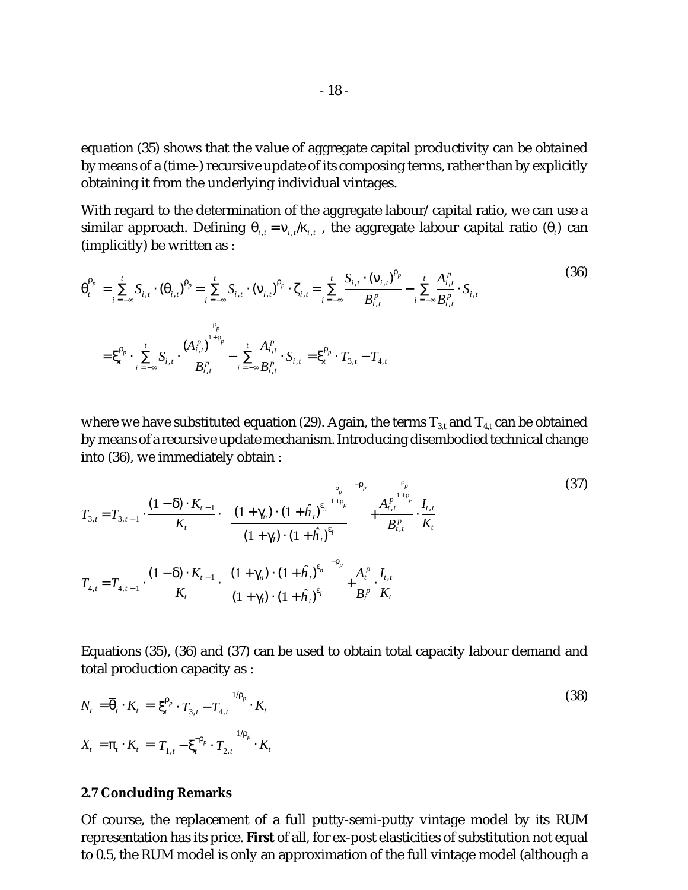equation (35) shows that the value of aggregate capital productivity can be obtained by means of a (time-) recursive update of its composing terms, rather than by explicitly obtaining it from the underlying individual vintages.

With regard to the determination of the aggregate labour/capital ratio, we can use a similar approach. Defining $\theta_{i,t} = \nu_{i,t}/\kappa_{i,t}$ , the aggregate labour capital ratio ($\bar{\theta}_t$) can (implicitly) be written as :

$$
\begin{aligned}
\bar{\theta}_t^{\rho_p} &= \sum_{i=-\infty}^{t} S_{i,t} \cdot (\theta_{i,t})^{\rho_p} = \sum_{i=-\infty}^{t} S_{i,t} \cdot (\nu_{i,t})^{\rho_p} \cdot \zeta_{i,t} = \sum_{i=-\infty}^{t} \frac{S_{i,t} \cdot (\nu_{i,t})^{\rho_p}}{B_{i,t}^{p}} - \sum_{i=-\infty}^{t} \frac{A_{i,t}^{p}}{B_{i,t}^{p}} \cdot S_{i,t} \\
&= \xi_t^{\rho_p} \cdot \sum_{i=-\infty}^{t} S_{i,t} \cdot \frac{\left(A_{i,t}^{p}\right)^{\frac{\rho_p}{1+\rho_p}}}{B_{i,t}^{p}} - \sum_{i=-\infty}^{t} \frac{A_{i,t}^{p}}{B_{i,t}^{p}} \cdot S_{i,t} = \xi_t^{\rho_p} \cdot T_{3,t} - T_{4,t}
\end{aligned}
\tag{36}
$$

where we have substituted equation (29). Again, the terms $T_{3,t}$ and $T_{4,t}$ can be obtained by means of a recursive update mechanism. Introducing disembodied technical change into (36), we immediately obtain :

$$
\begin{aligned}
T_{3,t} &= T_{3,t-1} \cdot \frac{(1-\delta) \cdot K_{t-1}}{K_t} \cdot \left[ \frac{\left[(1+\gamma_n) \cdot (1+\hat{h}_t)^{\varepsilon_n}\right]^{\frac{\rho_p}{1+\rho_p}}}{(1+\gamma_l) \cdot (1+\hat{h}_t)^{\varepsilon_l}} \right]^{-\rho_p} + \frac{\left(A_{t,t}^{p}\right)^{\frac{\rho_p}{1+\rho_p}}}{B_{t,t}^{p}} \cdot \frac{I_{t,t}}{K_t} \\
T_{4,t} &= T_{4,t-1} \cdot \frac{(1-\delta) \cdot K_{t-1}}{K_t} \cdot \left[ \frac{(1+\gamma_n) \cdot (1+\hat{h}_t)^{\varepsilon_n}}{(1+\gamma_l) \cdot (1+\hat{h}_t)^{\varepsilon_l}} \right]^{-\rho_p} + \frac{A_t^{p}}{B_t^{p}} \cdot \frac{I_{t,t}}{K_t}
\end{aligned}
\tag{37}
$$

Equations (35), (36) and (37) can be used to obtain total capacity labour demand and total production capacity as :

$$
\begin{aligned}
N_t &= \bar{\theta}_t \cdot K_t = \left[ \xi_t^{\rho_p} \cdot T_{3,t} - T_{4,t} \right]^{1/\rho_p} \cdot K_t \\
X_t &= \pi_t \cdot K_t = \left[ T_{1,t} - \xi_t^{-\rho_p} \cdot T_{2,t} \right]^{1/\rho_p} \cdot K_t
\end{aligned}
\tag{38}
$$

## 2.7 Concluding Remarks

Of course, the replacement of a full putty-semi-putty vintage model by its RUM representation has its price. **First** of all, for ex-post elasticities of substitution not equal to 0.5, the RUM model is only an approximation of the full vintage model (although a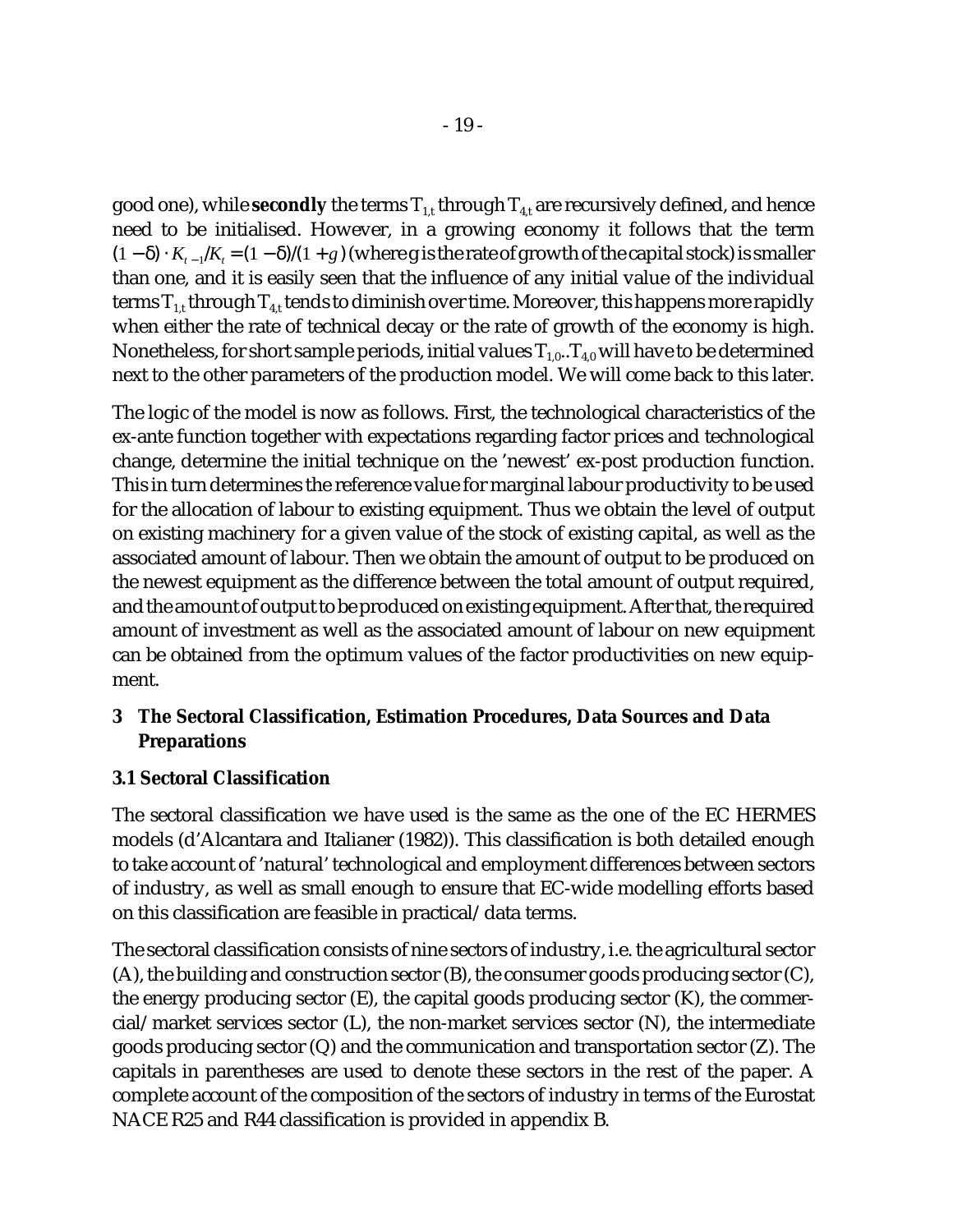good one), while **secondly** the terms $T_{1,t}$ through $T_{4,t}$ are recursively defined, and hence need to be initialised. However, in a growing economy it follows that the term $(1-\delta)\cdot K_{t-1}/K_t = (1-\delta)/(1+g)$ (where g is the rate of growth of the capital stock) is smaller than one, and it is easily seen that the influence of any initial value of the individual terms $T_{1,t}$ through $T_{4,t}$ tends to diminish over time. Moreover, this happens more rapidly when either the rate of technical decay or the rate of growth of the economy is high. Nonetheless, for short sample periods, initial values $T_{1,0}..T_{4,0}$ will have to be determined next to the other parameters of the production model. We will come back to this later.

The logic of the model is now as follows. First, the technological characteristics of the ex-ante function together with expectations regarding factor prices and technological change, determine the initial technique on the 'newest' ex-post production function. This in turn determines the reference value for marginal labour productivity to be used for the allocation of labour to existing equipment. Thus we obtain the level of output on existing machinery for a given value of the stock of existing capital, as well as the associated amount of labour. Then we obtain the amount of output to be produced on the newest equipment as the difference between the total amount of output required, and the amount of output to be produced on existing equipment. After that, the required amount of investment as well as the associated amount of labour on new equipment can be obtained from the optimum values of the factor productivities on new equipment.

## 3 The Sectoral Classification, Estimation Procedures, Data Sources and Data Preparations

### 3.1 Sectoral Classification

The sectoral classification we have used is the same as the one of the EC HERMES models (d'Alcantara and Italianer (1982)). This classification is both detailed enough to take account of 'natural' technological and employment differences between sectors of industry, as well as small enough to ensure that EC-wide modelling efforts based on this classification are feasible in practical/data terms.

The sectoral classification consists of nine sectors of industry, i.e. the agricultural sector (A), the building and construction sector (B), the consumer goods producing sector (C), the energy producing sector (E), the capital goods producing sector (K), the commercial/market services sector (L), the non-market services sector (N), the intermediate goods producing sector (Q) and the communication and transportation sector (Z). The capitals in parentheses are used to denote these sectors in the rest of the paper. A complete account of the composition of the sectors of industry in terms of the Eurostat NACE R25 and R44 classification is provided in appendix B.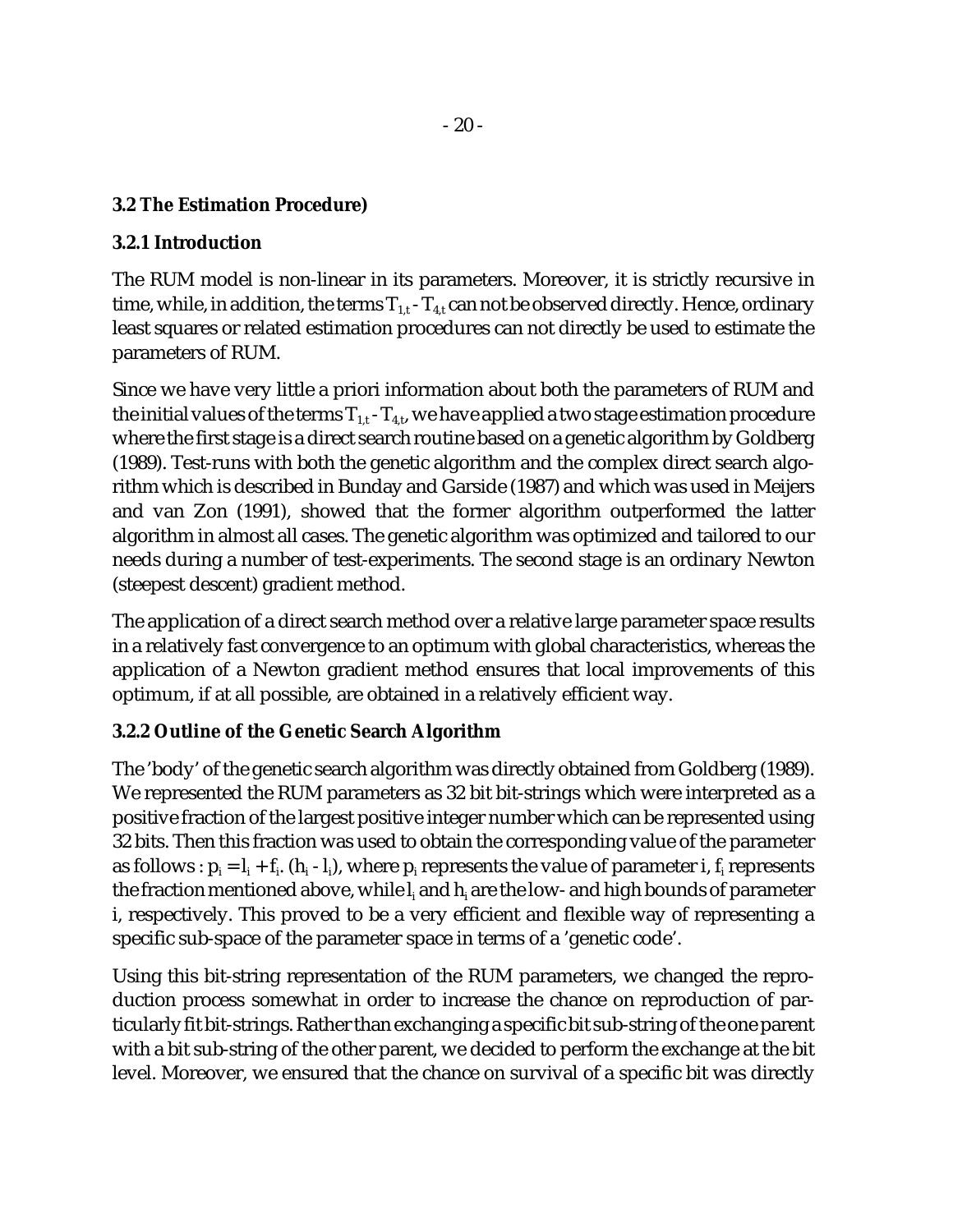### 3.2 The Estimation Procedure)

#### 3.2.1 Introduction

The RUM model is non-linear in its parameters. Moreover, it is strictly recursive in time, while, in addition, the terms $T_{1,t}$ - $T_{4,t}$ can not be observed directly. Hence, ordinary least squares or related estimation procedures can not directly be used to estimate the parameters of RUM.

Since we have very little a priori information about both the parameters of RUM and the initial values of the terms $T_{1,t}$ - $T_{4,t}$, we have applied a two stage estimation procedure where the first stage is a direct search routine based on a genetic algorithm by Goldberg (1989). Test-runs with both the genetic algorithm and the complex direct search algorithm which is described in Bunday and Garside (1987) and which was used in Meijers and van Zon (1991), showed that the former algorithm outperformed the latter algorithm in almost all cases. The genetic algorithm was optimized and tailored to our needs during a number of test-experiments. The second stage is an ordinary Newton (steepest descent) gradient method.

The application of a direct search method over a relative large parameter space results in a relatively fast convergence to an optimum with global characteristics, whereas the application of a Newton gradient method ensures that local improvements of this optimum, if at all possible, are obtained in a relatively efficient way.

#### 3.2.2 Outline of the Genetic Search Algorithm

The 'body' of the genetic search algorithm was directly obtained from Goldberg (1989). We represented the RUM parameters as 32 bit bit-strings which were interpreted as a positive fraction of the largest positive integer number which can be represented using 32 bits. Then this fraction was used to obtain the corresponding value of the parameter as follows : $p_i = l_i + f_i . (h_i - l_i)$, where $p_i$ represents the value of parameter i, $f_i$ represents the fraction mentioned above, while $l_i$ and $h_i$ are the low- and high bounds of parameter i, respectively. This proved to be a very efficient and flexible way of representing a specific sub-space of the parameter space in terms of a 'genetic code'.

Using this bit-string representation of the RUM parameters, we changed the reproduction process somewhat in order to increase the chance on reproduction of particularly fit bit-strings. Rather than exchanging a specific bit sub-string of the one parent with a bit sub-string of the other parent, we decided to perform the exchange at the bit level. Moreover, we ensured that the chance on survival of a specific bit was directly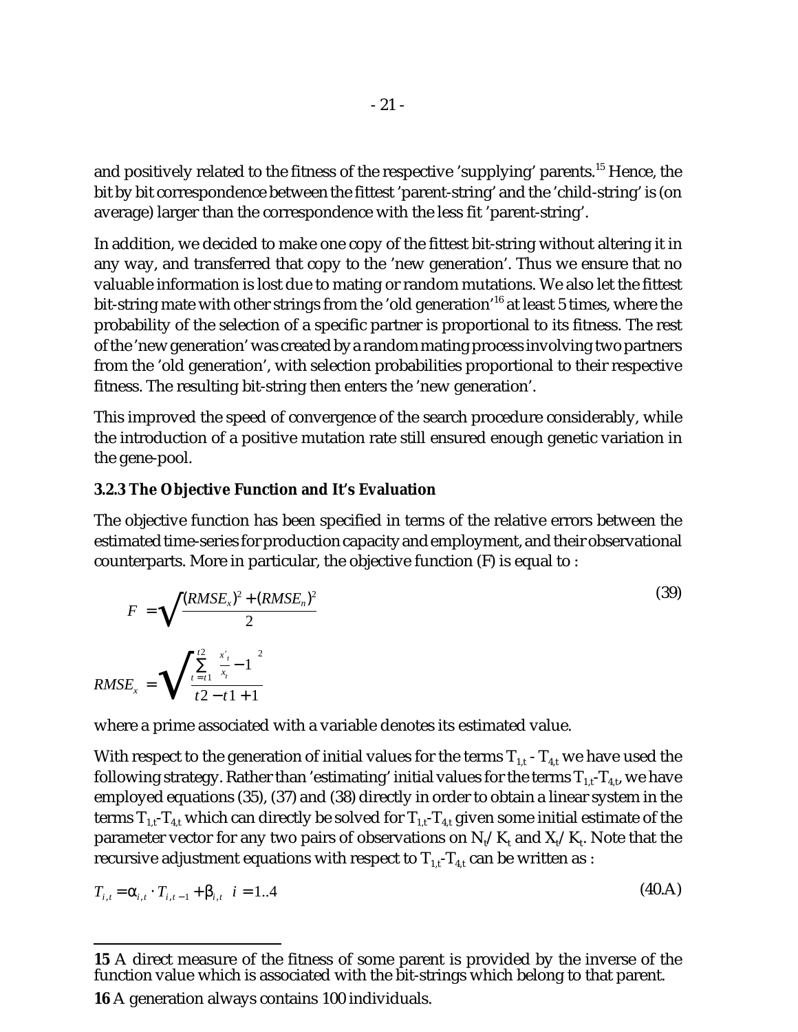and positively related to the fitness of the respective 'supplying' parents.[15] Hence, the bit by bit correspondence between the fittest 'parent-string' and the 'child-string' is (on average) larger than the correspondence with the less fit 'parent-string'.

In addition, we decided to make one copy of the fittest bit-string without altering it in any way, and transferred that copy to the 'new generation'. Thus we ensure that no valuable information is lost due to mating or random mutations. We also let the fittest bit-string mate with other strings from the 'old generation'[16] at least 5 times, where the probability of the selection of a specific partner is proportional to its fitness. The rest of the 'new generation' was created by a random mating process involving two partners from the 'old generation', with selection probabilities proportional to their respective fitness. The resulting bit-string then enters the 'new generation'.

This improved the speed of convergence of the search procedure considerably, while the introduction of a positive mutation rate still ensured enough genetic variation in the gene-pool.

### 3.2.3 The Objective Function and It's Evaluation

The objective function has been specified in terms of the relative errors between the estimated time-series for production capacity and employment, and their observational counterparts. More in particular, the objective function (F) is equal to :

$$F = \sqrt{\frac{(RMSE_x)^2 + (RMSE_n)^2}{2}} \tag{39}$$

$$RMSE_x = \sqrt{\frac{\sum_{t=t1}^{t2} \left(\frac{x'_t}{x_t} - 1\right)^2}{t2 - t1 + 1}}$$

where a prime associated with a variable denotes its estimated value.

With respect to the generation of initial values for the terms $T_{1,t}$ - $T_{4,t}$ we have used the following strategy. Rather than 'estimating' initial values for the terms $T_{1,t}$-$T_{4,t}$, we have employed equations (35), (37) and (38) directly in order to obtain a linear system in the terms $T_{1,t}$-$T_{4,t}$ which can directly be solved for $T_{1,t}$-$T_{4,t}$ given some initial estimate of the parameter vector for any two pairs of observations on $N_t/K_t$ and $X_t/K_t$. Note that the recursive adjustment equations with respect to $T_{1,t}$-$T_{4,t}$ can be written as :

$$T_{i,t} = \alpha_{i,t} \cdot T_{i,t-1} + \beta_{i,t} \quad i = 1..4 \tag{40.A}$$

---

**15** A direct measure of the fitness of some parent is provided by the inverse of the function value which is associated with the bit-strings which belong to that parent.

**16** A generation always contains 100 individuals.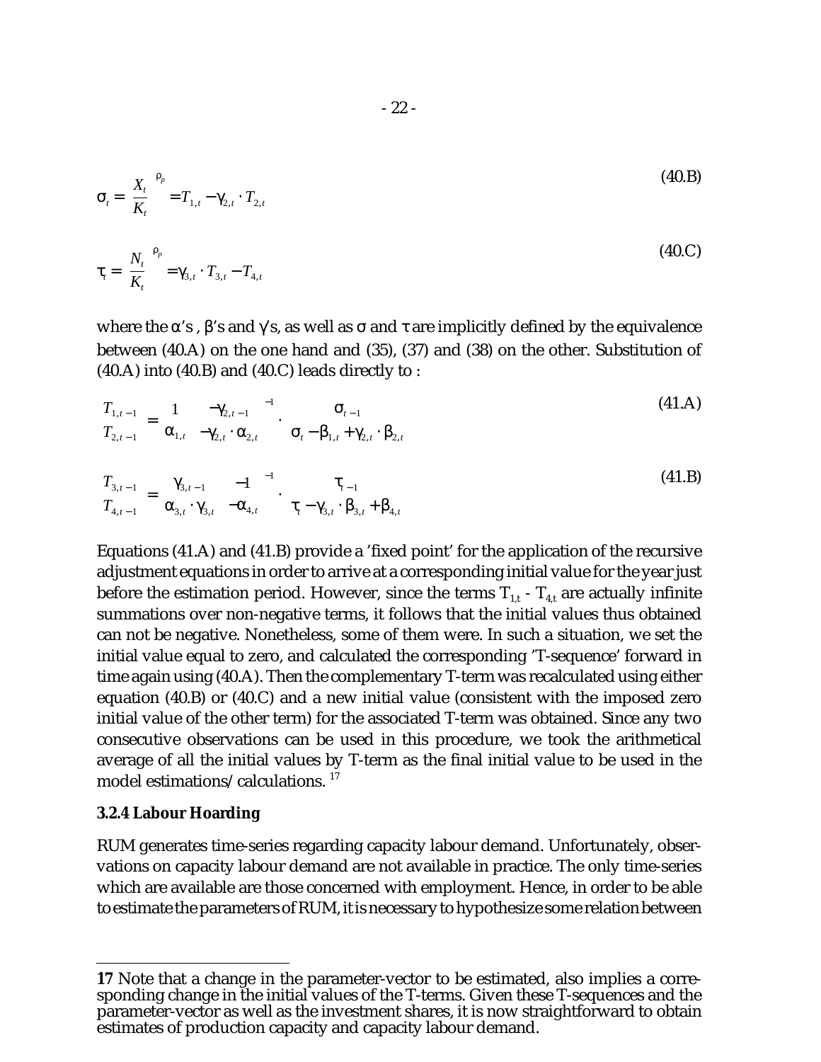$$\sigma_t = \left(\frac{X_t}{K_t}\right)^{\rho_p} = T_{1,t} - \gamma_{2,t} \cdot T_{2,t} \tag{40.B}$$

$$\tau_t = \left(\frac{N_t}{K_t}\right)^{\rho_p} = \gamma_{3,t} \cdot T_{3,t} - T_{4,t} \tag{40.C}$$

where the $\alpha$'s , $\beta$'s and $\gamma$'s, as well as $\sigma$ and $\tau$ are implicitly defined by the equivalence between (40.A) on the one hand and (35), (37) and (38) on the other. Substitution of (40.A) into (40.B) and (40.C) leads directly to :

$$\begin{pmatrix} T_{1,t-1} \\ T_{2,t-1} \end{pmatrix} = \begin{pmatrix} 1 & -\gamma_{2,t-1} \\ \alpha_{1,t} & -\gamma_{2,t} \cdot \alpha_{2,t} \end{pmatrix}^{-1} \cdot \begin{pmatrix} \sigma_{t-1} \\ \sigma_t - \beta_{1,t} + \gamma_{2,t} \cdot \beta_{2,t} \end{pmatrix} \tag{41.A}$$

$$\begin{pmatrix} T_{3,t-1} \\ T_{4,t-1} \end{pmatrix} = \begin{pmatrix} \gamma_{3,t-1} & -1 \\ \alpha_{3,t} \cdot \gamma_{3,t} & -\alpha_{4,t} \end{pmatrix}^{-1} \cdot \begin{pmatrix} \tau_{t-1} \\ \tau_t - \gamma_{3,t} \cdot \beta_{3,t} + \beta_{4,t} \end{pmatrix} \tag{41.B}$$

Equations (41.A) and (41.B) provide a 'fixed point' for the application of the recursive adjustment equations in order to arrive at a corresponding initial value for the year just before the estimation period. However, since the terms $T_{1,t}$ - $T_{4,t}$ are actually infinite summations over non-negative terms, it follows that the initial values thus obtained can not be negative. Nonetheless, some of them were. In such a situation, we set the initial value equal to zero, and calculated the corresponding 'T-sequence' forward in time again using (40.A). Then the complementary T-term was recalculated using either equation (40.B) or (40.C) and a new initial value (consistent with the imposed zero initial value of the other term) for the associated T-term was obtained. Since any two consecutive observations can be used in this procedure, we took the arithmetical average of all the initial values by T-term as the final initial value to be used in the model estimations/calculations. [17]

### 3.2.4 Labour Hoarding

RUM generates time-series regarding capacity labour demand. Unfortunately, observations on capacity labour demand are not available in practice. The only time-series which are available are those concerned with employment. Hence, in order to be able to estimate the parameters of RUM, it is necessary to hypothesize some relation between

---

**17** Note that a change in the parameter-vector to be estimated, also implies a corresponding change in the initial values of the T-terms. Given these T-sequences and the parameter-vector as well as the investment shares, it is now straightforward to obtain estimates of production capacity and capacity labour demand.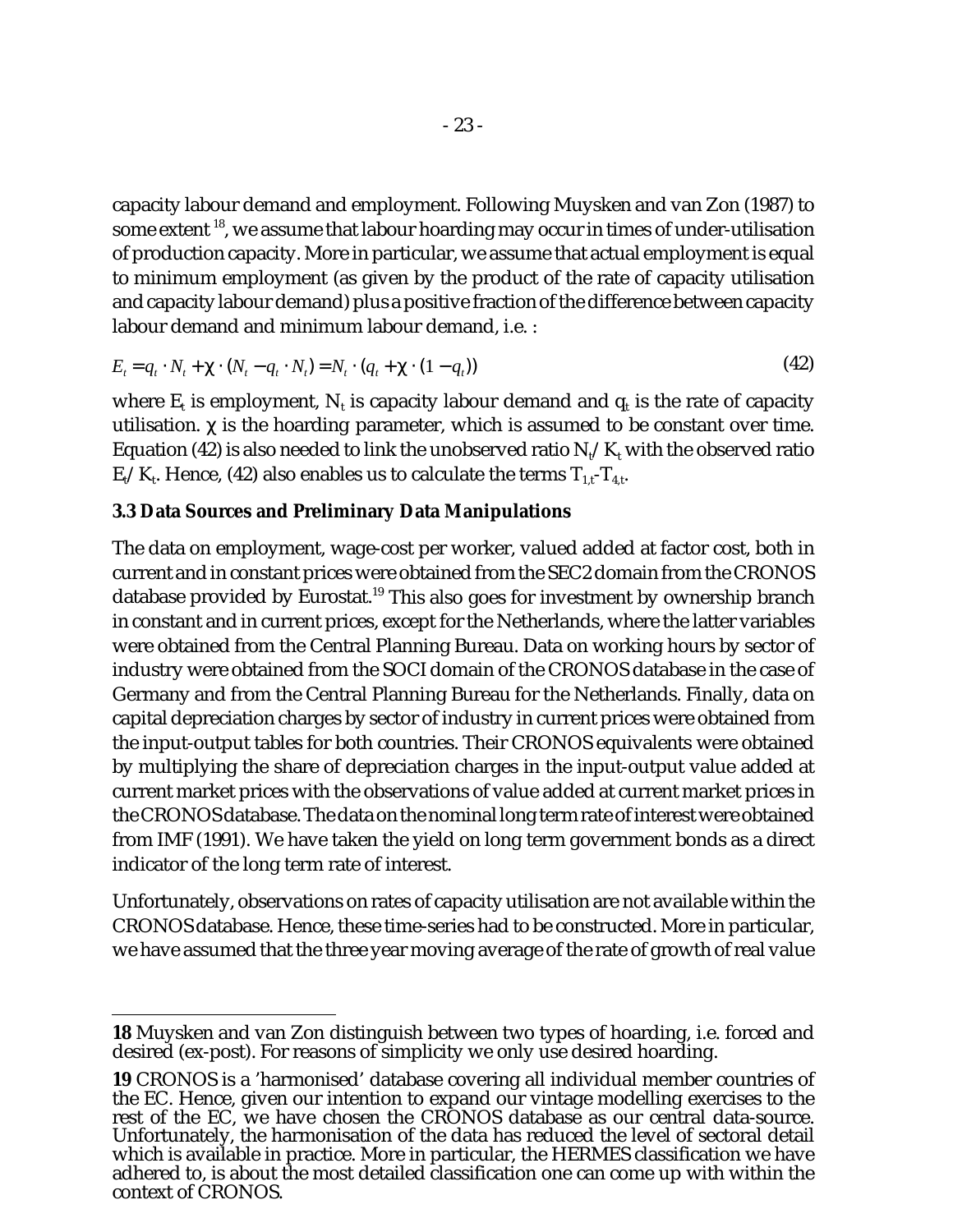capacity labour demand and employment. Following Muysken and van Zon (1987) to some extent [18], we assume that labour hoarding may occur in times of under-utilisation of production capacity. More in particular, we assume that actual employment is equal to minimum employment (as given by the product of the rate of capacity utilisation and capacity labour demand) plus a positive fraction of the difference between capacity labour demand and minimum labour demand, i.e. :

$$E_t = q_t \cdot N_t + \chi \cdot (N_t - q_t \cdot N_t) = N_t \cdot (q_t + \chi \cdot (1 - q_t)) \tag{42}$$

where $E_t$ is employment, $N_t$ is capacity labour demand and $q_t$ is the rate of capacity utilisation. $\chi$ is the hoarding parameter, which is assumed to be constant over time. Equation (42) is also needed to link the unobserved ratio $N_t/K_t$ with the observed ratio $E_t/K_t$. Hence, (42) also enables us to calculate the terms $T_{1,t}$-$T_{4,t}$.

### 3.3 Data Sources and Preliminary Data Manipulations

The data on employment, wage-cost per worker, valued added at factor cost, both in current and in constant prices were obtained from the SEC2 domain from the CRONOS database provided by Eurostat.[19] This also goes for investment by ownership branch in constant and in current prices, except for the Netherlands, where the latter variables were obtained from the Central Planning Bureau. Data on working hours by sector of industry were obtained from the SOCI domain of the CRONOS database in the case of Germany and from the Central Planning Bureau for the Netherlands. Finally, data on capital depreciation charges by sector of industry in current prices were obtained from the input-output tables for both countries. Their CRONOS equivalents were obtained by multiplying the share of depreciation charges in the input-output value added at current market prices with the observations of value added at current market prices in the CRONOS database. The data on the nominal long term rate of interest were obtained from IMF (1991). We have taken the yield on long term government bonds as a direct indicator of the long term rate of interest.

Unfortunately, observations on rates of capacity utilisation are not available within the CRONOS database. Hence, these time-series had to be constructed. More in particular, we have assumed that the three year moving average of the rate of growth of real value

---

**18** Muysken and van Zon distinguish between two types of hoarding, i.e. forced and desired (ex-post). For reasons of simplicity we only use desired hoarding.

**19** CRONOS is a 'harmonised' database covering all individual member countries of the EC. Hence, given our intention to expand our vintage modelling exercises to the rest of the EC, we have chosen the CRONOS database as our central data-source. Unfortunately, the harmonisation of the data has reduced the level of sectoral detail which is available in practice. More in particular, the HERMES classification we have adhered to, is about the most detailed classification one can come up with within the context of CRONOS.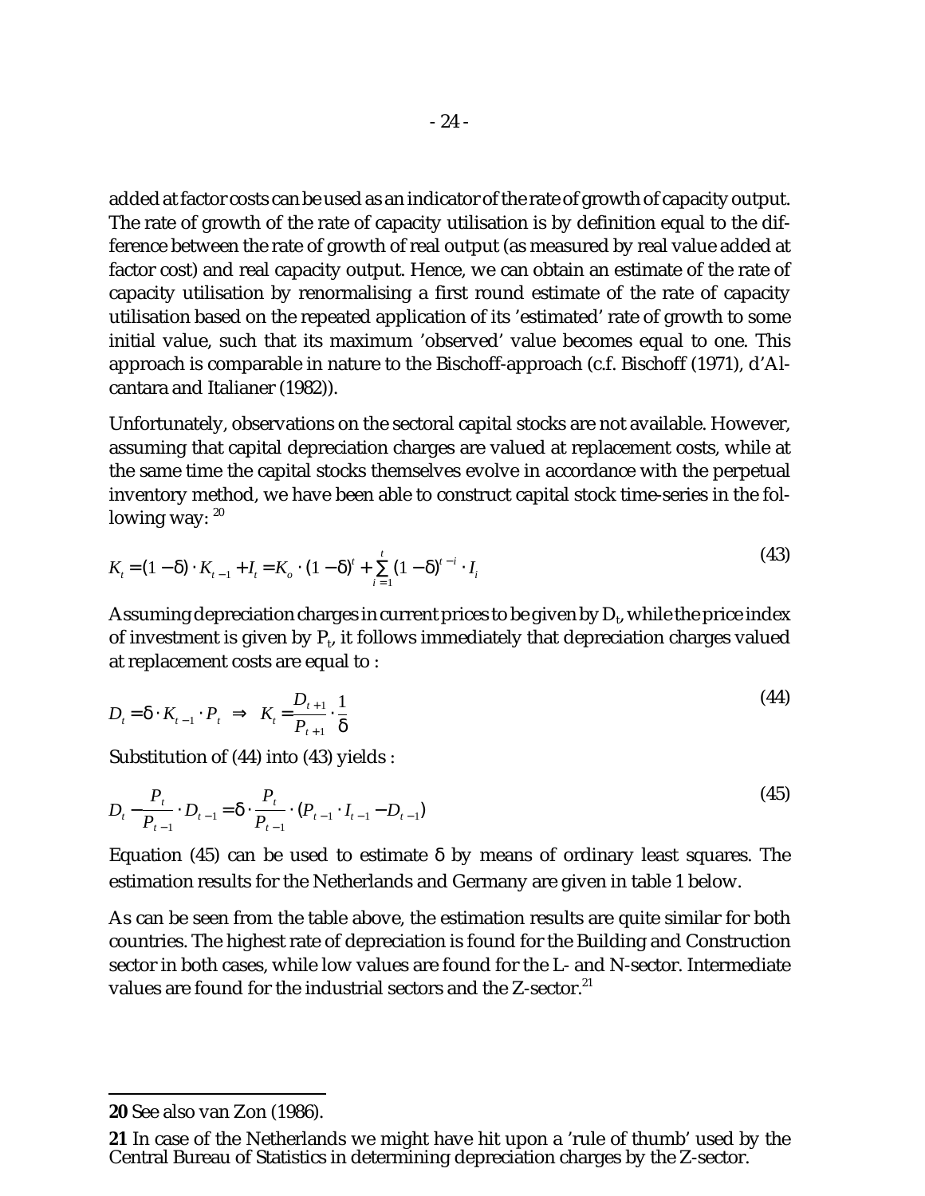added at factor costs can be used as an indicator of the rate of growth of capacity output. The rate of growth of the rate of capacity utilisation is by definition equal to the difference between the rate of growth of real output (as measured by real value added at factor cost) and real capacity output. Hence, we can obtain an estimate of the rate of capacity utilisation by renormalising a first round estimate of the rate of capacity utilisation based on the repeated application of its 'estimated' rate of growth to some initial value, such that its maximum 'observed' value becomes equal to one. This approach is comparable in nature to the Bischoff-approach (c.f. Bischoff (1971), d'Alcantara and Italianer (1982)).

Unfortunately, observations on the sectoral capital stocks are not available. However, assuming that capital depreciation charges are valued at replacement costs, while at the same time the capital stocks themselves evolve in accordance with the perpetual inventory method, we have been able to construct capital stock time-series in the following way: [20]

$$K_t = (1-\delta)\cdot K_{t-1} + I_t = K_o \cdot (1-\delta)^t + \sum_{i=1}^{t} (1-\delta)^{t-i} \cdot I_i \tag{43}$$

Assuming depreciation charges in current prices to be given by $D_t$, while the price index of investment is given by $P_t$, it follows immediately that depreciation charges valued at replacement costs are equal to :

$$D_t = \delta \cdot K_{t-1} \cdot P_t \;\; \Rightarrow \;\; K_t = \frac{D_{t+1}}{P_{t+1}} \cdot \frac{1}{\delta} \tag{44}$$

Substitution of (44) into (43) yields :

$$D_t - \frac{P_t}{P_{t-1}} \cdot D_{t-1} = \delta \cdot \frac{P_t}{P_{t-1}} \cdot (P_{t-1} \cdot I_{t-1} - D_{t-1}) \tag{45}$$

Equation (45) can be used to estimate $\delta$ by means of ordinary least squares. The estimation results for the Netherlands and Germany are given in table 1 below.

As can be seen from the table above, the estimation results are quite similar for both countries. The highest rate of depreciation is found for the Building and Construction sector in both cases, while low values are found for the L- and N-sector. Intermediate values are found for the industrial sectors and the Z-sector.[21]

---

**20** See also van Zon (1986).

**21** In case of the Netherlands we might have hit upon a 'rule of thumb' used by the Central Bureau of Statistics in determining depreciation charges by the Z-sector.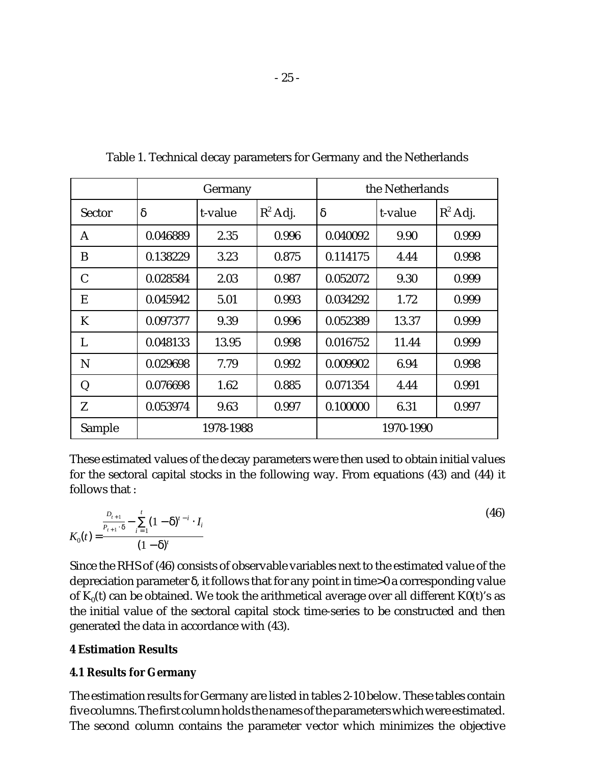Table 1. Technical decay parameters for Germany and the Netherlands

| | Germany | | | the Netherlands | | |
|---|---|---|---|---|---|---|
| Sector | δ | t-value | $R^2$ Adj. | δ | t-value | $R^2$ Adj. |
| A | 0.046889 | 2.35 | 0.996 | 0.040092 | 9.90 | 0.999 |
| B | 0.138229 | 3.23 | 0.875 | 0.114175 | 4.44 | 0.998 |
| C | 0.028584 | 2.03 | 0.987 | 0.052072 | 9.30 | 0.999 |
| E | 0.045942 | 5.01 | 0.993 | 0.034292 | 1.72 | 0.999 |
| K | 0.097377 | 9.39 | 0.996 | 0.052389 | 13.37 | 0.999 |
| L | 0.048133 | 13.95 | 0.998 | 0.016752 | 11.44 | 0.999 |
| N | 0.029698 | 7.79 | 0.992 | 0.009902 | 6.94 | 0.998 |
| Q | 0.076698 | 1.62 | 0.885 | 0.071354 | 4.44 | 0.991 |
| Z | 0.053974 | 9.63 | 0.997 | 0.100000 | 6.31 | 0.997 |
| Sample | 1978-1988 | | | 1970-1990 | | |

These estimated values of the decay parameters were then used to obtain initial values for the sectoral capital stocks in the following way. From equations (43) and (44) it follows that :

$$K_0(t) = \frac{\frac{D_{t+1}}{P_{t+1} \cdot \delta} - \sum_{i=1}^{t} (1-\delta)^{t-i} \cdot I_i}{(1-\delta)^t} \tag{46}$$

Since the RHS of (46) consists of observable variables next to the estimated value of the depreciation parameter δ, it follows that for any point in time>0 a corresponding value of $K_0(t)$ can be obtained. We took the arithmetical average over all different K0(t)'s as the initial value of the sectoral capital stock time-series to be constructed and then generated the data in accordance with (43).

## 4 Estimation Results

### 4.1 Results for Germany

The estimation results for Germany are listed in tables 2-10 below. These tables contain five columns. The first column holds the names of the parameters which were estimated. The second column contains the parameter vector which minimizes the objective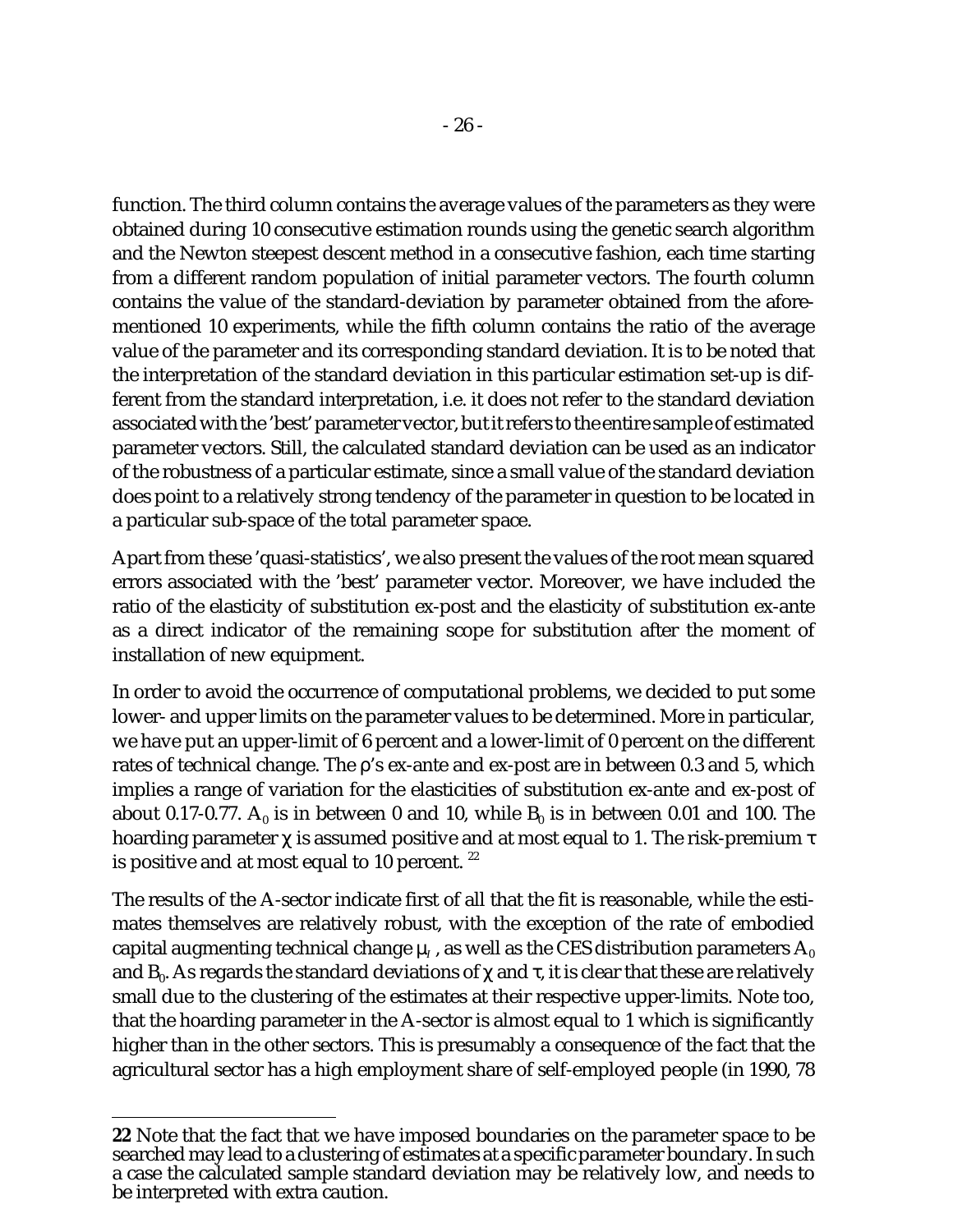function. The third column contains the average values of the parameters as they were obtained during 10 consecutive estimation rounds using the genetic search algorithm and the Newton steepest descent method in a consecutive fashion, each time starting from a different random population of initial parameter vectors. The fourth column contains the value of the standard-deviation by parameter obtained from the aforementioned 10 experiments, while the fifth column contains the ratio of the average value of the parameter and its corresponding standard deviation. It is to be noted that the interpretation of the standard deviation in this particular estimation set-up is different from the standard interpretation, i.e. it does not refer to the standard deviation associated with the 'best' parameter vector, but it refers to the entire sample of estimated parameter vectors. Still, the calculated standard deviation can be used as an indicator of the robustness of a particular estimate, since a small value of the standard deviation does point to a relatively strong tendency of the parameter in question to be located in a particular sub-space of the total parameter space.

Apart from these 'quasi-statistics', we also present the values of the root mean squared errors associated with the 'best' parameter vector. Moreover, we have included the ratio of the elasticity of substitution ex-post and the elasticity of substitution ex-ante as a direct indicator of the remaining scope for substitution after the moment of installation of new equipment.

In order to avoid the occurrence of computational problems, we decided to put some lower- and upper limits on the parameter values to be determined. More in particular, we have put an upper-limit of 6 percent and a lower-limit of 0 percent on the different rates of technical change. The $\rho$'s ex-ante and ex-post are in between 0.3 and 5, which implies a range of variation for the elasticities of substitution ex-ante and ex-post of about 0.17-0.77. $A_0$ is in between 0 and 10, while $B_0$ is in between 0.01 and 100. The hoarding parameter $\chi$ is assumed positive and at most equal to 1. The risk-premium $\tau$ is positive and at most equal to 10 percent. [22]

The results of the A-sector indicate first of all that the fit is reasonable, while the estimates themselves are relatively robust, with the exception of the rate of embodied capital augmenting technical change $\mu_r$ , as well as the CES distribution parameters $A_0$ and $B_0$. As regards the standard deviations of $\chi$ and $\tau$, it is clear that these are relatively small due to the clustering of the estimates at their respective upper-limits. Note too, that the hoarding parameter in the A-sector is almost equal to 1 which is significantly higher than in the other sectors. This is presumably a consequence of the fact that the agricultural sector has a high employment share of self-employed people (in 1990, 78

---

**22** Note that the fact that we have imposed boundaries on the parameter space to be searched may lead to a clustering of estimates at a specific parameter boundary. In such a case the calculated sample standard deviation may be relatively low, and needs to be interpreted with extra caution.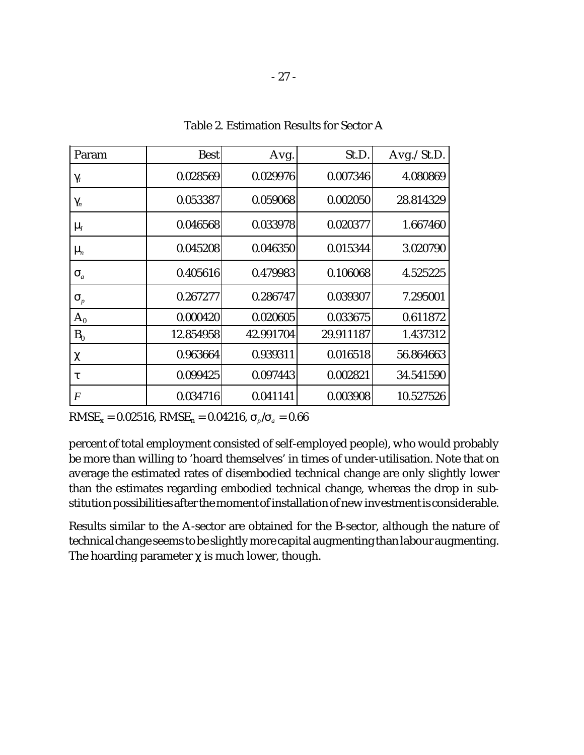Table 2. Estimation Results for Sector A

| Param | Best | Avg. | St.D. | Avg./St.D. |
|---|---|---|---|---|
| $\gamma_l$ | 0.028569 | 0.029976 | 0.007346 | 4.080869 |
| $\gamma_n$ | 0.053387 | 0.059068 | 0.002050 | 28.814329 |
| $\mu_l$ | 0.046568 | 0.033978 | 0.020377 | 1.667460 |
| $\mu_n$ | 0.045208 | 0.046350 | 0.015344 | 3.020790 |
| $\sigma_a$ | 0.405616 | 0.479983 | 0.106068 | 4.525225 |
| $\sigma_p$ | 0.267277 | 0.286747 | 0.039307 | 7.295001 |
| $A_0$ | 0.000420 | 0.020605 | 0.033675 | 0.611872 |
| $B_0$ | 12.854958 | 42.991704 | 29.911187 | 1.437312 |
| $\chi$ | 0.963664 | 0.939311 | 0.016518 | 56.864663 |
| $\tau$ | 0.099425 | 0.097443 | 0.002821 | 34.541590 |
| $F$ | 0.034716 | 0.041141 | 0.003908 | 10.527526 |

$\text{RMSE}_x = 0.02516$, $\text{RMSE}_n = 0.04216$, $\sigma_p/\sigma_a = 0.66$

percent of total employment consisted of self-employed people), who would probably be more than willing to 'hoard themselves' in times of under-utilisation. Note that on average the estimated rates of disembodied technical change are only slightly lower than the estimates regarding embodied technical change, whereas the drop in substitution possibilities after the moment of installation of new investment is considerable.

Results similar to the A-sector are obtained for the B-sector, although the nature of technical change seems to be slightly more capital augmenting than labour augmenting. The hoarding parameter $\chi$ is much lower, though.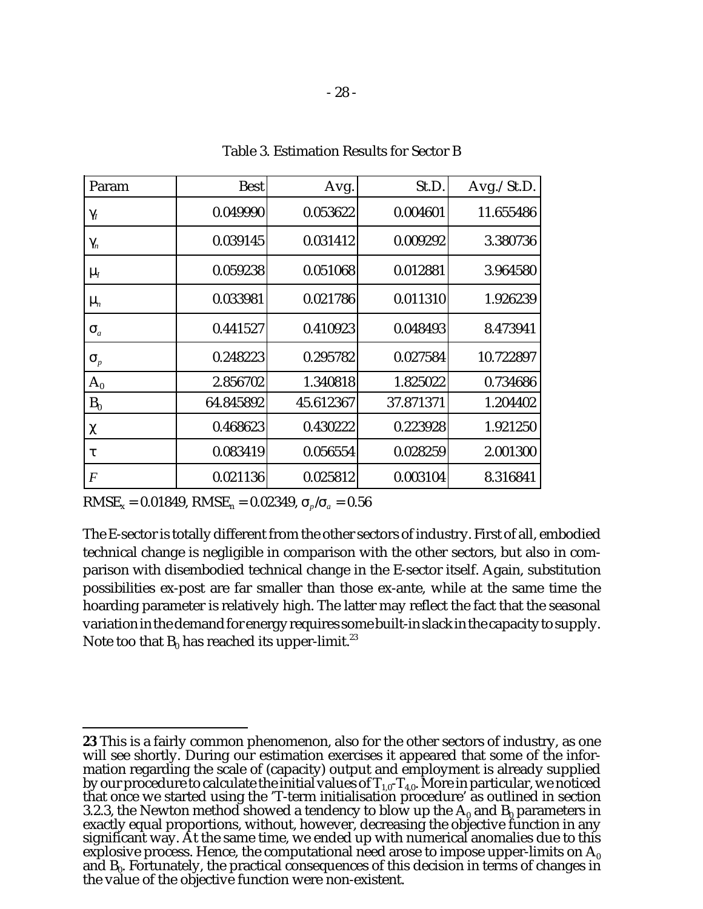Table 3. Estimation Results for Sector B

| Param | Best | Avg. | St.D. | Avg./St.D. |
|---|---|---|---|---|
| $\gamma_l$ | 0.049990 | 0.053622 | 0.004601 | 11.655486 |
| $\gamma_n$ | 0.039145 | 0.031412 | 0.009292 | 3.380736 |
| $\mu_l$ | 0.059238 | 0.051068 | 0.012881 | 3.964580 |
| $\mu_n$ | 0.033981 | 0.021786 | 0.011310 | 1.926239 |
| $\sigma_a$ | 0.441527 | 0.410923 | 0.048493 | 8.473941 |
| $\sigma_p$ | 0.248223 | 0.295782 | 0.027584 | 10.722897 |
| $A_0$ | 2.856702 | 1.340818 | 1.825022 | 0.734686 |
| $B_0$ | 64.845892 | 45.612367 | 37.871371 | 1.204402 |
| $\chi$ | 0.468623 | 0.430222 | 0.223928 | 1.921250 |
| $\tau$ | 0.083419 | 0.056554 | 0.028259 | 2.001300 |
| $F$ | 0.021136 | 0.025812 | 0.003104 | 8.316841 |

$RMSE_x = 0.01849$, $RMSE_n = 0.02349$, $\sigma_p/\sigma_a = 0.56$

The E-sector is totally different from the other sectors of industry. First of all, embodied technical change is negligible in comparison with the other sectors, but also in comparison with disembodied technical change in the E-sector itself. Again, substitution possibilities ex-post are far smaller than those ex-ante, while at the same time the hoarding parameter is relatively high. The latter may reflect the fact that the seasonal variation in the demand for energy requires some built-in slack in the capacity to supply. Note too that $B_0$ has reached its upper-limit.[23]

---

**23** This is a fairly common phenomenon, also for the other sectors of industry, as one will see shortly. During our estimation exercises it appeared that some of the information regarding the scale of (capacity) output and employment is already supplied by our procedure to calculate the initial values of $T_{1,0}$-$T_{4,0}$. More in particular, we noticed that once we started using the 'T-term initialisation procedure' as outlined in section 3.2.3, the Newton method showed a tendency to blow up the $A_0$ and $B_0$ parameters in exactly equal proportions, without, however, decreasing the objective function in any significant way. At the same time, we ended up with numerical anomalies due to this explosive process. Hence, the computational need arose to impose upper-limits on $A_0$ and $B_0$. Fortunately, the practical consequences of this decision in terms of changes in the value of the objective function were non-existent.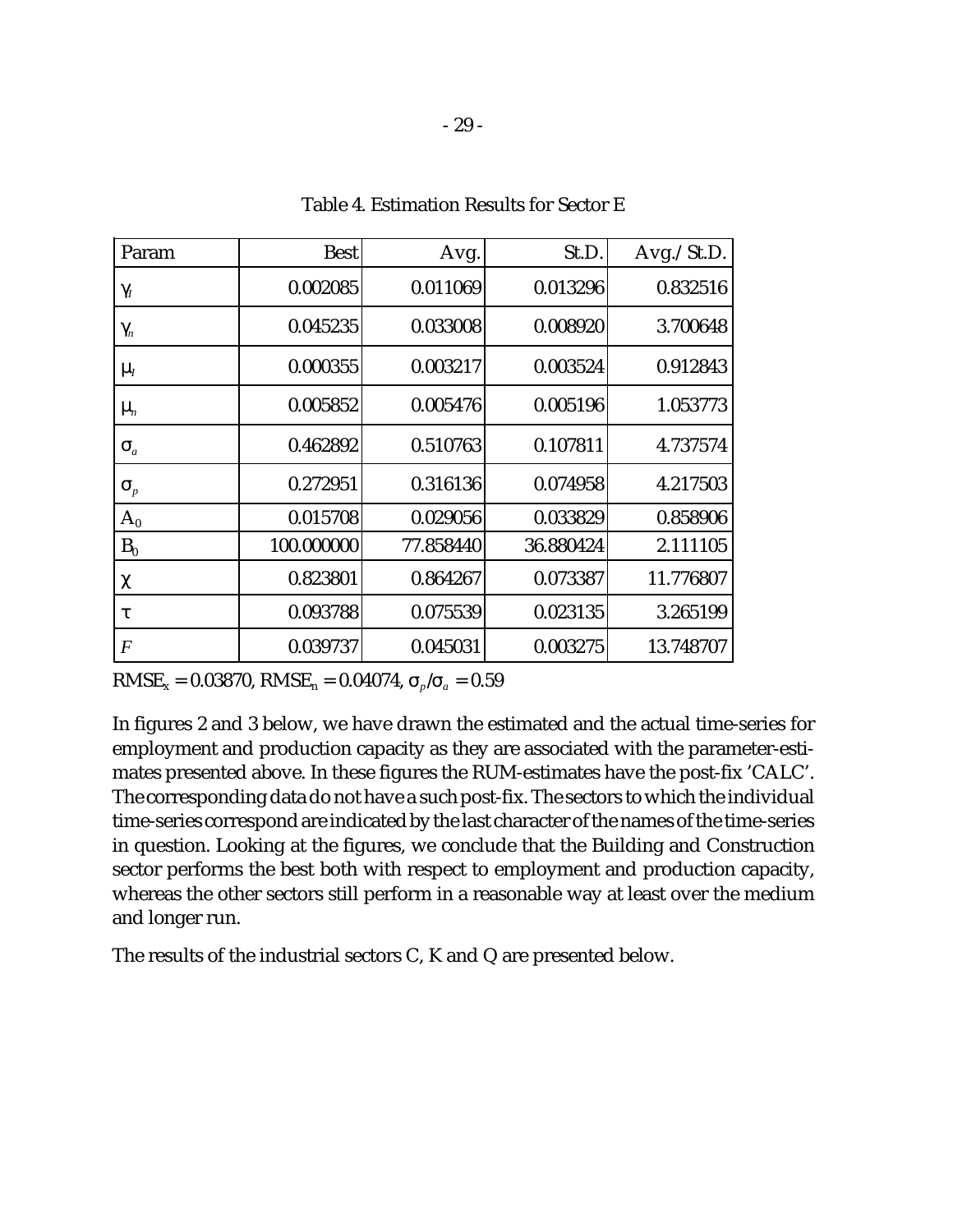Table 4. Estimation Results for Sector E

| Param | Best | Avg. | St.D. | Avg./St.D. |
|---|---|---|---|---|
| $\gamma_I$ | 0.002085 | 0.011069 | 0.013296 | 0.832516 |
| $\gamma_n$ | 0.045235 | 0.033008 | 0.008920 | 3.700648 |
| $\mu_I$ | 0.000355 | 0.003217 | 0.003524 | 0.912843 |
| $\mu_n$ | 0.005852 | 0.005476 | 0.005196 | 1.053773 |
| $\sigma_a$ | 0.462892 | 0.510763 | 0.107811 | 4.737574 |
| $\sigma_p$ | 0.272951 | 0.316136 | 0.074958 | 4.217503 |
| $A_0$ | 0.015708 | 0.029056 | 0.033829 | 0.858906 |
| $B_0$ | 100.000000 | 77.858440 | 36.880424 | 2.111105 |
| $\chi$ | 0.823801 | 0.864267 | 0.073387 | 11.776807 |
| $\tau$ | 0.093788 | 0.075539 | 0.023135 | 3.265199 |
| $F$ | 0.039737 | 0.045031 | 0.003275 | 13.748707 |

$\text{RMSE}_x = 0.03870$, $\text{RMSE}_n = 0.04074$, $\sigma_p/\sigma_a = 0.59$

In figures 2 and 3 below, we have drawn the estimated and the actual time-series for employment and production capacity as they are associated with the parameter-estimates presented above. In these figures the RUM-estimates have the post-fix 'CALC'. The corresponding data do not have a such post-fix. The sectors to which the individual time-series correspond are indicated by the last character of the names of the time-series in question. Looking at the figures, we conclude that the Building and Construction sector performs the best both with respect to employment and production capacity, whereas the other sectors still perform in a reasonable way at least over the medium and longer run.

The results of the industrial sectors C, K and Q are presented below.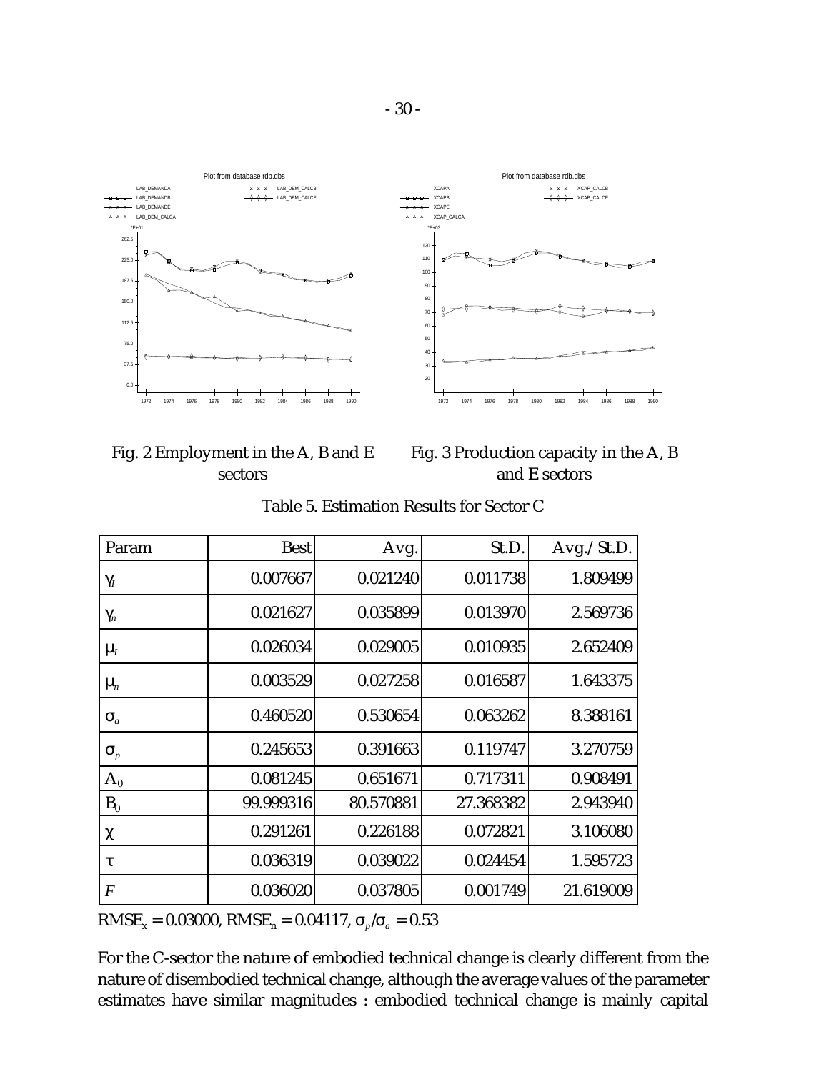Plot from database rdb.dbs

LAB_DEMANDA
LAB_DEMANDB
LAB_DEMANDE
LAB_DEM_CALCA
LAB_DEM_CALCB
LAB_DEM_CALCE

*E+01

262.5
225.0
187.5
150.0
112.5
75.0
37.5
0.0

1972 1974 1976 1978 1980 1982 1984 1986 1988 1990

Plot from database rdb.dbs

XCAPA
XCAPB
XCAPE
XCAP_CALCA
XCAP_CALCB
XCAP_CALCE

*E+03

120
110
100
90
80
70
60
50
40
30
20

1972 1974 1976 1978 1980 1982 1984 1986 1988 1990

Fig. 2 Employment in the A, B and E sectors

Fig. 3 Production capacity in the A, B and E sectors

Table 5. Estimation Results for Sector C

| Param | Best | Avg. | St.D. | Avg./St.D. |
|---|---|---|---|---|
| $\gamma_l$ | 0.007667 | 0.021240 | 0.011738 | 1.809499 |
| $\gamma_n$ | 0.021627 | 0.035899 | 0.013970 | 2.569736 |
| $\mu_l$ | 0.026034 | 0.029005 | 0.010935 | 2.652409 |
| $\mu_n$ | 0.003529 | 0.027258 | 0.016587 | 1.643375 |
| $\sigma_a$ | 0.460520 | 0.530654 | 0.063262 | 8.388161 |
| $\sigma_p$ | 0.245653 | 0.391663 | 0.119747 | 3.270759 |
| $A_0$ | 0.081245 | 0.651671 | 0.717311 | 0.908491 |
| $B_0$ | 99.999316 | 80.570881 | 27.368382 | 2.943940 |
| $\chi$ | 0.291261 | 0.226188 | 0.072821 | 3.106080 |
| $\tau$ | 0.036319 | 0.039022 | 0.024454 | 1.595723 |
| $F$ | 0.036020 | 0.037805 | 0.001749 | 21.619009 |

$RMSE_x = 0.03000$, $RMSE_n = 0.04117$, $\sigma_p/\sigma_a = 0.53$

For the C-sector the nature of embodied technical change is clearly different from the nature of disembodied technical change, although the average values of the parameter estimates have similar magnitudes : embodied technical change is mainly capital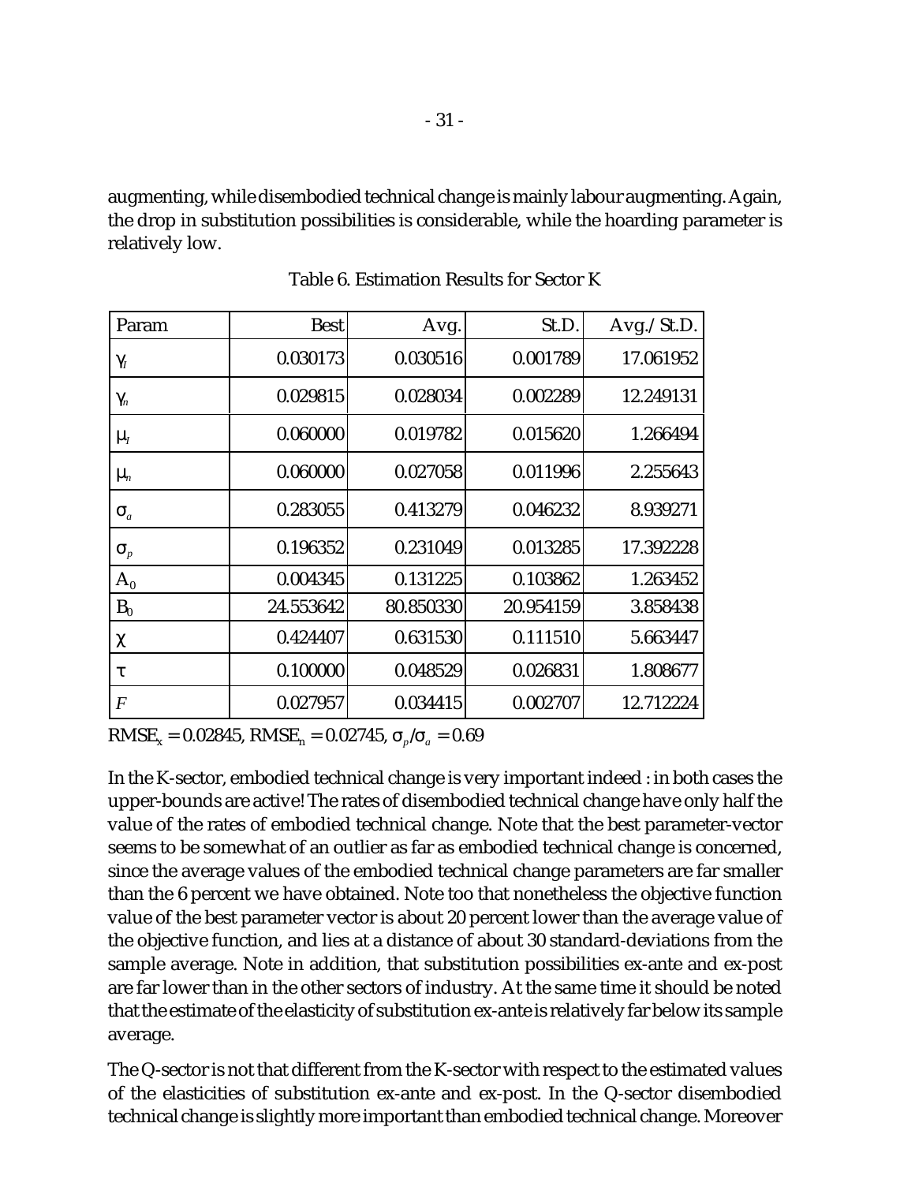augmenting, while disembodied technical change is mainly labour augmenting. Again, the drop in substitution possibilities is considerable, while the hoarding parameter is relatively low.

Table 6. Estimation Results for Sector K

| Param | Best | Avg. | St.D. | Avg./St.D. |
|---|---|---|---|---|
| $\gamma_l$ | 0.030173 | 0.030516 | 0.001789 | 17.061952 |
| $\gamma_n$ | 0.029815 | 0.028034 | 0.002289 | 12.249131 |
| $\mu_l$ | 0.060000 | 0.019782 | 0.015620 | 1.266494 |
| $\mu_n$ | 0.060000 | 0.027058 | 0.011996 | 2.255643 |
| $\sigma_a$ | 0.283055 | 0.413279 | 0.046232 | 8.939271 |
| $\sigma_p$ | 0.196352 | 0.231049 | 0.013285 | 17.392228 |
| $A_0$ | 0.004345 | 0.131225 | 0.103862 | 1.263452 |
| $B_0$ | 24.553642 | 80.850330 | 20.954159 | 3.858438 |
| $\chi$ | 0.424407 | 0.631530 | 0.111510 | 5.663447 |
| $\tau$ | 0.100000 | 0.048529 | 0.026831 | 1.808677 |
| $F$ | 0.027957 | 0.034415 | 0.002707 | 12.712224 |

$\text{RMSE}_x = 0.02845$, $\text{RMSE}_n = 0.02745$, $\sigma_p/\sigma_a = 0.69$

In the K-sector, embodied technical change is very important indeed : in both cases the upper-bounds are active! The rates of disembodied technical change have only half the value of the rates of embodied technical change. Note that the best parameter-vector seems to be somewhat of an outlier as far as embodied technical change is concerned, since the average values of the embodied technical change parameters are far smaller than the 6 percent we have obtained. Note too that nonetheless the objective function value of the best parameter vector is about 20 percent lower than the average value of the objective function, and lies at a distance of about 30 standard-deviations from the sample average. Note in addition, that substitution possibilities ex-ante and ex-post are far lower than in the other sectors of industry. At the same time it should be noted that the estimate of the elasticity of substitution ex-ante is relatively far below its sample average.

The Q-sector is not that different from the K-sector with respect to the estimated values of the elasticities of substitution ex-ante and ex-post. In the Q-sector disembodied technical change is slightly more important than embodied technical change. Moreover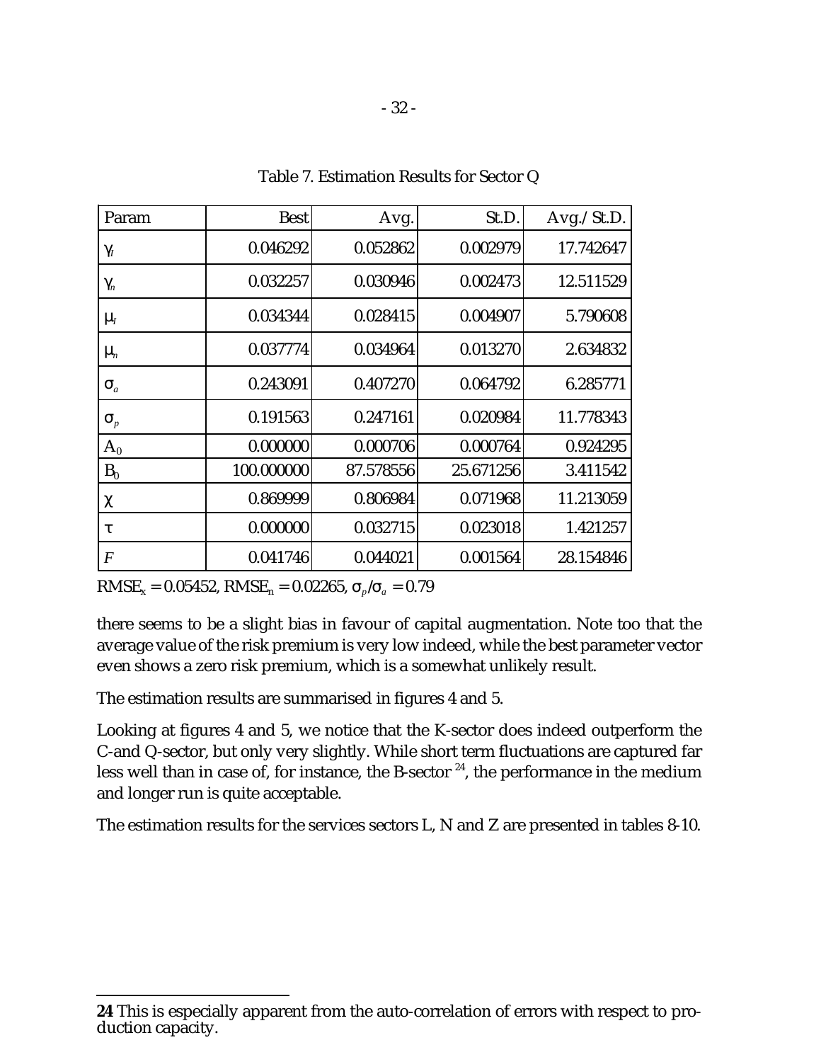Table 7. Estimation Results for Sector Q

| Param | Best | Avg. | St.D. | Avg./St.D. |
|---|---|---|---|---|
| $\gamma_l$ | 0.046292 | 0.052862 | 0.002979 | 17.742647 |
| $\gamma_n$ | 0.032257 | 0.030946 | 0.002473 | 12.511529 |
| $\mu_l$ | 0.034344 | 0.028415 | 0.004907 | 5.790608 |
| $\mu_n$ | 0.037774 | 0.034964 | 0.013270 | 2.634832 |
| $\sigma_a$ | 0.243091 | 0.407270 | 0.064792 | 6.285771 |
| $\sigma_p$ | 0.191563 | 0.247161 | 0.020984 | 11.778343 |
| $A_0$ | 0.000000 | 0.000706 | 0.000764 | 0.924295 |
| $B_0$ | 100.000000 | 87.578556 | 25.671256 | 3.411542 |
| $\chi$ | 0.869999 | 0.806984 | 0.071968 | 11.213059 |
| $\tau$ | 0.000000 | 0.032715 | 0.023018 | 1.421257 |
| $F$ | 0.041746 | 0.044021 | 0.001564 | 28.154846 |

$RMSE_x = 0.05452$, $RMSE_n = 0.02265$, $\sigma_p/\sigma_a = 0.79$

there seems to be a slight bias in favour of capital augmentation. Note too that the average value of the risk premium is very low indeed, while the best parameter vector even shows a zero risk premium, which is a somewhat unlikely result.

The estimation results are summarised in figures 4 and 5.

Looking at figures 4 and 5, we notice that the K-sector does indeed outperform the C-and Q-sector, but only very slightly. While short term fluctuations are captured far less well than in case of, for instance, the B-sector [24], the performance in the medium and longer run is quite acceptable.

The estimation results for the services sectors L, N and Z are presented in tables 8-10.

**24** This is especially apparent from the auto-correlation of errors with respect to production capacity.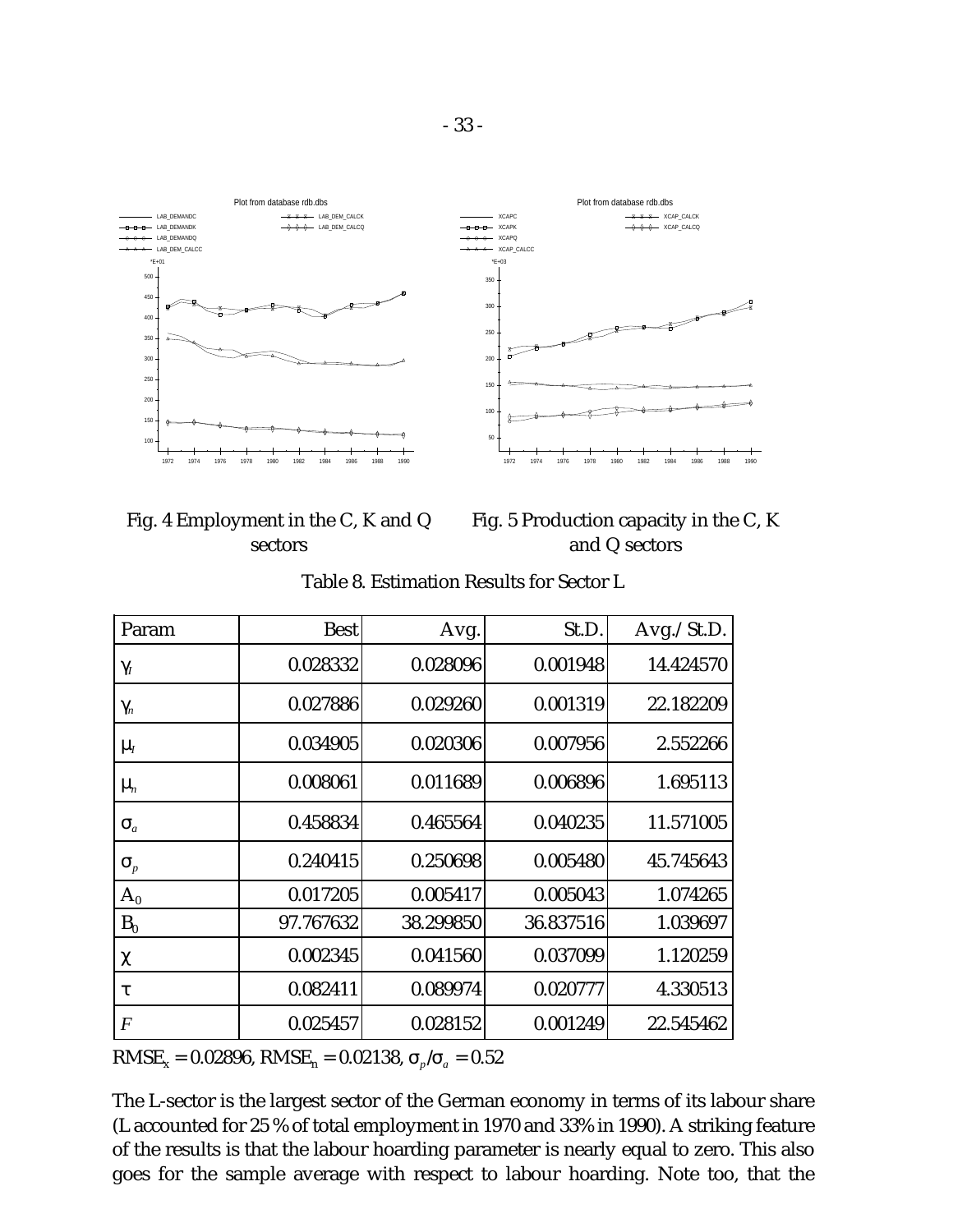Plot from database rdb.dbs

LAB_DEMANDC
LAB_DEMANDK
LAB_DEMANDQ
LAB_DEM_CALCC
LAB_DEM_CALCK
LAB_DEM_CALCQ

*E+01

500
450
400
350
300
250
200
150
100

1972 1974 1976 1978 1980 1982 1984 1986 1988 1990

Plot from database rdb.dbs

XCAPC
XCAPK
XCAPQ
XCAP_CALCC
XCAP_CALCK
XCAP_CALCQ

*E+03

350
300
250
200
150
100
50

1972 1974 1976 1978 1980 1982 1984 1986 1988 1990

Fig. 4 Employment in the C, K and Q sectors

Fig. 5 Production capacity in the C, K and Q sectors

Table 8. Estimation Results for Sector L

| Param | Best | Avg. | St.D. | Avg./St.D. |
|---|---|---|---|---|
| $\gamma_l$ | 0.028332 | 0.028096 | 0.001948 | 14.424570 |
| $\gamma_n$ | 0.027886 | 0.029260 | 0.001319 | 22.182209 |
| $\mu_l$ | 0.034905 | 0.020306 | 0.007956 | 2.552266 |
| $\mu_n$ | 0.008061 | 0.011689 | 0.006896 | 1.695113 |
| $\sigma_a$ | 0.458834 | 0.465564 | 0.040235 | 11.571005 |
| $\sigma_p$ | 0.240415 | 0.250698 | 0.005480 | 45.745643 |
| $A_0$ | 0.017205 | 0.005417 | 0.005043 | 1.074265 |
| $B_0$ | 97.767632 | 38.299850 | 36.837516 | 1.039697 |
| $\chi$ | 0.002345 | 0.041560 | 0.037099 | 1.120259 |
| $\tau$ | 0.082411 | 0.089974 | 0.020777 | 4.330513 |
| $F$ | 0.025457 | 0.028152 | 0.001249 | 22.545462 |

$RMSE_x = 0.02896$, $RMSE_n = 0.02138$, $\sigma_p/\sigma_a = 0.52$

The L-sector is the largest sector of the German economy in terms of its labour share (L accounted for 25 % of total employment in 1970 and 33% in 1990). A striking feature of the results is that the labour hoarding parameter is nearly equal to zero. This also goes for the sample average with respect to labour hoarding. Note too, that the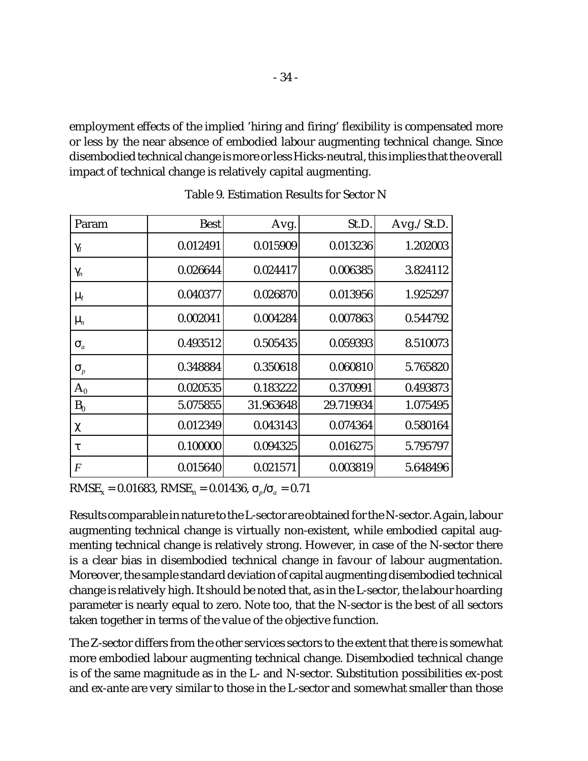employment effects of the implied 'hiring and firing' flexibility is compensated more or less by the near absence of embodied labour augmenting technical change. Since disembodied technical change is more or less Hicks-neutral, this implies that the overall impact of technical change is relatively capital augmenting.

Table 9. Estimation Results for Sector N

| Param | Best | Avg. | St.D. | Avg./St.D. |
|---|---|---|---|---|
| $\gamma_l$ | 0.012491 | 0.015909 | 0.013236 | 1.202003 |
| $\gamma_n$ | 0.026644 | 0.024417 | 0.006385 | 3.824112 |
| $\mu_l$ | 0.040377 | 0.026870 | 0.013956 | 1.925297 |
| $\mu_n$ | 0.002041 | 0.004284 | 0.007863 | 0.544792 |
| $\sigma_a$ | 0.493512 | 0.505435 | 0.059393 | 8.510073 |
| $\sigma_p$ | 0.348884 | 0.350618 | 0.060810 | 5.765820 |
| $A_0$ | 0.020535 | 0.183222 | 0.370991 | 0.493873 |
| $B_0$ | 5.075855 | 31.963648 | 29.719934 | 1.075495 |
| $\chi$ | 0.012349 | 0.043143 | 0.074364 | 0.580164 |
| $\tau$ | 0.100000 | 0.094325 | 0.016275 | 5.795797 |
| $F$ | 0.015640 | 0.021571 | 0.003819 | 5.648496 |

$RMSE_x = 0.01683$, $RMSE_n = 0.01436$, $\sigma_p/\sigma_a = 0.71$

Results comparable in nature to the L-sector are obtained for the N-sector. Again, labour augmenting technical change is virtually non-existent, while embodied capital augmenting technical change is relatively strong. However, in case of the N-sector there is a clear bias in disembodied technical change in favour of labour augmentation. Moreover, the sample standard deviation of capital augmenting disembodied technical change is relatively high. It should be noted that, as in the L-sector, the labour hoarding parameter is nearly equal to zero. Note too, that the N-sector is the best of all sectors taken together in terms of the value of the objective function.

The Z-sector differs from the other services sectors to the extent that there is somewhat more embodied labour augmenting technical change. Disembodied technical change is of the same magnitude as in the L- and N-sector. Substitution possibilities ex-post and ex-ante are very similar to those in the L-sector and somewhat smaller than those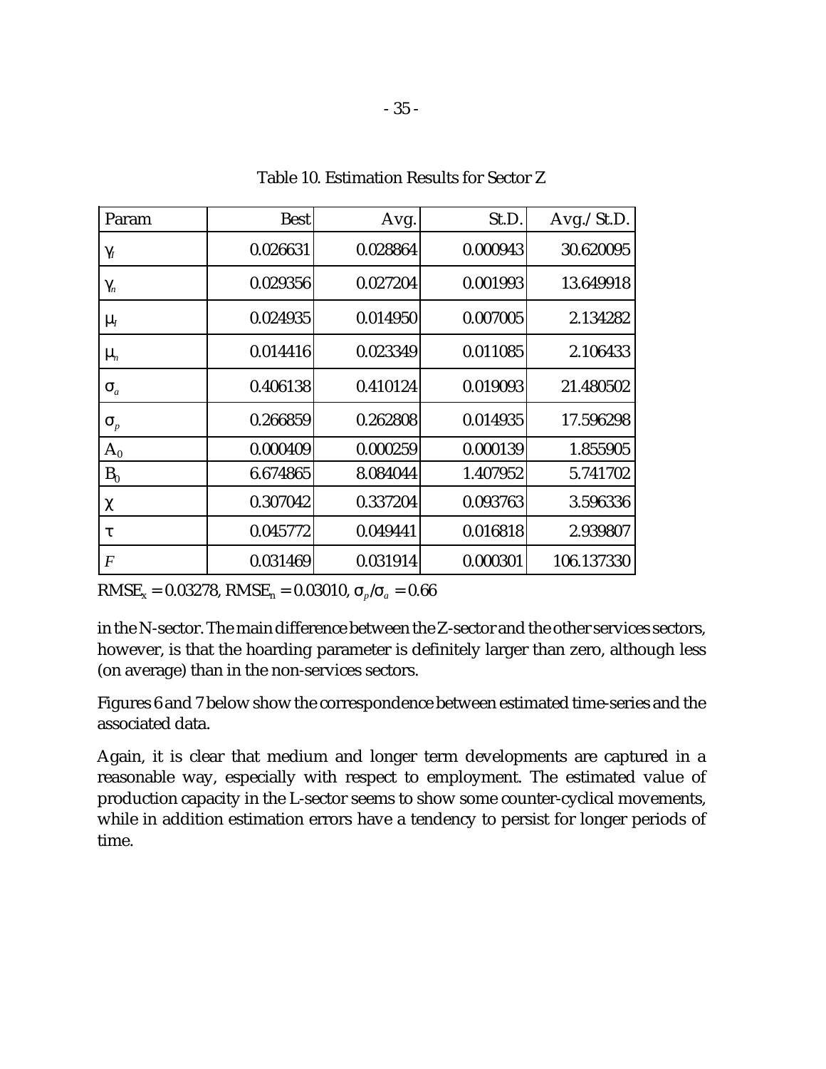Table 10. Estimation Results for Sector Z

| Param | Best | Avg. | St.D. | Avg./St.D. |
|---|---|---|---|---|
| $\gamma_l$ | 0.026631 | 0.028864 | 0.000943 | 30.620095 |
| $\gamma_n$ | 0.029356 | 0.027204 | 0.001993 | 13.649918 |
| $\mu_l$ | 0.024935 | 0.014950 | 0.007005 | 2.134282 |
| $\mu_n$ | 0.014416 | 0.023349 | 0.011085 | 2.106433 |
| $\sigma_a$ | 0.406138 | 0.410124 | 0.019093 | 21.480502 |
| $\sigma_p$ | 0.266859 | 0.262808 | 0.014935 | 17.596298 |
| $A_0$ | 0.000409 | 0.000259 | 0.000139 | 1.855905 |
| $B_0$ | 6.674865 | 8.084044 | 1.407952 | 5.741702 |
| $\chi$ | 0.307042 | 0.337204 | 0.093763 | 3.596336 |
| $\tau$ | 0.045772 | 0.049441 | 0.016818 | 2.939807 |
| $F$ | 0.031469 | 0.031914 | 0.000301 | 106.137330 |

$RMSE_x = 0.03278$, $RMSE_n = 0.03010$, $\sigma_p/\sigma_a = 0.66$

in the N-sector. The main difference between the Z-sector and the other services sectors, however, is that the hoarding parameter is definitely larger than zero, although less (on average) than in the non-services sectors.

Figures 6 and 7 below show the correspondence between estimated time-series and the associated data.

Again, it is clear that medium and longer term developments are captured in a reasonable way, especially with respect to employment. The estimated value of production capacity in the L-sector seems to show some counter-cyclical movements, while in addition estimation errors have a tendency to persist for longer periods of time.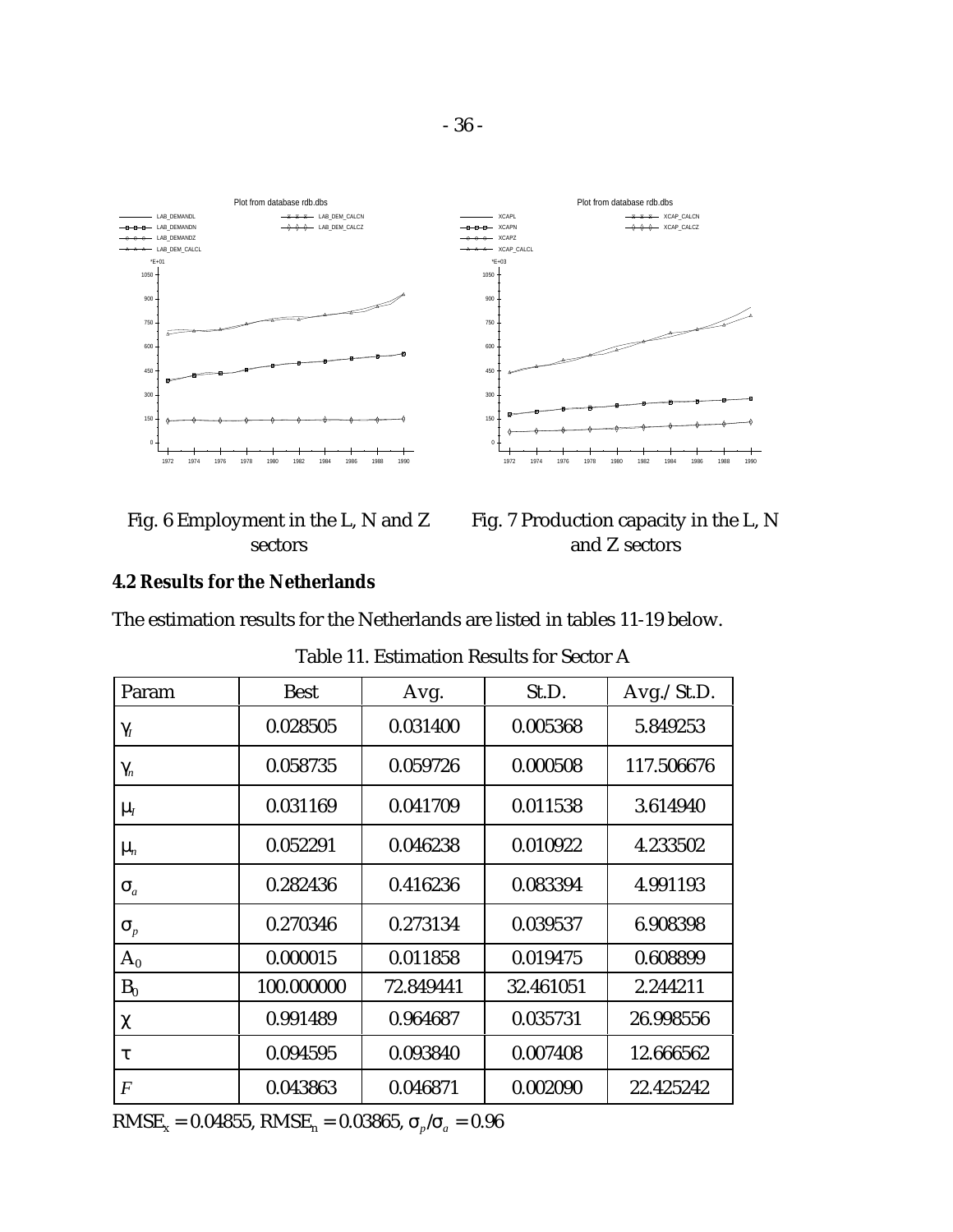Plot from database rdb.dbs

LAB_DEMANDL
LAB_DEMANDN
LAB_DEMANDZ
LAB_DEM_CALCL
LAB_DEM_CALCN
LAB_DEM_CALCZ

*E+01

1050
900
750
600
450
300
150
0

1972 1974 1976 1978 1980 1982 1984 1986 1988 1990

Plot from database rdb.dbs

XCAPL
XCAPN
XCAPZ
XCAP_CALCL
XCAP_CALCN
XCAP_CALCZ

*E+03

1050
900
750
600
450
300
150
0

1972 1974 1976 1978 1980 1982 1984 1986 1988 1990

Fig. 6 Employment in the L, N and Z sectors

Fig. 7 Production capacity in the L, N and Z sectors

### 4.2 Results for the Netherlands

The estimation results for the Netherlands are listed in tables 11-19 below.

Table 11. Estimation Results for Sector A

| Param | Best | Avg. | St.D. | Avg./ St.D. |
|---|---|---|---|---|
| $\gamma_l$ | 0.028505 | 0.031400 | 0.005368 | 5.849253 |
| $\gamma_n$ | 0.058735 | 0.059726 | 0.000508 | 117.506676 |
| $\mu_l$ | 0.031169 | 0.041709 | 0.011538 | 3.614940 |
| $\mu_n$ | 0.052291 | 0.046238 | 0.010922 | 4.233502 |
| $\sigma_a$ | 0.282436 | 0.416236 | 0.083394 | 4.991193 |
| $\sigma_p$ | 0.270346 | 0.273134 | 0.039537 | 6.908398 |
| $A_0$ | 0.000015 | 0.011858 | 0.019475 | 0.608899 |
| $B_0$ | 100.000000 | 72.849441 | 32.461051 | 2.244211 |
| $\chi$ | 0.991489 | 0.964687 | 0.035731 | 26.998556 |
| $\tau$ | 0.094595 | 0.093840 | 0.007408 | 12.666562 |
| $F$ | 0.043863 | 0.046871 | 0.002090 | 22.425242 |

$RMSE_x = 0.04855$, $RMSE_n = 0.03865$, $\sigma_p/\sigma_a = 0.96$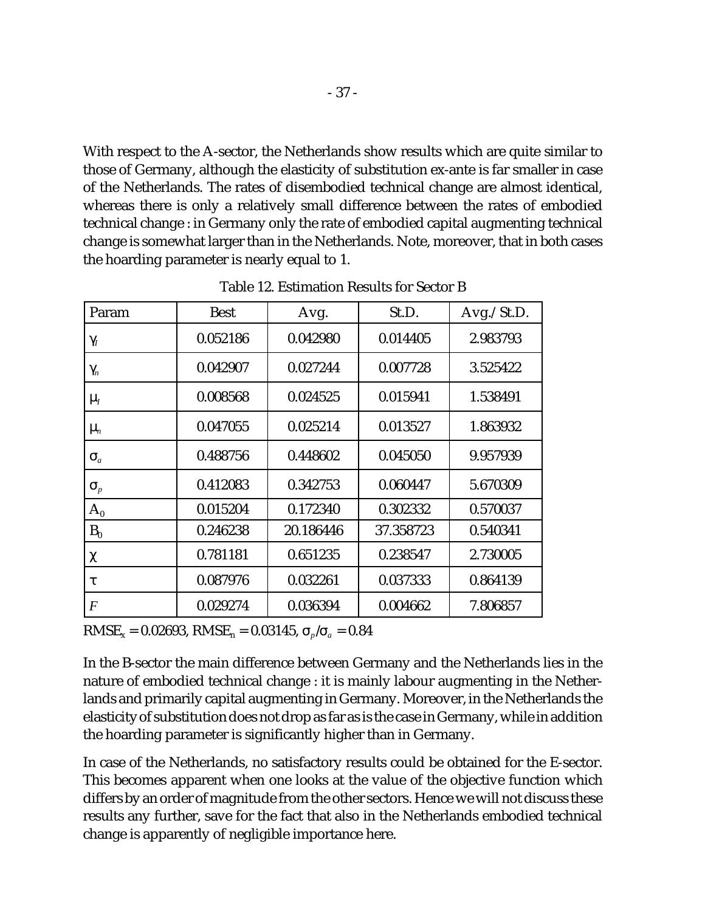With respect to the A-sector, the Netherlands show results which are quite similar to those of Germany, although the elasticity of substitution ex-ante is far smaller in case of the Netherlands. The rates of disembodied technical change are almost identical, whereas there is only a relatively small difference between the rates of embodied technical change : in Germany only the rate of embodied capital augmenting technical change is somewhat larger than in the Netherlands. Note, moreover, that in both cases the hoarding parameter is nearly equal to 1.

Table 12. Estimation Results for Sector B

| Param | Best | Avg. | St.D. | Avg./St.D. |
|---|---|---|---|---|
| $\gamma_I$ | 0.052186 | 0.042980 | 0.014405 | 2.983793 |
| $\gamma_n$ | 0.042907 | 0.027244 | 0.007728 | 3.525422 |
| $\mu_I$ | 0.008568 | 0.024525 | 0.015941 | 1.538491 |
| $\mu_n$ | 0.047055 | 0.025214 | 0.013527 | 1.863932 |
| $\sigma_a$ | 0.488756 | 0.448602 | 0.045050 | 9.957939 |
| $\sigma_p$ | 0.412083 | 0.342753 | 0.060447 | 5.670309 |
| $A_0$ | 0.015204 | 0.172340 | 0.302332 | 0.570037 |
| $B_0$ | 0.246238 | 20.186446 | 37.358723 | 0.540341 |
| $\chi$ | 0.781181 | 0.651235 | 0.238547 | 2.730005 |
| $\tau$ | 0.087976 | 0.032261 | 0.037333 | 0.864139 |
| $F$ | 0.029274 | 0.036394 | 0.004662 | 7.806857 |

$RMSE_x = 0.02693$, $RMSE_n = 0.03145$, $\sigma_p/\sigma_a = 0.84$

In the B-sector the main difference between Germany and the Netherlands lies in the nature of embodied technical change : it is mainly labour augmenting in the Netherlands and primarily capital augmenting in Germany. Moreover, in the Netherlands the elasticity of substitution does not drop as far as is the case in Germany, while in addition the hoarding parameter is significantly higher than in Germany.

In case of the Netherlands, no satisfactory results could be obtained for the E-sector. This becomes apparent when one looks at the value of the objective function which differs by an order of magnitude from the other sectors. Hence we will not discuss these results any further, save for the fact that also in the Netherlands embodied technical change is apparently of negligible importance here.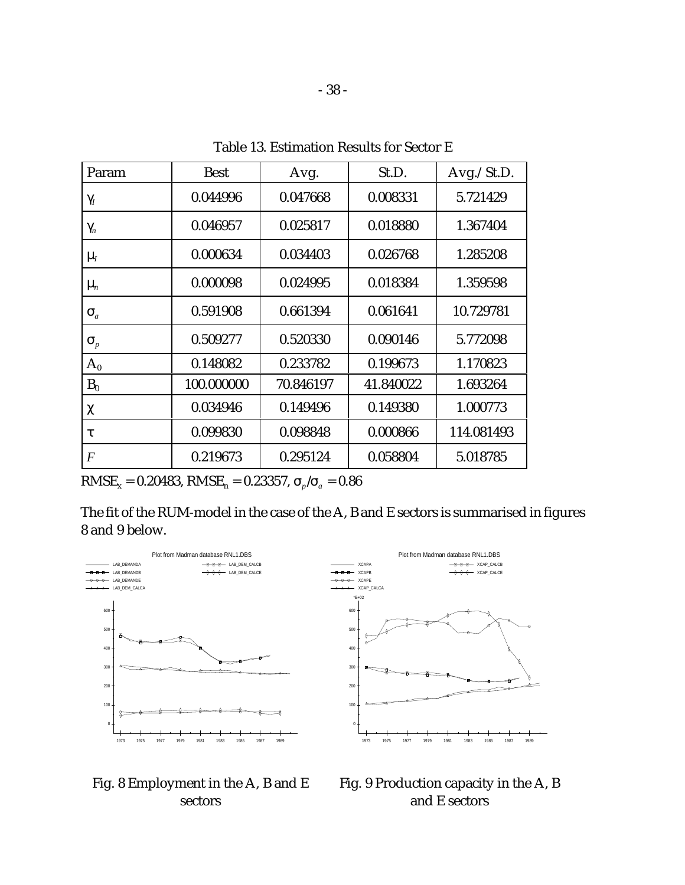Table 13. Estimation Results for Sector E

| Param | Best | Avg. | St.D. | Avg./St.D. |
|---|---|---|---|---|
| $\gamma_l$ | 0.044996 | 0.047668 | 0.008331 | 5.721429 |
| $\gamma_n$ | 0.046957 | 0.025817 | 0.018880 | 1.367404 |
| $\mu_l$ | 0.000634 | 0.034403 | 0.026768 | 1.285208 |
| $\mu_n$ | 0.000098 | 0.024995 | 0.018384 | 1.359598 |
| $\sigma_a$ | 0.591908 | 0.661394 | 0.061641 | 10.729781 |
| $\sigma_p$ | 0.509277 | 0.520330 | 0.090146 | 5.772098 |
| $A_0$ | 0.148082 | 0.233782 | 0.199673 | 1.170823 |
| $B_0$ | 100.000000 | 70.846197 | 41.840022 | 1.693264 |
| $\chi$ | 0.034946 | 0.149496 | 0.149380 | 1.000773 |
| $\tau$ | 0.099830 | 0.098848 | 0.000866 | 114.081493 |
| $F$ | 0.219673 | 0.295124 | 0.058804 | 5.018785 |

$RMSE_x = 0.20483$, $RMSE_n = 0.23357$, $\sigma_p/\sigma_a = 0.86$

The fit of the RUM-model in the case of the A, B and E sectors is summarised in figures 8 and 9 below.

Plot from Madman database RNL1.DBS

LAB_DEMANDA
LAB_DEMANDB
LAB_DEMANDE
LAB_DEM_CALCA
LAB_DEM_CALCB
LAB_DEM_CALCE

600
500
400
300
200
100
0

1973 1975 1977 1979 1981 1983 1985 1987 1989

Fig. 8 Employment in the A, B and E sectors

Plot from Madman database RNL1.DBS

XCAPA
XCAPB
XCAPE
XCAP_CALCA
XCAP_CALCB
XCAP_CALCE

*E+02
600
500
400
300
200
100
0

1973 1975 1977 1979 1981 1983 1985 1987 1989

Fig. 9 Production capacity in the A, B and E sectors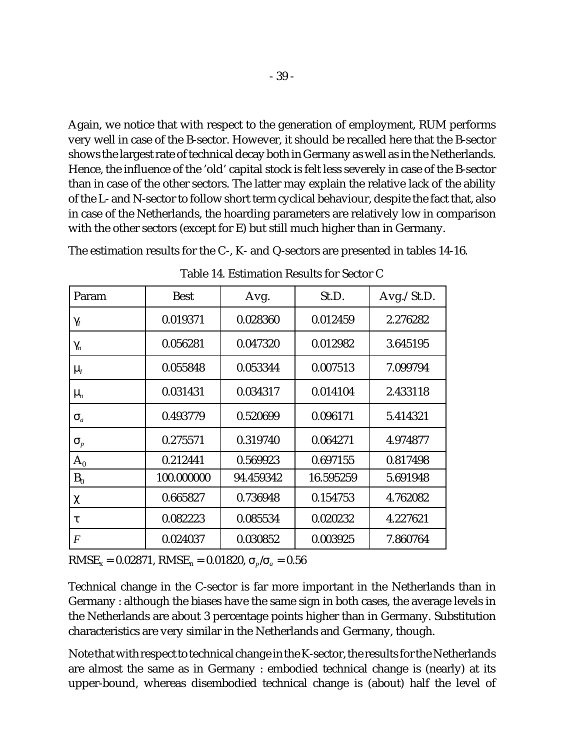Again, we notice that with respect to the generation of employment, RUM performs very well in case of the B-sector. However, it should be recalled here that the B-sector shows the largest rate of technical decay both in Germany as well as in the Netherlands. Hence, the influence of the 'old' capital stock is felt less severely in case of the B-sector than in case of the other sectors. The latter may explain the relative lack of the ability of the L- and N-sector to follow short term cyclical behaviour, despite the fact that, also in case of the Netherlands, the hoarding parameters are relatively low in comparison with the other sectors (except for E) but still much higher than in Germany.

The estimation results for the C-, K- and Q-sectors are presented in tables 14-16.

Table 14. Estimation Results for Sector C

| Param | Best | Avg. | St.D. | Avg./St.D. |
|---|---|---|---|---|
| $\gamma_l$ | 0.019371 | 0.028360 | 0.012459 | 2.276282 |
| $\gamma_n$ | 0.056281 | 0.047320 | 0.012982 | 3.645195 |
| $\mu_l$ | 0.055848 | 0.053344 | 0.007513 | 7.099794 |
| $\mu_n$ | 0.031431 | 0.034317 | 0.014104 | 2.433118 |
| $\sigma_a$ | 0.493779 | 0.520699 | 0.096171 | 5.414321 |
| $\sigma_p$ | 0.275571 | 0.319740 | 0.064271 | 4.974877 |
| $A_0$ | 0.212441 | 0.569923 | 0.697155 | 0.817498 |
| $B_0$ | 100.000000 | 94.459342 | 16.595259 | 5.691948 |
| $\chi$ | 0.665827 | 0.736948 | 0.154753 | 4.762082 |
| $\tau$ | 0.082223 | 0.085534 | 0.020232 | 4.227621 |
| $F$ | 0.024037 | 0.030852 | 0.003925 | 7.860764 |

$RMSE_x = 0.02871$, $RMSE_n = 0.01820$, $\sigma_p/\sigma_a = 0.56$

Technical change in the C-sector is far more important in the Netherlands than in Germany : although the biases have the same sign in both cases, the average levels in the Netherlands are about 3 percentage points higher than in Germany. Substitution characteristics are very similar in the Netherlands and Germany, though.

Note that with respect to technical change in the K-sector, the results for the Netherlands are almost the same as in Germany : embodied technical change is (nearly) at its upper-bound, whereas disembodied technical change is (about) half the level of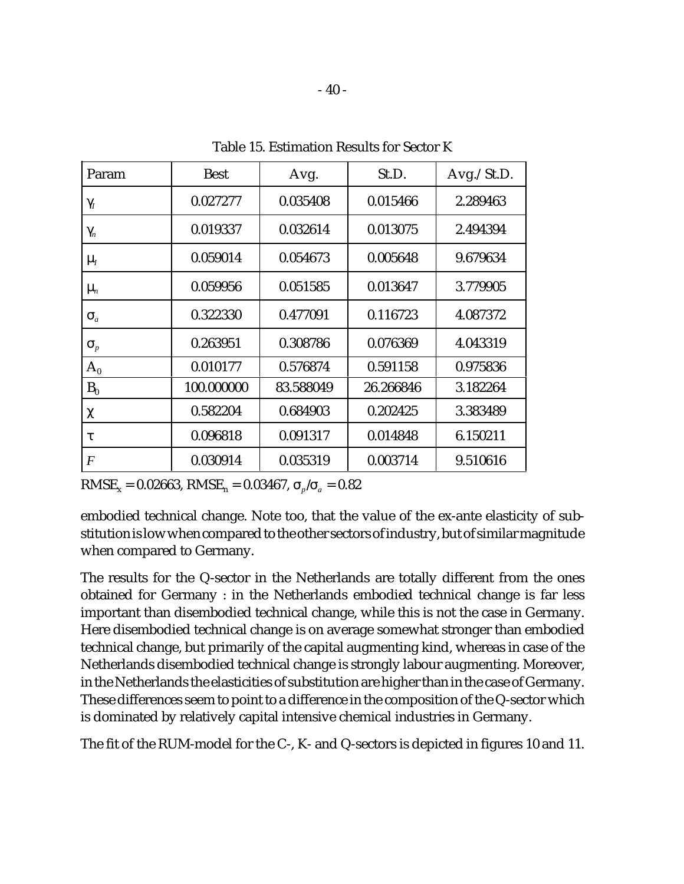Table 15. Estimation Results for Sector K

| Param | Best | Avg. | St.D. | Avg./St.D. |
|---|---|---|---|---|
| $\gamma_l$ | 0.027277 | 0.035408 | 0.015466 | 2.289463 |
| $\gamma_n$ | 0.019337 | 0.032614 | 0.013075 | 2.494394 |
| $\mu_l$ | 0.059014 | 0.054673 | 0.005648 | 9.679634 |
| $\mu_n$ | 0.059956 | 0.051585 | 0.013647 | 3.779905 |
| $\sigma_a$ | 0.322330 | 0.477091 | 0.116723 | 4.087372 |
| $\sigma_p$ | 0.263951 | 0.308786 | 0.076369 | 4.043319 |
| $A_0$ | 0.010177 | 0.576874 | 0.591158 | 0.975836 |
| $B_0$ | 100.000000 | 83.588049 | 26.266846 | 3.182264 |
| $\chi$ | 0.582204 | 0.684903 | 0.202425 | 3.383489 |
| $\tau$ | 0.096818 | 0.091317 | 0.014848 | 6.150211 |
| $F$ | 0.030914 | 0.035319 | 0.003714 | 9.510616 |

$RMSE_x = 0.02663$, $RMSE_n = 0.03467$, $\sigma_p/\sigma_a = 0.82$

embodied technical change. Note too, that the value of the ex-ante elasticity of substitution is low when compared to the other sectors of industry, but of similar magnitude when compared to Germany.

The results for the Q-sector in the Netherlands are totally different from the ones obtained for Germany : in the Netherlands embodied technical change is far less important than disembodied technical change, while this is not the case in Germany. Here disembodied technical change is on average somewhat stronger than embodied technical change, but primarily of the capital augmenting kind, whereas in case of the Netherlands disembodied technical change is strongly labour augmenting. Moreover, in the Netherlands the elasticities of substitution are higher than in the case of Germany. These differences seem to point to a difference in the composition of the Q-sector which is dominated by relatively capital intensive chemical industries in Germany.

The fit of the RUM-model for the C-, K- and Q-sectors is depicted in figures 10 and 11.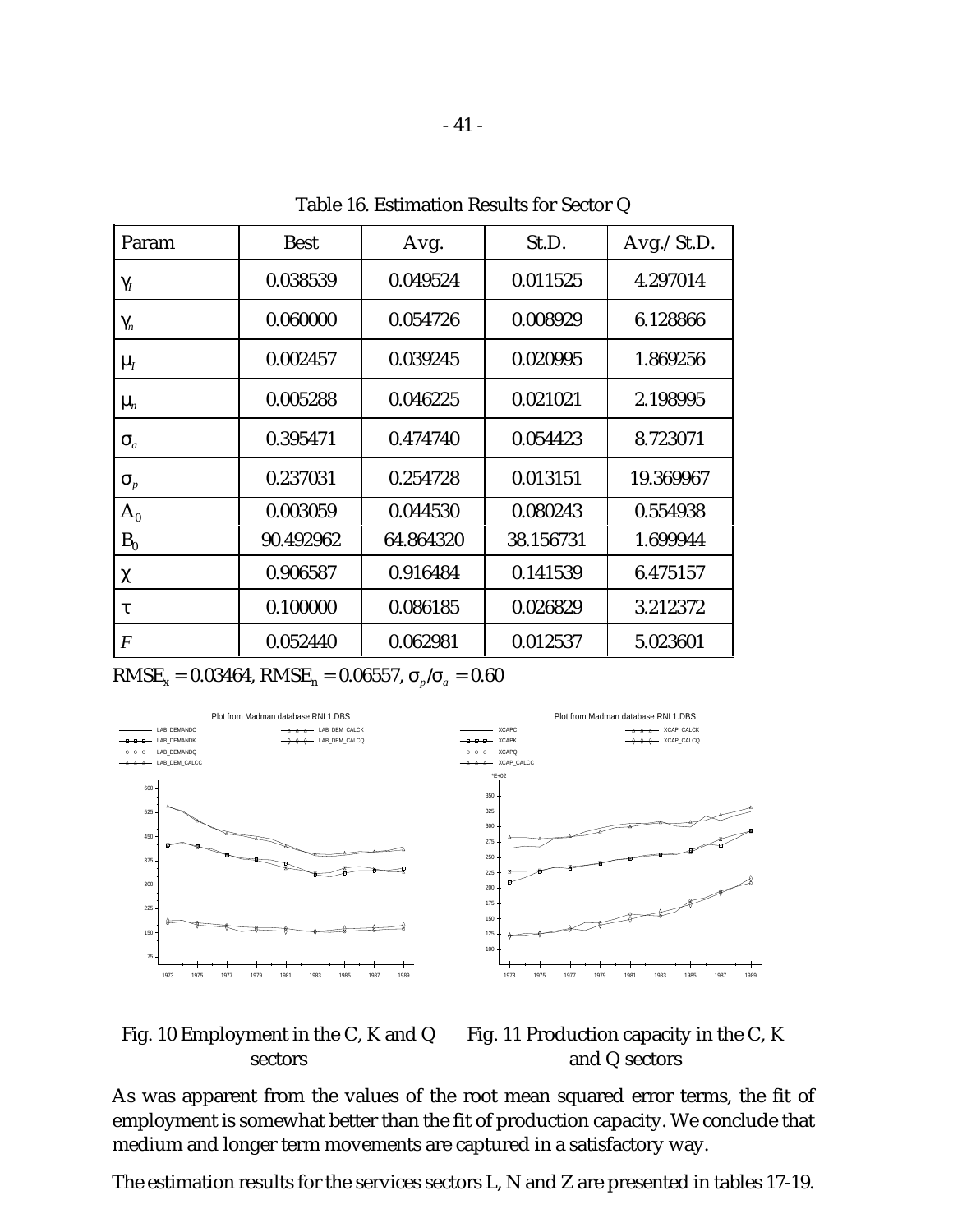Table 16. Estimation Results for Sector Q

| Param | Best | Avg. | St.D. | Avg./St.D. |
|---|---|---|---|---|
| $\gamma_l$ | 0.038539 | 0.049524 | 0.011525 | 4.297014 |
| $\gamma_n$ | 0.060000 | 0.054726 | 0.008929 | 6.128866 |
| $\mu_l$ | 0.002457 | 0.039245 | 0.020995 | 1.869256 |
| $\mu_n$ | 0.005288 | 0.046225 | 0.021021 | 2.198995 |
| $\sigma_a$ | 0.395471 | 0.474740 | 0.054423 | 8.723071 |
| $\sigma_p$ | 0.237031 | 0.254728 | 0.013151 | 19.369967 |
| $A_0$ | 0.003059 | 0.044530 | 0.080243 | 0.554938 |
| $B_0$ | 90.492962 | 64.864320 | 38.156731 | 1.699944 |
| $\chi$ | 0.906587 | 0.916484 | 0.141539 | 6.475157 |
| $\tau$ | 0.100000 | 0.086185 | 0.026829 | 3.212372 |
| $F$ | 0.052440 | 0.062981 | 0.012537 | 5.023601 |

$RMSE_x = 0.03464$, $RMSE_n = 0.06557$, $\sigma_p/\sigma_a = 0.60$

Plot from Madman database RNL1.DBS

LAB_DEMANDC, LAB_DEMANDK, LAB_DEMANDQ, LAB_DEM_CALCC, LAB_DEM_CALCK, LAB_DEM_CALCQ

600, 525, 450, 375, 300, 225, 150, 75

1973, 1975, 1977, 1979, 1981, 1983, 1985, 1987, 1989

Fig. 10 Employment in the C, K and Q sectors

Plot from Madman database RNL1.DBS

XCAPC, XCAPK, XCAPQ, XCAP_CALCC, XCAP_CALCK, XCAP_CALCQ

*E+02

350, 325, 300, 275, 250, 225, 200, 175, 150, 125, 100

1973, 1975, 1977, 1979, 1981, 1983, 1985, 1987, 1989

Fig. 11 Production capacity in the C, K and Q sectors

As was apparent from the values of the root mean squared error terms, the fit of employment is somewhat better than the fit of production capacity. We conclude that medium and longer term movements are captured in a satisfactory way.

The estimation results for the services sectors L, N and Z are presented in tables 17-19.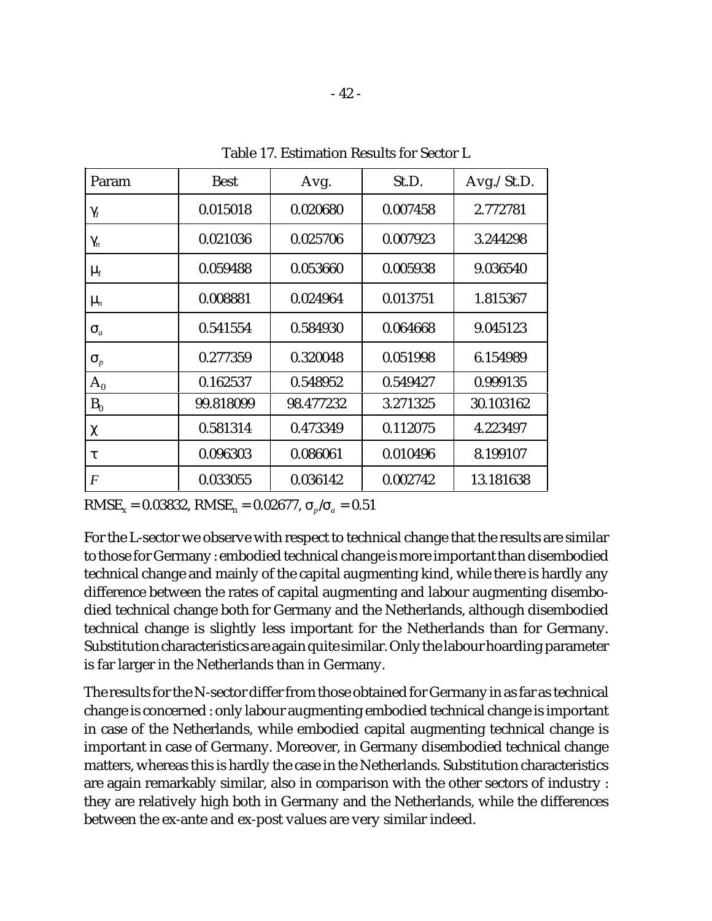Table 17. Estimation Results for Sector L

| Param | Best | Avg. | St.D. | Avg./St.D. |
|---|---|---|---|---|
| $\gamma_l$ | 0.015018 | 0.020680 | 0.007458 | 2.772781 |
| $\gamma_n$ | 0.021036 | 0.025706 | 0.007923 | 3.244298 |
| $\mu_l$ | 0.059488 | 0.053660 | 0.005938 | 9.036540 |
| $\mu_n$ | 0.008881 | 0.024964 | 0.013751 | 1.815367 |
| $\sigma_a$ | 0.541554 | 0.584930 | 0.064668 | 9.045123 |
| $\sigma_p$ | 0.277359 | 0.320048 | 0.051998 | 6.154989 |
| $A_0$ | 0.162537 | 0.548952 | 0.549427 | 0.999135 |
| $B_0$ | 99.818099 | 98.477232 | 3.271325 | 30.103162 |
| $\chi$ | 0.581314 | 0.473349 | 0.112075 | 4.223497 |
| $\tau$ | 0.096303 | 0.086061 | 0.010496 | 8.199107 |
| $F$ | 0.033055 | 0.036142 | 0.002742 | 13.181638 |

$\mathrm{RMSE}_x = 0.03832$, $\mathrm{RMSE}_n = 0.02677$, $\sigma_p/\sigma_a = 0.51$

For the L-sector we observe with respect to technical change that the results are similar to those for Germany : embodied technical change is more important than disembodied technical change and mainly of the capital augmenting kind, while there is hardly any difference between the rates of capital augmenting and labour augmenting disembodied technical change both for Germany and the Netherlands, although disembodied technical change is slightly less important for the Netherlands than for Germany. Substitution characteristics are again quite similar. Only the labour hoarding parameter is far larger in the Netherlands than in Germany.

The results for the N-sector differ from those obtained for Germany in as far as technical change is concerned : only labour augmenting embodied technical change is important in case of the Netherlands, while embodied capital augmenting technical change is important in case of Germany. Moreover, in Germany disembodied technical change matters, whereas this is hardly the case in the Netherlands. Substitution characteristics are again remarkably similar, also in comparison with the other sectors of industry : they are relatively high both in Germany and the Netherlands, while the differences between the ex-ante and ex-post values are very similar indeed.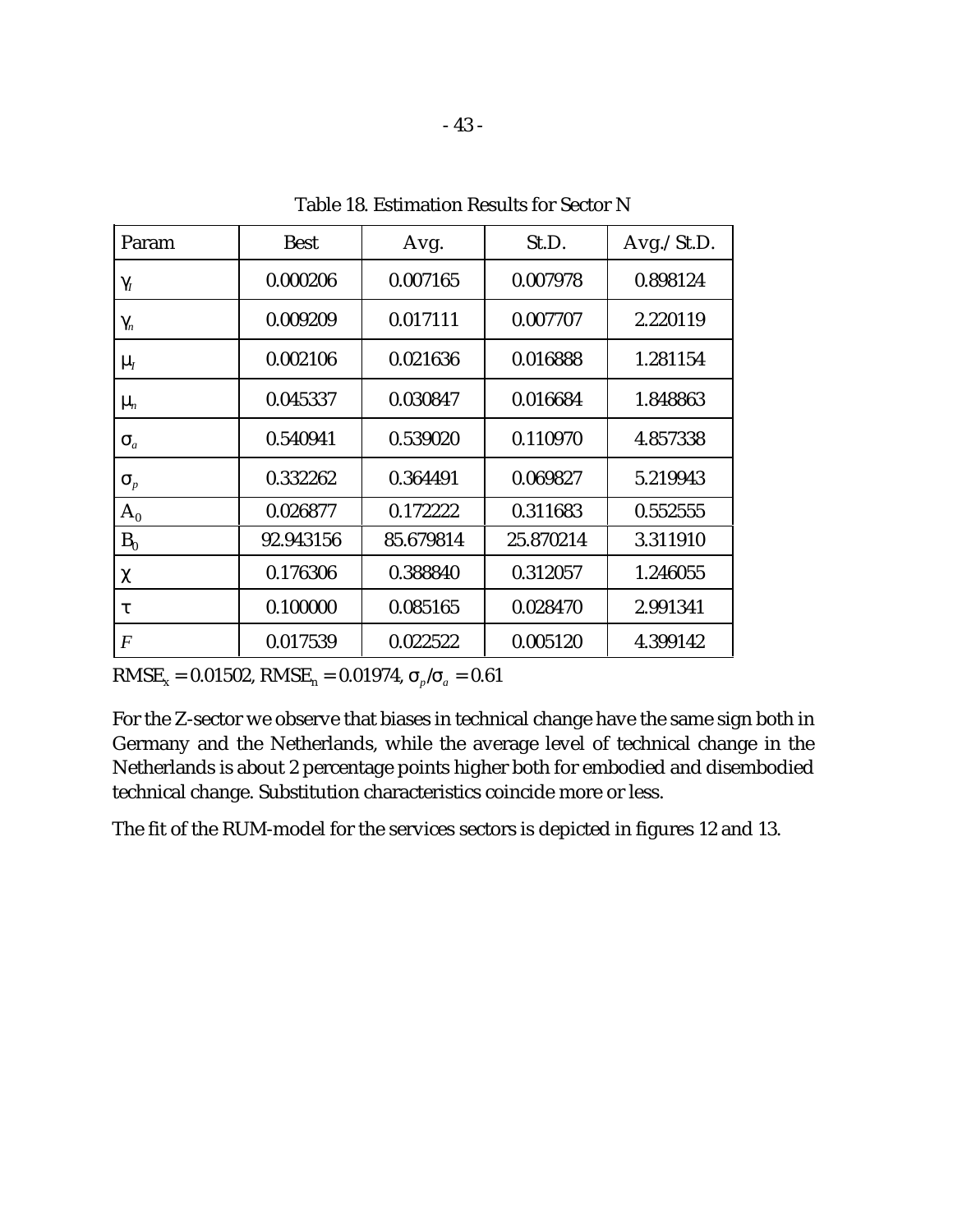Table 18. Estimation Results for Sector N

| Param | Best | Avg. | St.D. | Avg./St.D. |
|---|---|---|---|---|
| $\gamma_I$ | 0.000206 | 0.007165 | 0.007978 | 0.898124 |
| $\gamma_n$ | 0.009209 | 0.017111 | 0.007707 | 2.220119 |
| $\mu_I$ | 0.002106 | 0.021636 | 0.016888 | 1.281154 |
| $\mu_n$ | 0.045337 | 0.030847 | 0.016684 | 1.848863 |
| $\sigma_a$ | 0.540941 | 0.539020 | 0.110970 | 4.857338 |
| $\sigma_p$ | 0.332262 | 0.364491 | 0.069827 | 5.219943 |
| $A_0$ | 0.026877 | 0.172222 | 0.311683 | 0.552555 |
| $B_0$ | 92.943156 | 85.679814 | 25.870214 | 3.311910 |
| $\chi$ | 0.176306 | 0.388840 | 0.312057 | 1.246055 |
| $\tau$ | 0.100000 | 0.085165 | 0.028470 | 2.991341 |
| $F$ | 0.017539 | 0.022522 | 0.005120 | 4.399142 |

$\text{RMSE}_x = 0.01502$, $\text{RMSE}_n = 0.01974$, $\sigma_p/\sigma_a = 0.61$

For the Z-sector we observe that biases in technical change have the same sign both in Germany and the Netherlands, while the average level of technical change in the Netherlands is about 2 percentage points higher both for embodied and disembodied technical change. Substitution characteristics coincide more or less.

The fit of the RUM-model for the services sectors is depicted in figures 12 and 13.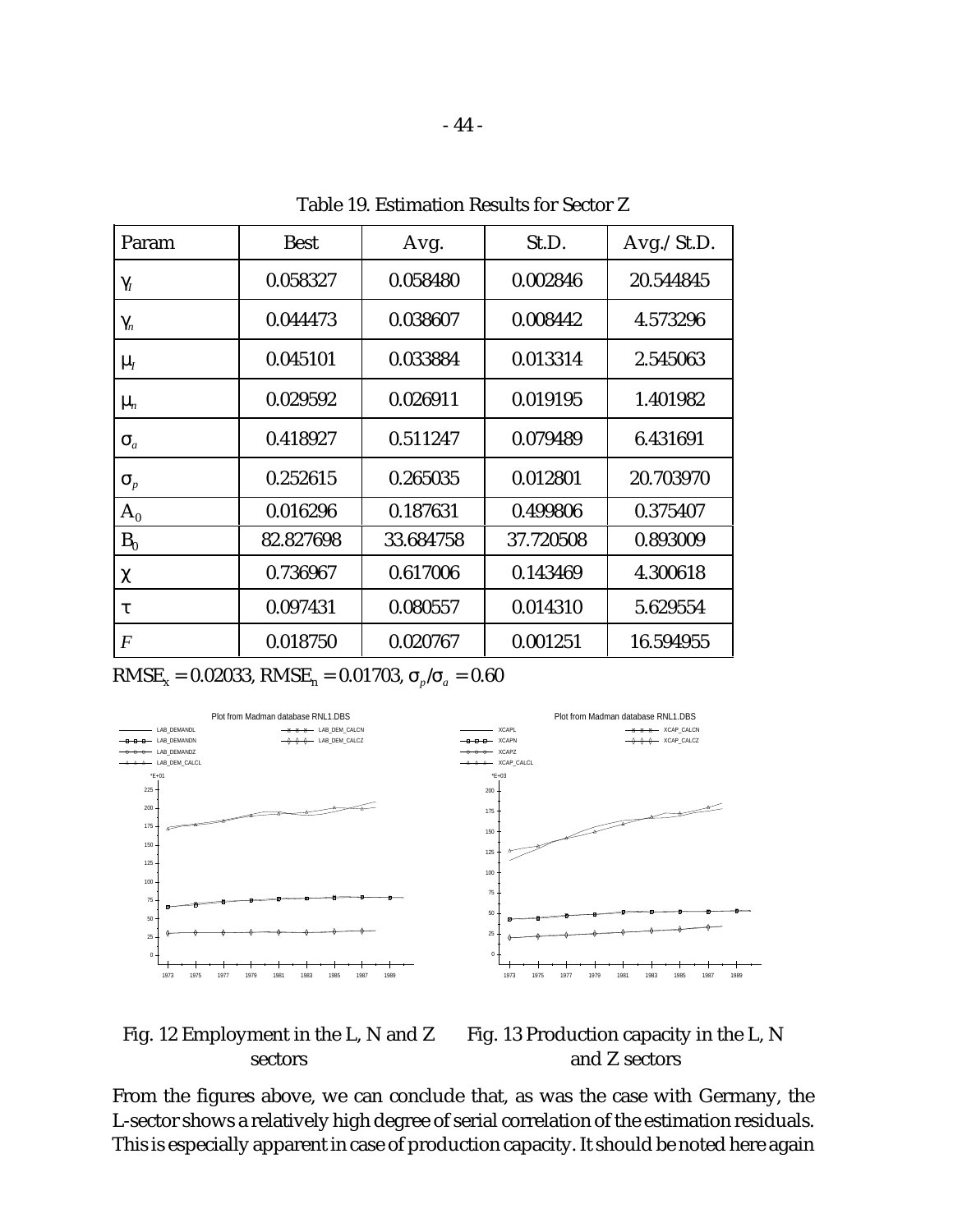Table 19. Estimation Results for Sector Z

| Param | Best | Avg. | St.D. | Avg./St.D. |
|---|---|---|---|---|
| $\gamma_l$ | 0.058327 | 0.058480 | 0.002846 | 20.544845 |
| $\gamma_n$ | 0.044473 | 0.038607 | 0.008442 | 4.573296 |
| $\mu_l$ | 0.045101 | 0.033884 | 0.013314 | 2.545063 |
| $\mu_n$ | 0.029592 | 0.026911 | 0.019195 | 1.401982 |
| $\sigma_a$ | 0.418927 | 0.511247 | 0.079489 | 6.431691 |
| $\sigma_p$ | 0.252615 | 0.265035 | 0.012801 | 20.703970 |
| $A_0$ | 0.016296 | 0.187631 | 0.499806 | 0.375407 |
| $B_0$ | 82.827698 | 33.684758 | 37.720508 | 0.893009 |
| $\chi$ | 0.736967 | 0.617006 | 0.143469 | 4.300618 |
| $\tau$ | 0.097431 | 0.080557 | 0.014310 | 5.629554 |
| $F$ | 0.018750 | 0.020767 | 0.001251 | 16.594955 |

$RMSE_x = 0.02033$, $RMSE_n = 0.01703$, $\sigma_p/\sigma_a = 0.60$

Plot from Madman database RNL1.DBS

LAB_DEMANDL
LAB_DEMANDN
LAB_DEMANDZ
LAB_DEM_CALCL
LAB_DEM_CALCN
LAB_DEM_CALCZ

*E+01

225
200
175
150
125
100
75
50
25
0

1973 1975 1977 1979 1981 1983 1985 1987 1989

Fig. 12 Employment in the L, N and Z sectors

Plot from Madman database RNL1.DBS

XCAPL
XCAPN
XCAPZ
XCAP_CALCL
XCAP_CALCN
XCAP_CALCZ

*E+03

200
175
150
125
100
75
50
25
0

1973 1975 1977 1979 1981 1983 1985 1987 1989

Fig. 13 Production capacity in the L, N and Z sectors

From the figures above, we can conclude that, as was the case with Germany, the L-sector shows a relatively high degree of serial correlation of the estimation residuals. This is especially apparent in case of production capacity. It should be noted here again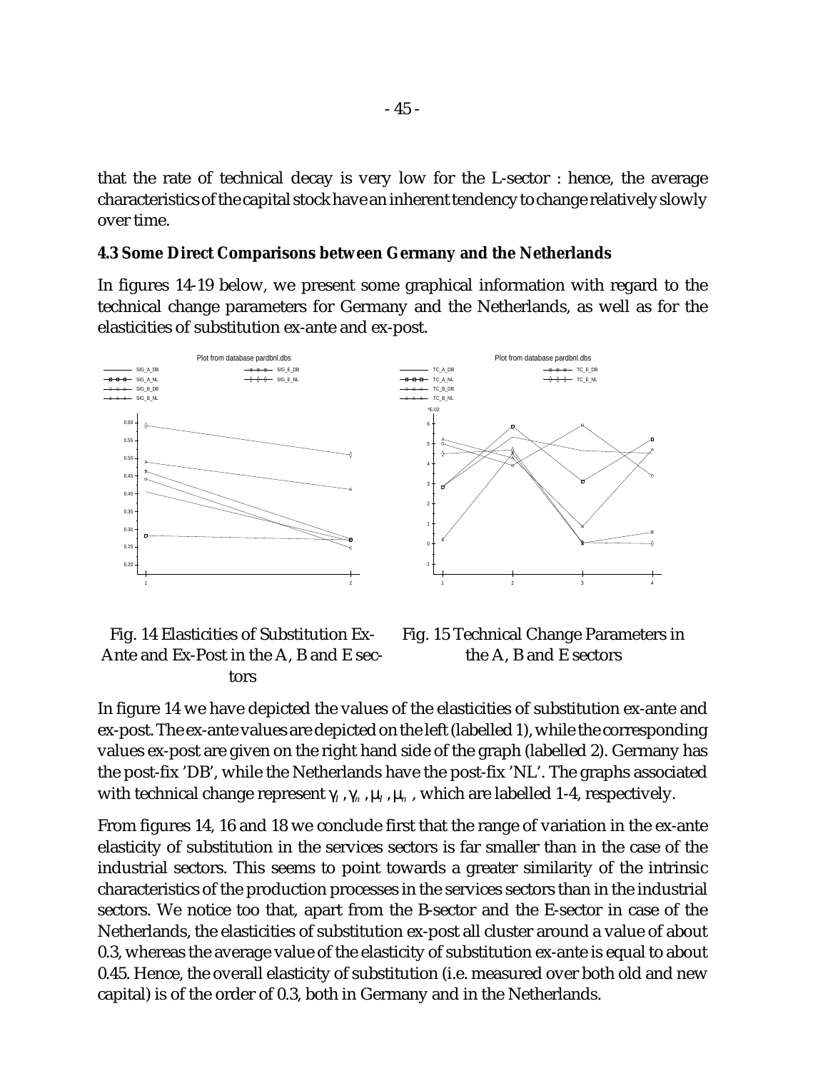that the rate of technical decay is very low for the L-sector : hence, the average characteristics of the capital stock have an inherent tendency to change relatively slowly over time.

### 4.3 Some Direct Comparisons between Germany and the Netherlands

In figures 14-19 below, we present some graphical information with regard to the technical change parameters for Germany and the Netherlands, as well as for the elasticities of substitution ex-ante and ex-post.

Plot from database pardbnl.dbs

SIG_A_DB
SIG_A_NL
SIG_B_DB
SIG_B_NL
SIG_E_DB
SIG_E_NL

0.60
0.55
0.50
0.45
0.40
0.35
0.30
0.25
0.20

1
2

Fig. 14 Elasticities of Substitution Ex-Ante and Ex-Post in the A, B and E sectors

Plot from database pardbnl.dbs

TC_A_DB
TC_A_NL
TC_B_DB
TC_B_NL
TC_E_DB
TC_E_NL

*E-02

6
5
4
3
2
1
0
-1

1
2
3
4

Fig. 15 Technical Change Parameters in the A, B and E sectors

In figure 14 we have depicted the values of the elasticities of substitution ex-ante and ex-post. The ex-ante values are depicted on the left (labelled 1), while the corresponding values ex-post are given on the right hand side of the graph (labelled 2). Germany has the post-fix 'DB', while the Netherlands have the post-fix 'NL'. The graphs associated with technical change represent $\gamma_l$ , $\gamma_n$ , $\mu_l$ , $\mu_n$ , which are labelled 1-4, respectively.

From figures 14, 16 and 18 we conclude first that the range of variation in the ex-ante elasticity of substitution in the services sectors is far smaller than in the case of the industrial sectors. This seems to point towards a greater similarity of the intrinsic characteristics of the production processes in the services sectors than in the industrial sectors. We notice too that, apart from the B-sector and the E-sector in case of the Netherlands, the elasticities of substitution ex-post all cluster around a value of about 0.3, whereas the average value of the elasticity of substitution ex-ante is equal to about 0.45. Hence, the overall elasticity of substitution (i.e. measured over both old and new capital) is of the order of 0.3, both in Germany and in the Netherlands.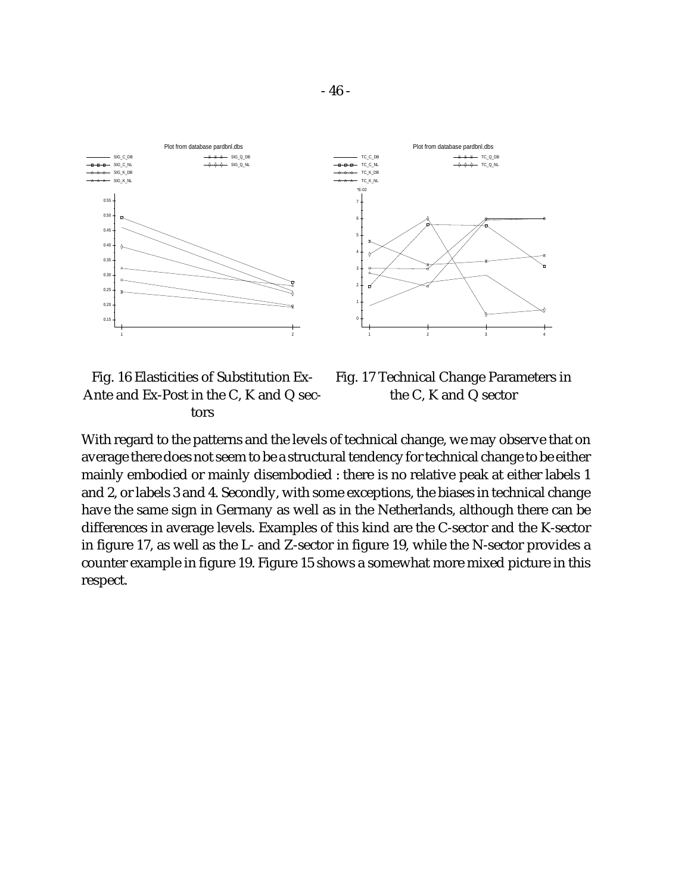Plot from database pardbnl.dbs

SIG_C_DB
SIG_C_NL
SIG_K_DB
SIG_K_NL
SIG_Q_DB
SIG_Q_NL

0.55
0.50
0.45
0.40
0.35
0.30
0.25
0.20
0.15

1
2

Plot from database pardbnl.dbs

TC_C_DB
TC_C_NL
TC_K_DB
TC_K_NL
TC_Q_DB
TC_Q_NL

*E-02
7
6
5
4
3
2
1
0

1
2
3
4

Fig. 16 Elasticities of Substitution Ex-Ante and Ex-Post in the C, K and Q sectors

Fig. 17 Technical Change Parameters in the C, K and Q sector

With regard to the patterns and the levels of technical change, we may observe that on average there does not seem to be a structural tendency for technical change to be either mainly embodied or mainly disembodied : there is no relative peak at either labels 1 and 2, or labels 3 and 4. Secondly, with some exceptions, the biases in technical change have the same sign in Germany as well as in the Netherlands, although there can be differences in average levels. Examples of this kind are the C-sector and the K-sector in figure 17, as well as the L- and Z-sector in figure 19, while the N-sector provides a counter example in figure 19. Figure 15 shows a somewhat more mixed picture in this respect.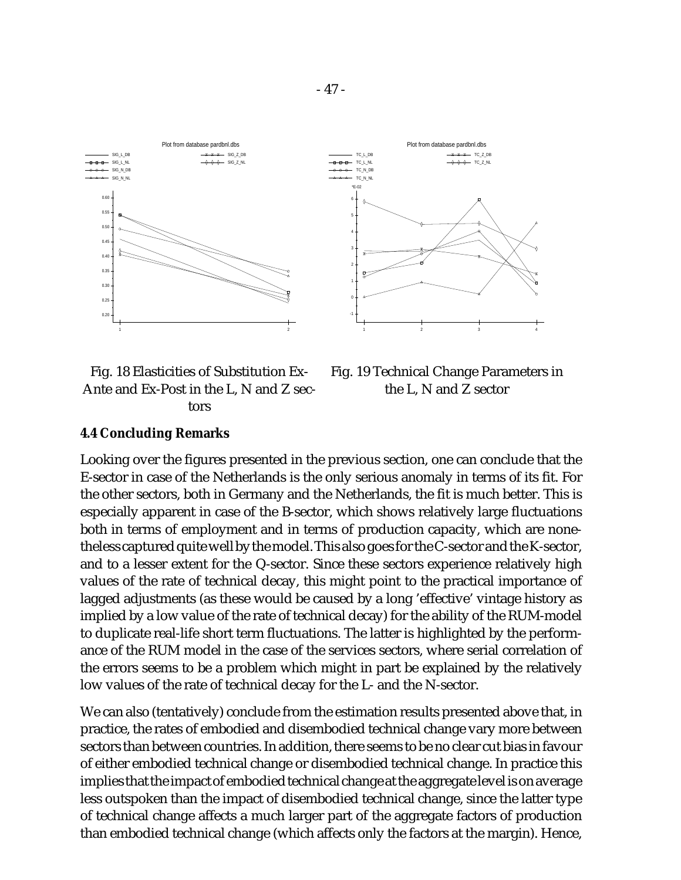Plot from database pardbnl.dbs

SIG_L_DB
SIG_L_NL
SIG_N_DB
SIG_N_NL
SIG_Z_DB
SIG_Z_NL

0.60
0.55
0.50
0.45
0.40
0.35
0.30
0.25
0.20

1
2

Plot from database pardbnl.dbs

TC_L_DB
TC_L_NL
TC_N_DB
TC_N_NL
TC_Z_DB
TC_Z_NL

*E-02

6
5
4
3
2
1
0
-1

1
2
3
4

Fig. 18 Elasticities of Substitution Ex-Ante and Ex-Post in the L, N and Z sectors

Fig. 19 Technical Change Parameters in the L, N and Z sector

### 4.4 Concluding Remarks

Looking over the figures presented in the previous section, one can conclude that the E-sector in case of the Netherlands is the only serious anomaly in terms of its fit. For the other sectors, both in Germany and the Netherlands, the fit is much better. This is especially apparent in case of the B-sector, which shows relatively large fluctuations both in terms of employment and in terms of production capacity, which are nonetheless captured quite well by the model. This also goes for the C-sector and the K-sector, and to a lesser extent for the Q-sector. Since these sectors experience relatively high values of the rate of technical decay, this might point to the practical importance of lagged adjustments (as these would be caused by a long 'effective' vintage history as implied by a low value of the rate of technical decay) for the ability of the RUM-model to duplicate real-life short term fluctuations. The latter is highlighted by the performance of the RUM model in the case of the services sectors, where serial correlation of the errors seems to be a problem which might in part be explained by the relatively low values of the rate of technical decay for the L- and the N-sector.

We can also (tentatively) conclude from the estimation results presented above that, in practice, the rates of embodied and disembodied technical change vary more between sectors than between countries. In addition, there seems to be no clear cut bias in favour of either embodied technical change or disembodied technical change. In practice this implies that the impact of embodied technical change at the aggregate level is on average less outspoken than the impact of disembodied technical change, since the latter type of technical change affects a much larger part of the aggregate factors of production than embodied technical change (which affects only the factors at the margin). Hence,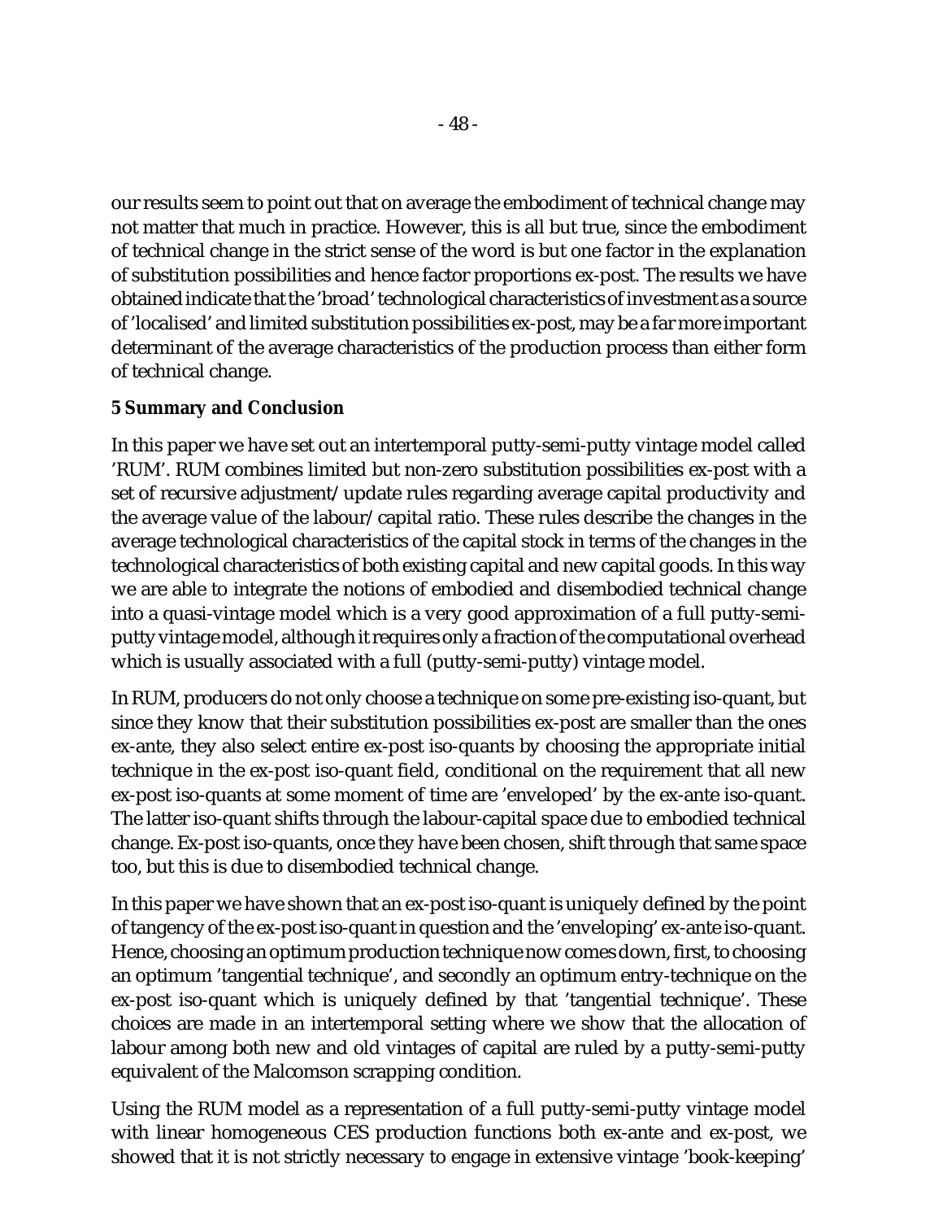our results seem to point out that on average the embodiment of technical change may not matter that much in practice. However, this is all but true, since the embodiment of technical change in the strict sense of the word is but one factor in the explanation of substitution possibilities and hence factor proportions ex-post. The results we have obtained indicate that the 'broad' technological characteristics of investment as a source of 'localised' and limited substitution possibilities ex-post, may be a far more important determinant of the average characteristics of the production process than either form of technical change.

## 5 Summary and Conclusion

In this paper we have set out an intertemporal putty-semi-putty vintage model called 'RUM'. RUM combines limited but non-zero substitution possibilities ex-post with a set of recursive adjustment/update rules regarding average capital productivity and the average value of the labour/capital ratio. These rules describe the changes in the average technological characteristics of the capital stock in terms of the changes in the technological characteristics of both existing capital and new capital goods. In this way we are able to integrate the notions of embodied and disembodied technical change into a quasi-vintage model which is a very good approximation of a full putty-semi-putty vintage model, although it requires only a fraction of the computational overhead which is usually associated with a full (putty-semi-putty) vintage model.

In RUM, producers do not only choose a technique on some pre-existing iso-quant, but since they know that their substitution possibilities ex-post are smaller than the ones ex-ante, they also select entire ex-post iso-quants by choosing the appropriate initial technique in the ex-post iso-quant field, conditional on the requirement that all new ex-post iso-quants at some moment of time are 'enveloped' by the ex-ante iso-quant. The latter iso-quant shifts through the labour-capital space due to embodied technical change. Ex-post iso-quants, once they have been chosen, shift through that same space too, but this is due to disembodied technical change.

In this paper we have shown that an ex-post iso-quant is uniquely defined by the point of tangency of the ex-post iso-quant in question and the 'enveloping' ex-ante iso-quant. Hence, choosing an optimum production technique now comes down, first, to choosing an optimum 'tangential technique', and secondly an optimum entry-technique on the ex-post iso-quant which is uniquely defined by that 'tangential technique'. These choices are made in an intertemporal setting where we show that the allocation of labour among both new and old vintages of capital are ruled by a putty-semi-putty equivalent of the Malcomson scrapping condition.

Using the RUM model as a representation of a full putty-semi-putty vintage model with linear homogeneous CES production functions both ex-ante and ex-post, we showed that it is not strictly necessary to engage in extensive vintage 'book-keeping'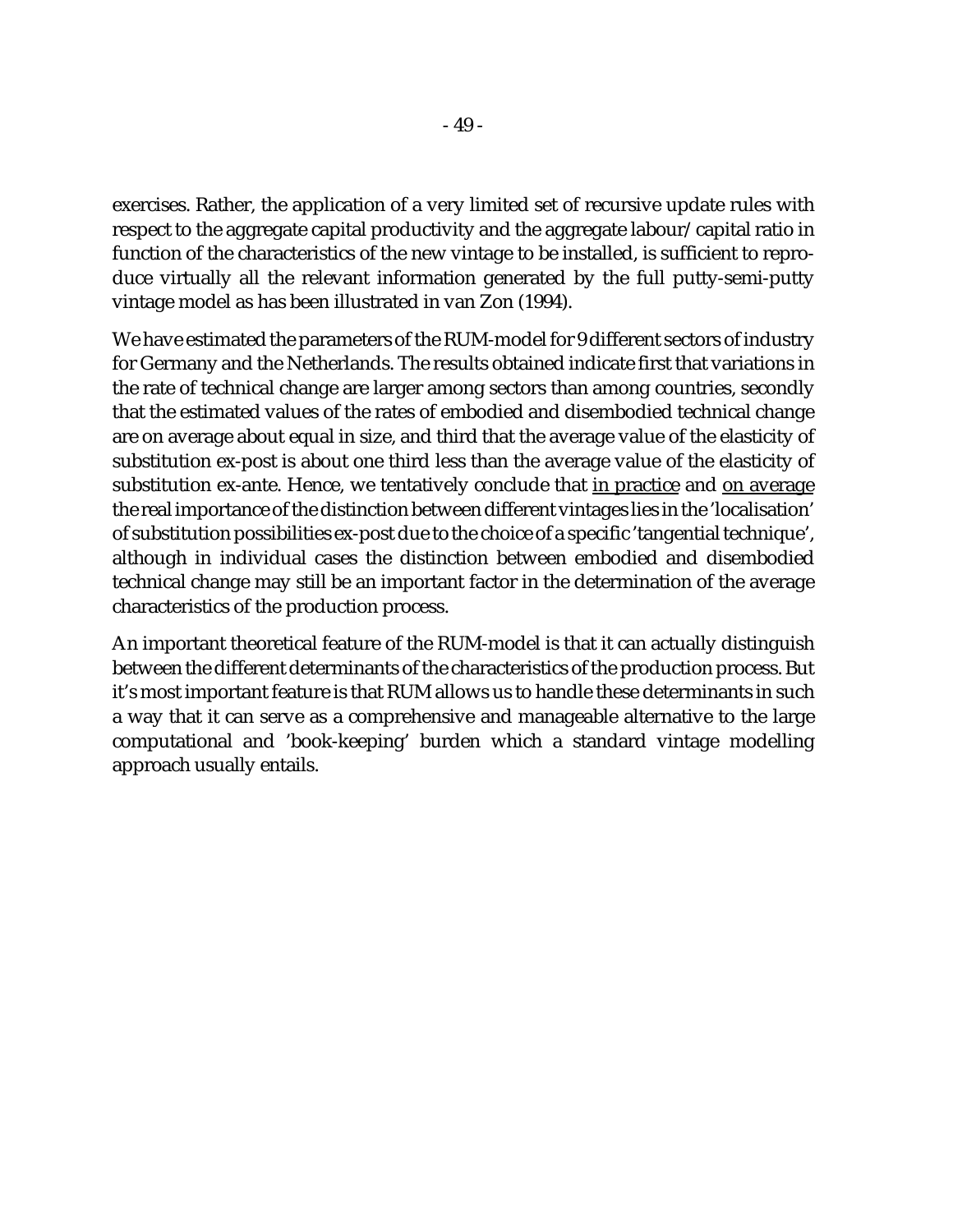exercises. Rather, the application of a very limited set of recursive update rules with respect to the aggregate capital productivity and the aggregate labour/capital ratio in function of the characteristics of the new vintage to be installed, is sufficient to reproduce virtually all the relevant information generated by the full putty-semi-putty vintage model as has been illustrated in van Zon (1994).

We have estimated the parameters of the RUM-model for 9 different sectors of industry for Germany and the Netherlands. The results obtained indicate first that variations in the rate of technical change are larger among sectors than among countries, secondly that the estimated values of the rates of embodied and disembodied technical change are on average about equal in size, and third that the average value of the elasticity of substitution ex-post is about one third less than the average value of the elasticity of substitution ex-ante. Hence, we tentatively conclude that <u>in practice</u> and <u>on average</u> the real importance of the distinction between different vintages lies in the 'localisation' of substitution possibilities ex-post due to the choice of a specific 'tangential technique', although in individual cases the distinction between embodied and disembodied technical change may still be an important factor in the determination of the average characteristics of the production process.

An important theoretical feature of the RUM-model is that it can actually distinguish between the different determinants of the characteristics of the production process. But it's most important feature is that RUM allows us to handle these determinants in such a way that it can serve as a comprehensive and manageable alternative to the large computational and 'book-keeping' burden which a standard vintage modelling approach usually entails.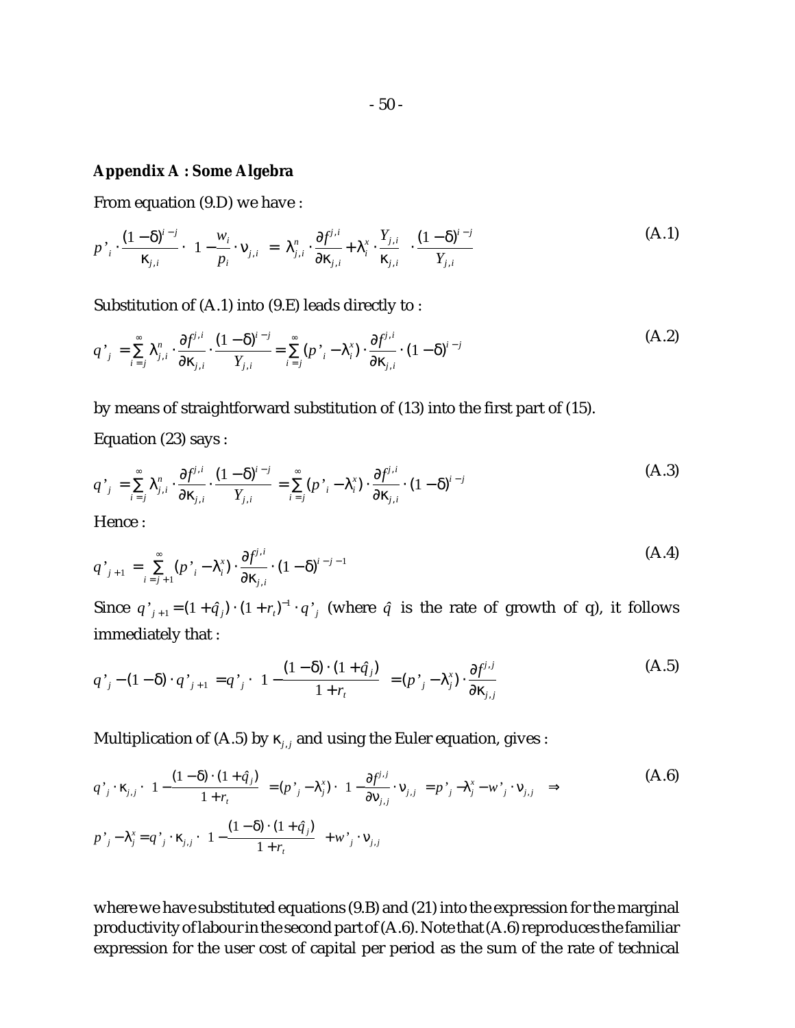## Appendix A : Some Algebra

From equation (9.D) we have :

$$p'_i \cdot \frac{(1-\delta)^{i-j}}{\kappa_{j,i}} \cdot \left(1 - \frac{w_i}{p_i} \cdot \nu_{j,i}\right) = \left(\lambda^n_{j,i} \cdot \frac{\partial f^{j,i}}{\partial \kappa_{j,i}} + \lambda^x_i \cdot \frac{Y_{j,i}}{\kappa_{j,i}}\right) \cdot \frac{(1-\delta)^{i-j}}{Y_{j,i}} \tag{A.1}$$

Substitution of (A.1) into (9.E) leads directly to :

$$q'_j = \sum_{i=j}^{\infty} \lambda^n_{j,i} \cdot \frac{\partial f^{j,i}}{\partial \kappa_{j,i}} \cdot \frac{(1-\delta)^{i-j}}{Y_{j,i}} = \sum_{i=j}^{\infty} (p'_i - \lambda^x_i) \cdot \frac{\partial f^{j,i}}{\partial \kappa_{j,i}} \cdot (1-\delta)^{i-j} \tag{A.2}$$

by means of straightforward substitution of (13) into the first part of (15).

Equation (23) says :

$$q'_j = \sum_{i=j}^{\infty} \lambda^n_{j,i} \cdot \frac{\partial f^{j,i}}{\partial \kappa_{j,i}} \cdot \frac{(1-\delta)^{i-j}}{Y_{j,i}} = \sum_{i=j}^{\infty} (p'_i - \lambda^x_i) \cdot \frac{\partial f^{j,i}}{\partial \kappa_{j,i}} \cdot (1-\delta)^{i-j} \tag{A.3}$$

Hence :

$$q'_{j+1} = \sum_{i=j+1}^{\infty} (p'_i - \lambda^x_i) \cdot \frac{\partial f^{j,i}}{\partial \kappa_{j,i}} \cdot (1-\delta)^{i-j-1} \tag{A.4}$$

Since $q'_{j+1} = (1+\hat{q}_j) \cdot (1+r_t)^{-1} \cdot q'_j$ (where $\hat{q}$ is the rate of growth of q), it follows immediately that :

$$q'_j - (1-\delta) \cdot q'_{j+1} = q'_j \cdot \left(1 - \frac{(1-\delta) \cdot (1+\hat{q}_j)}{1+r_t}\right) = (p'_j - \lambda^x_j) \cdot \frac{\partial f^{j,j}}{\partial \kappa_{j,j}} \tag{A.5}$$

Multiplication of (A.5) by $\kappa_{j,j}$ and using the Euler equation, gives :

$$q'_j \cdot \kappa_{j,j} \cdot \left(1 - \frac{(1-\delta) \cdot (1+\hat{q}_j)}{1+r_t}\right) = (p'_j - \lambda^x_j) \cdot \left(1 - \frac{\partial f^{j,j}}{\partial \nu_{j,j}} \cdot \nu_{j,j}\right) = p'_j - \lambda^x_j - w'_j \cdot \nu_{j,j} \quad \Rightarrow \tag{A.6}$$

$$p'_j - \lambda^x_j = q'_j \cdot \kappa_{j,j} \cdot \left(1 - \frac{(1-\delta) \cdot (1+\hat{q}_j)}{1+r_t}\right) + w'_j \cdot \nu_{j,j}$$

where we have substituted equations (9.B) and (21) into the expression for the marginal productivity of labour in the second part of (A.6). Note that (A.6) reproduces the familiar expression for the user cost of capital per period as the sum of the rate of technical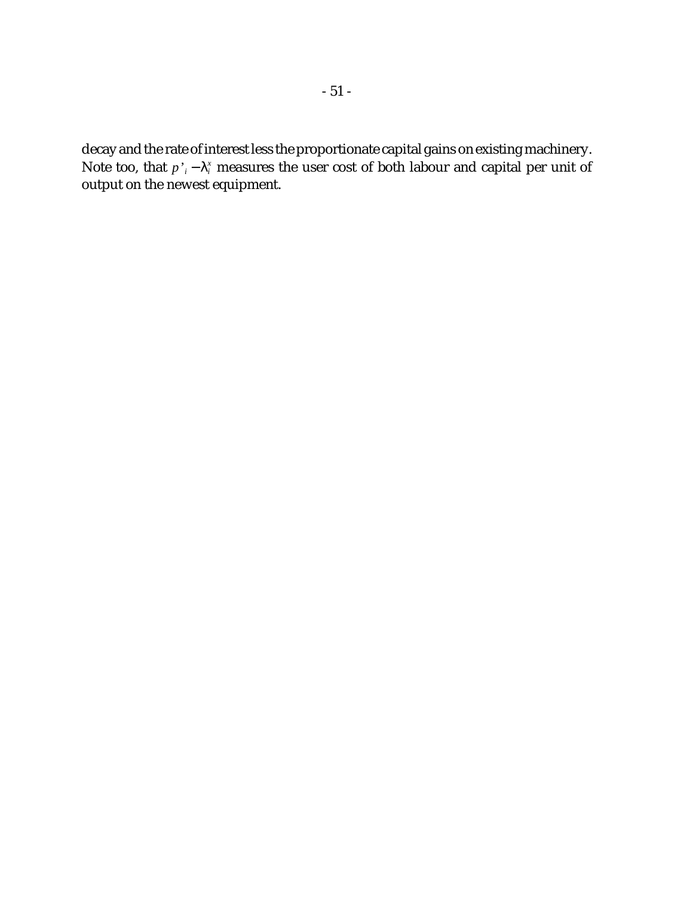decay and the rate of interest less the proportionate capital gains on existing machinery. Note too, that $p'_i - \lambda_i^x$ measures the user cost of both labour and capital per unit of output on the newest equipment.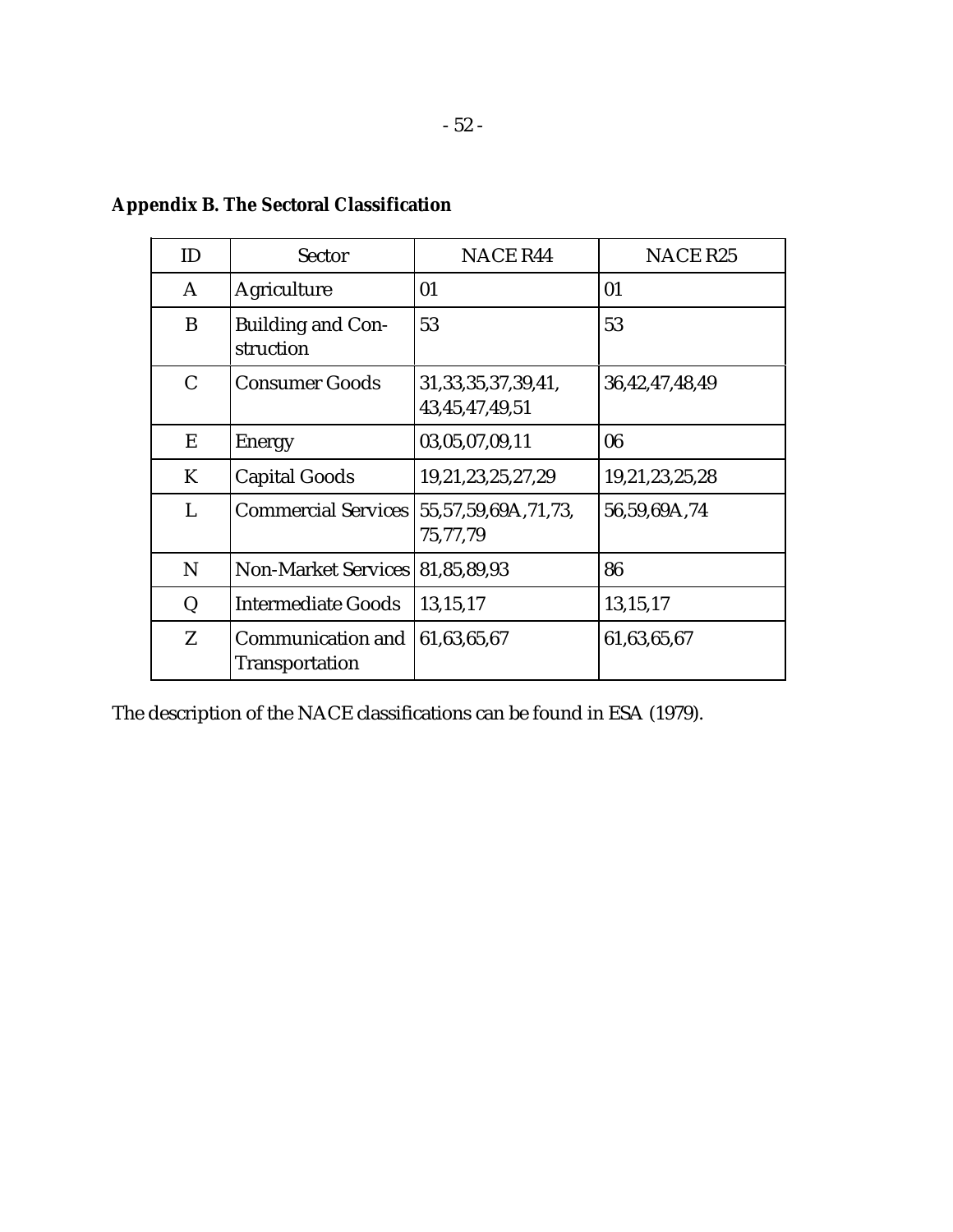## Appendix B. The Sectoral Classification

| ID | Sector | NACE R44 | NACE R25 |
|---|---|---|---|
| A | Agriculture | 01 | 01 |
| B | Building and Construction | 53 | 53 |
| C | Consumer Goods | 31,33,35,37,39,41, 43,45,47,49,51 | 36,42,47,48,49 |
| E | Energy | 03,05,07,09,11 | 06 |
| K | Capital Goods | 19,21,23,25,27,29 | 19,21,23,25,28 |
| L | Commercial Services | 55,57,59,69A,71,73, 75,77,79 | 56,59,69A,74 |
| N | Non-Market Services | 81,85,89,93 | 86 |
| Q | Intermediate Goods | 13,15,17 | 13,15,17 |
| Z | Communication and Transportation | 61,63,65,67 | 61,63,65,67 |

The description of the NACE classifications can be found in ESA (1979).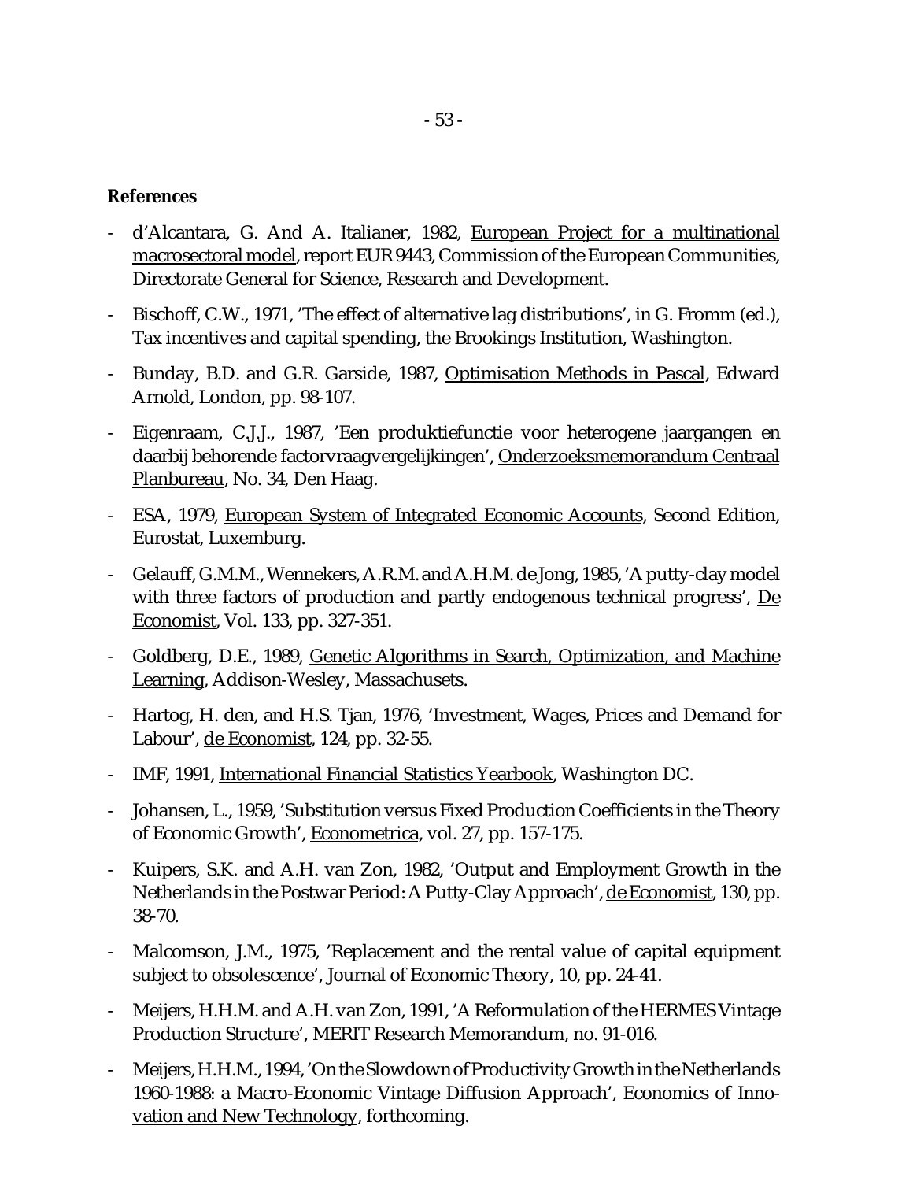**References**

- d'Alcantara, G. And A. Italianer, 1982, European Project for a multinational macrosectoral model, report EUR 9443, Commission of the European Communities, Directorate General for Science, Research and Development.

- Bischoff, C.W., 1971, 'The effect of alternative lag distributions', in G. Fromm (ed.), Tax incentives and capital spending, the Brookings Institution, Washington.

- Bunday, B.D. and G.R. Garside, 1987, Optimisation Methods in Pascal, Edward Arnold, London, pp. 98-107.

- Eigenraam, C.J.J., 1987, 'Een produktiefunctie voor heterogene jaargangen en daarbij behorende factorvraagvergelijkingen', Onderzoeksmemorandum Centraal Planbureau, No. 34, Den Haag.

- ESA, 1979, European System of Integrated Economic Accounts, Second Edition, Eurostat, Luxemburg.

- Gelauff, G.M.M., Wennekers, A.R.M. and A.H.M. de Jong, 1985, 'A putty-clay model with three factors of production and partly endogenous technical progress', De Economist, Vol. 133, pp. 327-351.

- Goldberg, D.E., 1989, Genetic Algorithms in Search, Optimization, and Machine Learning, Addison-Wesley, Massachusets.

- Hartog, H. den, and H.S. Tjan, 1976, 'Investment, Wages, Prices and Demand for Labour', de Economist, 124, pp. 32-55.

- IMF, 1991, International Financial Statistics Yearbook, Washington DC.

- Johansen, L., 1959, 'Substitution versus Fixed Production Coefficients in the Theory of Economic Growth', Econometrica, vol. 27, pp. 157-175.

- Kuipers, S.K. and A.H. van Zon, 1982, 'Output and Employment Growth in the Netherlands in the Postwar Period: A Putty-Clay Approach', de Economist, 130, pp. 38-70.

- Malcomson, J.M., 1975, 'Replacement and the rental value of capital equipment subject to obsolescence', Journal of Economic Theory, 10, pp. 24-41.

- Meijers, H.H.M. and A.H. van Zon, 1991, 'A Reformulation of the HERMES Vintage Production Structure', MERIT Research Memorandum, no. 91-016.

- Meijers, H.H.M., 1994, 'On the Slowdown of Productivity Growth in the Netherlands 1960-1988: a Macro-Economic Vintage Diffusion Approach', Economics of Innovation and New Technology, forthcoming.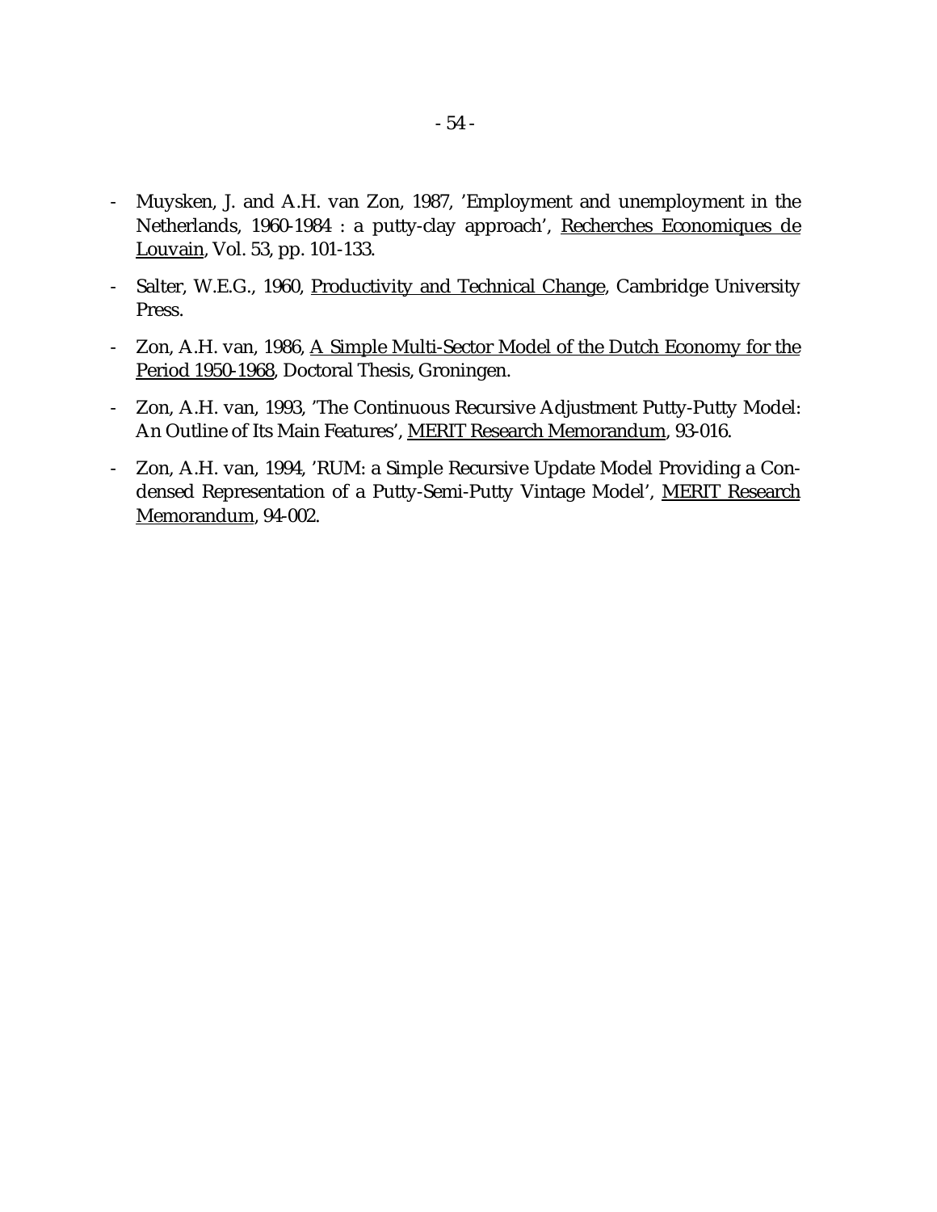- Muysken, J. and A.H. van Zon, 1987, 'Employment and unemployment in the Netherlands, 1960-1984 : a putty-clay approach', Recherches Economiques de Louvain, Vol. 53, pp. 101-133.

- Salter, W.E.G., 1960, Productivity and Technical Change, Cambridge University Press.

- Zon, A.H. van, 1986, A Simple Multi-Sector Model of the Dutch Economy for the Period 1950-1968, Doctoral Thesis, Groningen.

- Zon, A.H. van, 1993, 'The Continuous Recursive Adjustment Putty-Putty Model: An Outline of Its Main Features', MERIT Research Memorandum, 93-016.

- Zon, A.H. van, 1994, 'RUM: a Simple Recursive Update Model Providing a Condensed Representation of a Putty-Semi-Putty Vintage Model', MERIT Research Memorandum, 94-002.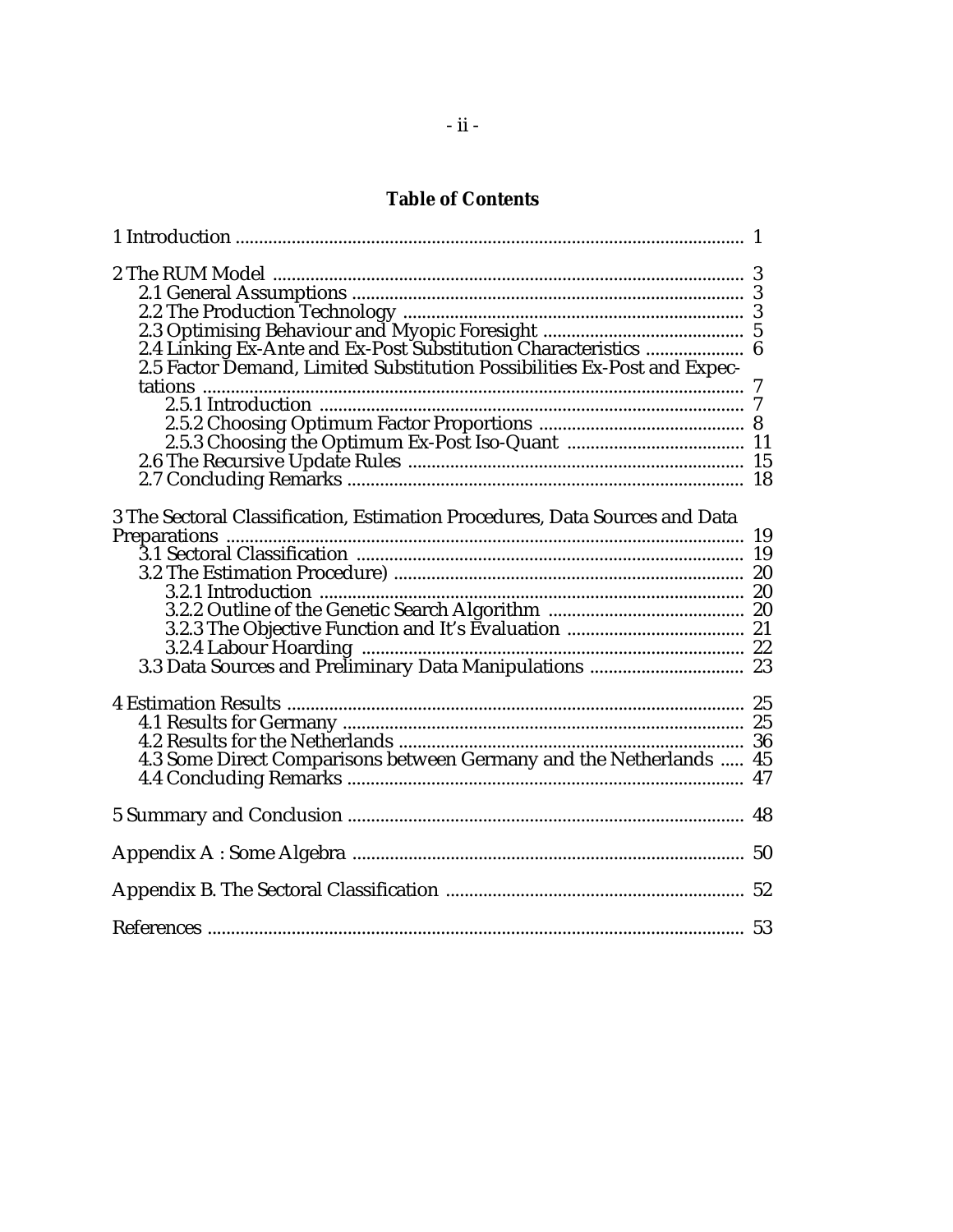**Table of Contents**

1 Introduction .......... 1

2 The RUM Model .......... 3
  2.1 General Assumptions .......... 3
  2.2 The Production Technology .......... 3
  2.3 Optimising Behaviour and Myopic Foresight .......... 5
  2.4 Linking Ex-Ante and Ex-Post Substitution Characteristics .......... 6
  2.5 Factor Demand, Limited Substitution Possibilities Ex-Post and Expectations .......... 7
    2.5.1 Introduction .......... 7
    2.5.2 Choosing Optimum Factor Proportions .......... 8
    2.5.3 Choosing the Optimum Ex-Post Iso-Quant .......... 11
  2.6 The Recursive Update Rules .......... 15
  2.7 Concluding Remarks .......... 18

3 The Sectoral Classification, Estimation Procedures, Data Sources and Data Preparations .......... 19
  3.1 Sectoral Classification .......... 19
  3.2 The Estimation Procedure) .......... 20
    3.2.1 Introduction .......... 20
    3.2.2 Outline of the Genetic Search Algorithm .......... 20
    3.2.3 The Objective Function and It's Evaluation .......... 21
    3.2.4 Labour Hoarding .......... 22
  3.3 Data Sources and Preliminary Data Manipulations .......... 23

4 Estimation Results .......... 25
  4.1 Results for Germany .......... 25
  4.2 Results for the Netherlands .......... 36
  4.3 Some Direct Comparisons between Germany and the Netherlands .......... 45
  4.4 Concluding Remarks .......... 47

5 Summary and Conclusion .......... 48

Appendix A : Some Algebra .......... 50

Appendix B. The Sectoral Classification .......... 52

References .......... 53